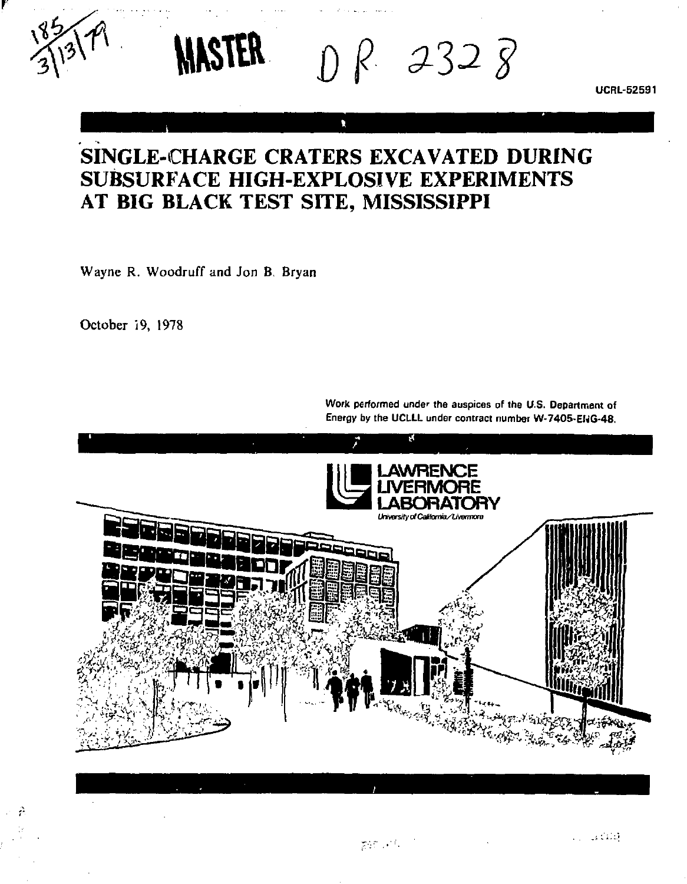MASTER

D R 2328

UCRL-52591

# SINGLE-CHARGE CRATERS EXCAVATED DURING SUBSURFACE HIGH-EXPLOSIVE EXPERIMENTS AT BIG BLACK TEST SITE, MISSISSIPPI

Wayne R. Woodruff and Jon B. Bryan

October 19, 1978

Work performed under the auspices of the U.S. Department of Energy by the UCLLL under contract number W-7405-ENG-48.

LAWRENCE LIVERMORE LABORATORY

University of California/Livermore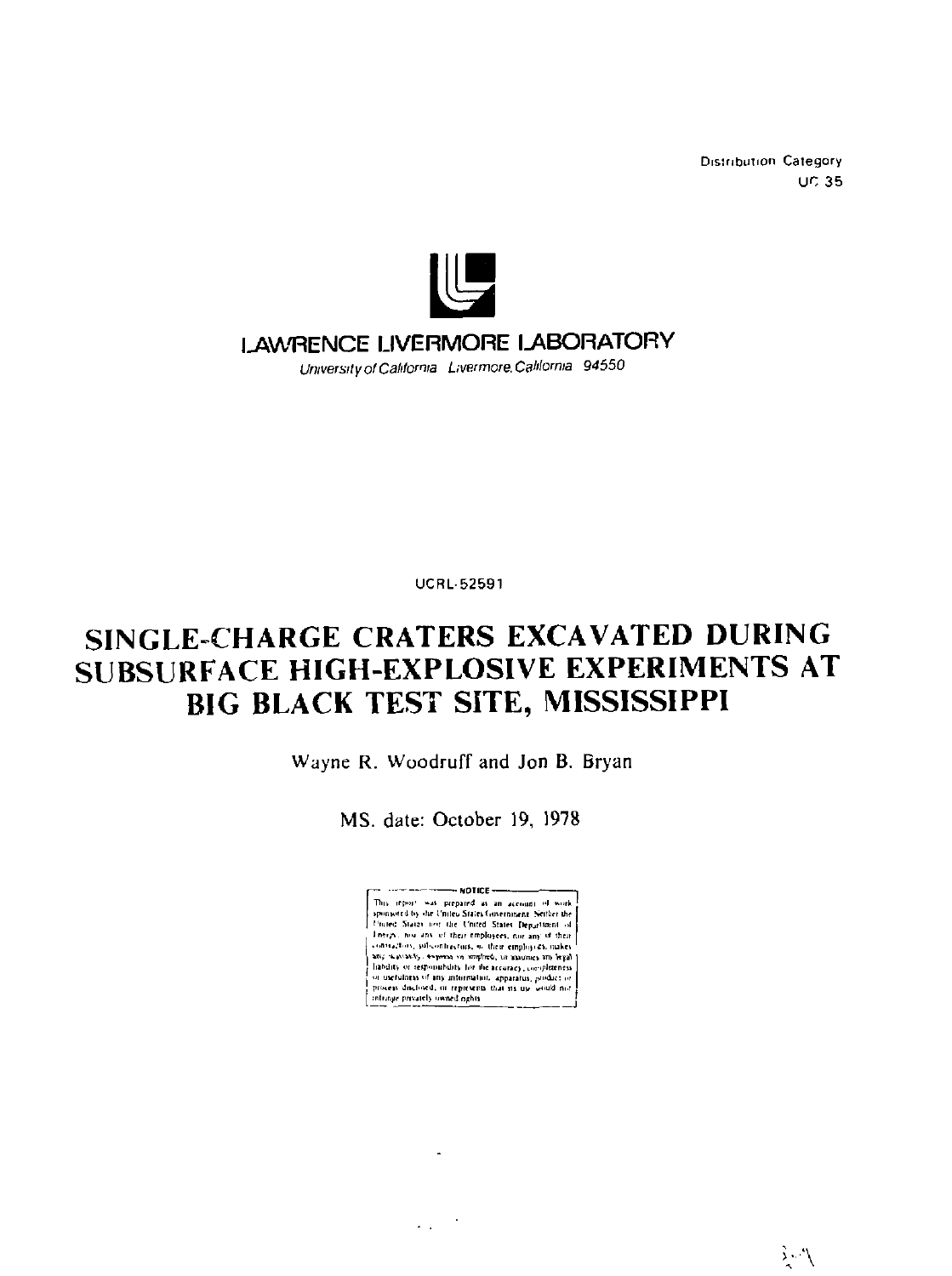Distribution Category
UC 35

LAWRENCE LIVERMORE LABORATORY

*University of California Livermore, California 94550*

UCRL-52591

# SINGLE-CHARGE CRATERS EXCAVATED DURING SUBSURFACE HIGH-EXPLOSIVE EXPERIMENTS AT BIG BLACK TEST SITE, MISSISSIPPI

Wayne R. Woodruff and Jon B. Bryan

MS. date: October 19, 1978

NOTICE

This report was prepared as an account of work sponsored by the United States Government. Neither the United States nor the United States Department of Energy, nor any of their employees, nor any of their contractors, subcontractors, or their employees, makes any warranty, express or implied, or assumes any legal liability or responsibility for the accuracy, completeness or usefulness of any information, apparatus, product or process disclosed, or represents that its use would not infringe privately owned rights.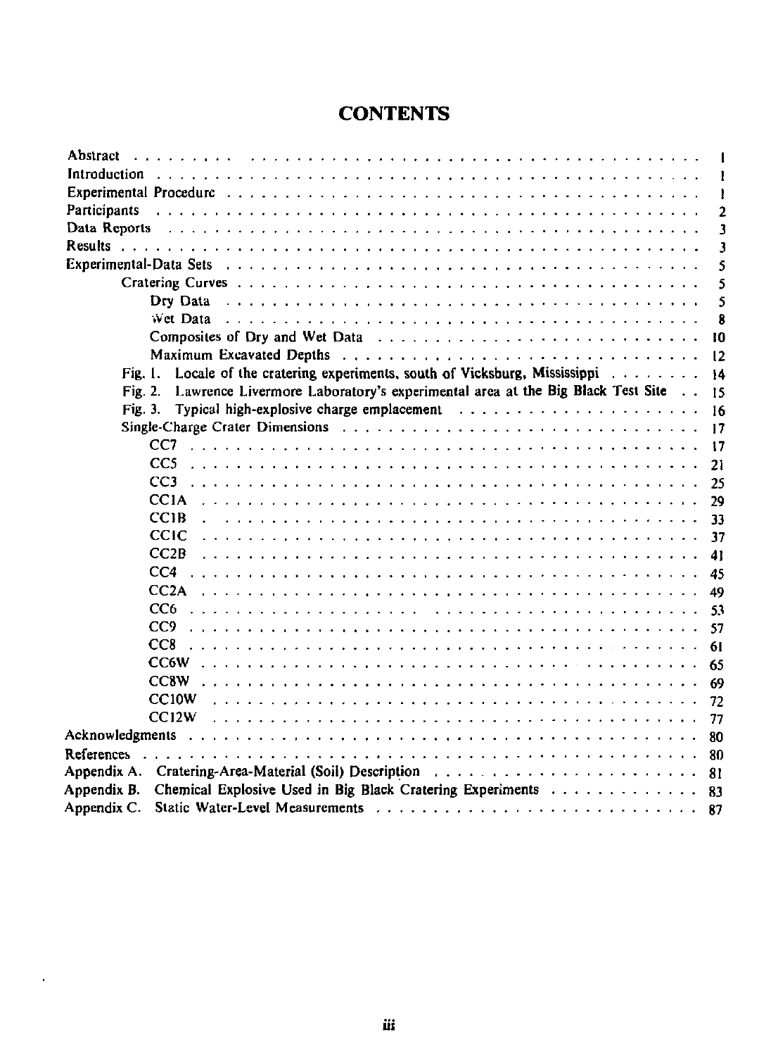# CONTENTS

| | |
|---|---|
| Abstract | 1 |
| Introduction | 1 |
| Experimental Procedure | 1 |
| Participants | 2 |
| Data Reports | 3 |
| Results | 3 |
| Experimental-Data Sets | 5 |
| &nbsp;&nbsp;&nbsp;&nbsp;Cratering Curves | 5 |
| &nbsp;&nbsp;&nbsp;&nbsp;&nbsp;&nbsp;&nbsp;&nbsp;Dry Data | 5 |
| &nbsp;&nbsp;&nbsp;&nbsp;&nbsp;&nbsp;&nbsp;&nbsp;Wet Data | 8 |
| &nbsp;&nbsp;&nbsp;&nbsp;&nbsp;&nbsp;&nbsp;&nbsp;Composites of Dry and Wet Data | 10 |
| &nbsp;&nbsp;&nbsp;&nbsp;&nbsp;&nbsp;&nbsp;&nbsp;Maximum Excavated Depths | 12 |
| &nbsp;&nbsp;&nbsp;&nbsp;Fig. 1. Locale of the cratering experiments, south of Vicksburg, Mississippi | 14 |
| &nbsp;&nbsp;&nbsp;&nbsp;Fig. 2. Lawrence Livermore Laboratory's experimental area at the Big Black Test Site | 15 |
| &nbsp;&nbsp;&nbsp;&nbsp;Fig. 3. Typical high-explosive charge emplacement | 16 |
| &nbsp;&nbsp;&nbsp;&nbsp;Single-Charge Crater Dimensions | 17 |
| &nbsp;&nbsp;&nbsp;&nbsp;&nbsp;&nbsp;&nbsp;&nbsp;CC7 | 17 |
| &nbsp;&nbsp;&nbsp;&nbsp;&nbsp;&nbsp;&nbsp;&nbsp;CC5 | 21 |
| &nbsp;&nbsp;&nbsp;&nbsp;&nbsp;&nbsp;&nbsp;&nbsp;CC3 | 25 |
| &nbsp;&nbsp;&nbsp;&nbsp;&nbsp;&nbsp;&nbsp;&nbsp;CC1A | 29 |
| &nbsp;&nbsp;&nbsp;&nbsp;&nbsp;&nbsp;&nbsp;&nbsp;CC1B | 33 |
| &nbsp;&nbsp;&nbsp;&nbsp;&nbsp;&nbsp;&nbsp;&nbsp;CC1C | 37 |
| &nbsp;&nbsp;&nbsp;&nbsp;&nbsp;&nbsp;&nbsp;&nbsp;CC2B | 41 |
| &nbsp;&nbsp;&nbsp;&nbsp;&nbsp;&nbsp;&nbsp;&nbsp;CC4 | 45 |
| &nbsp;&nbsp;&nbsp;&nbsp;&nbsp;&nbsp;&nbsp;&nbsp;CC2A | 49 |
| &nbsp;&nbsp;&nbsp;&nbsp;&nbsp;&nbsp;&nbsp;&nbsp;CC6 | 53 |
| &nbsp;&nbsp;&nbsp;&nbsp;&nbsp;&nbsp;&nbsp;&nbsp;CC9 | 57 |
| &nbsp;&nbsp;&nbsp;&nbsp;&nbsp;&nbsp;&nbsp;&nbsp;CC8 | 61 |
| &nbsp;&nbsp;&nbsp;&nbsp;&nbsp;&nbsp;&nbsp;&nbsp;CC6W | 65 |
| &nbsp;&nbsp;&nbsp;&nbsp;&nbsp;&nbsp;&nbsp;&nbsp;CC8W | 69 |
| &nbsp;&nbsp;&nbsp;&nbsp;&nbsp;&nbsp;&nbsp;&nbsp;CC10W | 72 |
| &nbsp;&nbsp;&nbsp;&nbsp;&nbsp;&nbsp;&nbsp;&nbsp;CC12W | 77 |
| Acknowledgments | 80 |
| References | 80 |
| Appendix A. Cratering-Area-Material (Soil) Description | 81 |
| Appendix B. Chemical Explosive Used in Big Black Cratering Experiments | 83 |
| Appendix C. Static Water-Level Measurements | 87 |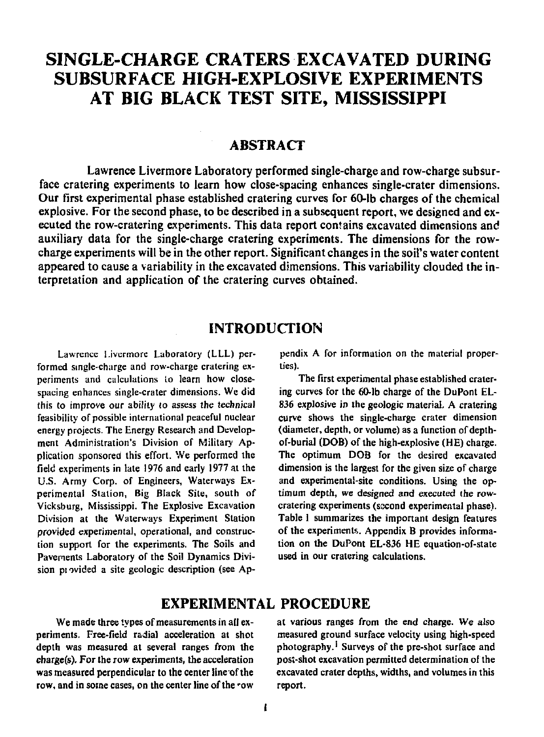# SINGLE-CHARGE CRATERS EXCAVATED DURING SUBSURFACE HIGH-EXPLOSIVE EXPERIMENTS AT BIG BLACK TEST SITE, MISSISSIPPI

## ABSTRACT

Lawrence Livermore Laboratory performed single-charge and row-charge subsurface cratering experiments to learn how close-spacing enhances single-crater dimensions. Our first experimental phase established cratering curves for 60-lb charges of the chemical explosive. For the second phase, to be described in a subsequent report, we designed and executed the row-cratering experiments. This data report contains excavated dimensions and auxiliary data for the single-charge cratering experiments. The dimensions for the row-charge experiments will be in the other report. Significant changes in the soil's water content appeared to cause a variability in the excavated dimensions. This variability clouded the interpretation and application of the cratering curves obtained.

## INTRODUCTION

Lawrence Livermore Laboratory (LLL) performed single-charge and row-charge cratering experiments and calculations to learn how close-spacing enhances single-crater dimensions. We did this to improve our ability to assess the technical feasibility of possible international peaceful nuclear energy projects. The Energy Research and Development Administration's Division of Military Application sponsored this effort. We performed the field experiments in late 1976 and early 1977 at the U.S. Army Corp. of Engineers, Waterways Experimental Station, Big Black Site, south of Vicksburg, Mississippi. The Explosive Excavation Division at the Waterways Experiment Station provided experimental, operational, and construction support for the experiments. The Soils and Pavements Laboratory of the Soil Dynamics Division provided a site geologic description (see Appendix A for information on the material properties).

The first experimental phase established cratering curves for the 60-lb charge of the DuPont EL-836 explosive in the geologic material. A cratering curve shows the single-charge crater dimension (diameter, depth, or volume) as a function of depth-of-burial (DOB) of the high-explosive (HE) charge. The optimum DOB for the desired excavated dimension is the largest for the given size of charge and experimental-site conditions. Using the optimum depth, we designed and executed the row-cratering experiments (second experimental phase). Table 1 summarizes the important design features of the experiments. Appendix B provides information on the DuPont EL-836 HE equation-of-state used in our cratering calculations.

## EXPERIMENTAL PROCEDURE

We made three types of measurements in all experiments. Free-field radial acceleration at shot depth was measured at several ranges from the charge(s). For the row experiments, the acceleration was measured perpendicular to the center line of the row, and in some cases, on the center line of the row at various ranges from the end charge. We also measured ground surface velocity using high-speed photography.[1] Surveys of the pre-shot surface and post-shot excavation permitted determination of the excavated crater depths, widths, and volumes in this report.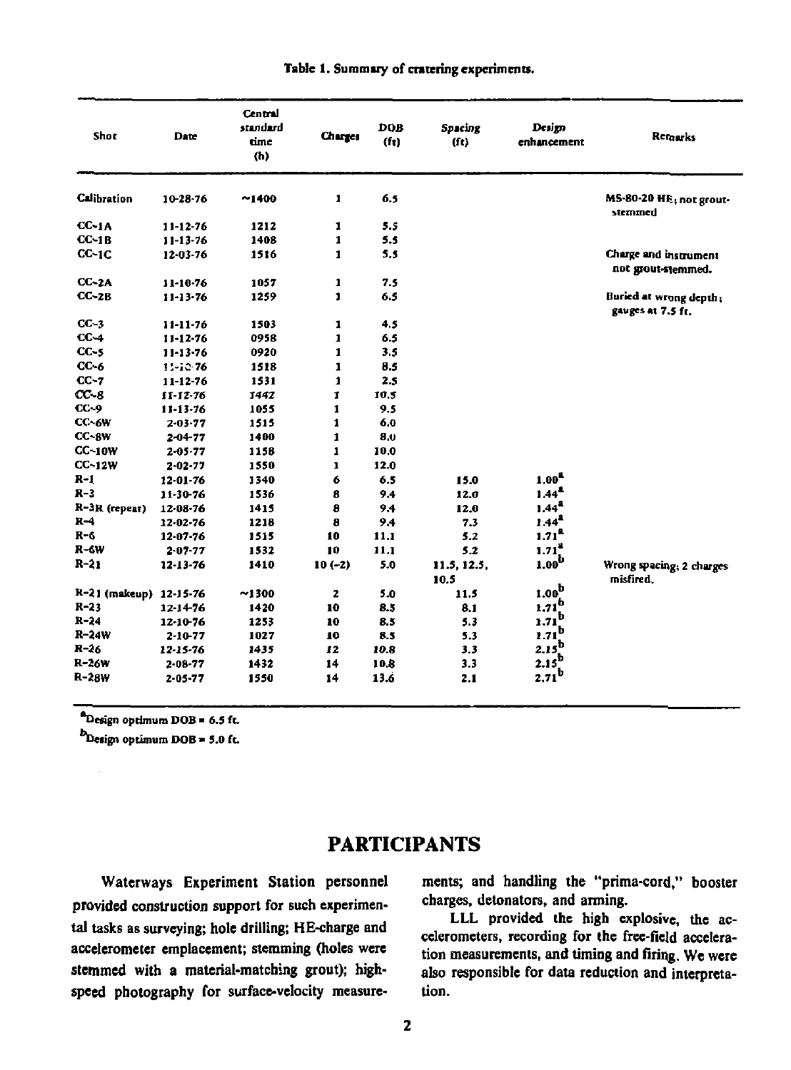**Table 1. Summary of cratering experiments.**

| Shot | Date | Central standard time (h) | Charges | DOB (ft) | Spacing (ft) | Design enhancement | Remarks |
|---|---|---|---|---|---|---|---|
| Calibration | 10-28-76 | ~1400 | 1 | 6.5 | | | MS-80-20 HE; not grout-stemmed |
| CC-1A | 11-12-76 | 1212 | 1 | 5.5 | | | |
| CC-1B | 11-13-76 | 1408 | 1 | 5.5 | | | |
| CC-1C | 12-03-76 | 1516 | 1 | 5.5 | | | Charge and instrument not grout-stemmed. |
| CC-2A | 11-10-76 | 1057 | 1 | 7.5 | | | |
| CC-2B | 11-13-76 | 1259 | 1 | 6.5 | | | Buried at wrong depth; gauges at 7.5 ft. |
| CC-3 | 11-11-76 | 1503 | 1 | 4.5 | | | |
| CC-4 | 11-12-76 | 0958 | 1 | 6.5 | | | |
| CC-5 | 11-13-76 | 0920 | 1 | 3.5 | | | |
| CC-6 | 11-10-76 | 1518 | 1 | 8.5 | | | |
| CC-7 | 11-12-76 | 1531 | 1 | 2.5 | | | |
| CC-8 | 11-12-76 | 1442 | 1 | 10.5 | | | |
| CC-9 | 11-13-76 | 1055 | 1 | 9.5 | | | |
| CC-6W | 2-03-77 | 1515 | 1 | 6.0 | | | |
| CC-8W | 2-04-77 | 1400 | 1 | 8.0 | | | |
| CC-10W | 2-05-77 | 1158 | 1 | 10.0 | | | |
| CC-12W | 2-02-77 | 1550 | 1 | 12.0 | | | |
| R-1 | 12-01-76 | 1340 | 6 | 6.5 | 15.0 | 1.00[a] | |
| R-3 | 11-30-76 | 1536 | 8 | 9.4 | 12.0 | 1.44[a] | |
| R-3R (repeat) | 12-08-76 | 1415 | 8 | 9.4 | 12.0 | 1.44[a] | |
| R-4 | 12-02-76 | 1218 | 8 | 9.4 | 7.3 | 1.44[a] | |
| R-6 | 12-07-76 | 1515 | 10 | 11.1 | 5.2 | 1.71[a] | |
| R-6W | 2-07-77 | 1532 | 10 | 11.1 | 5.2 | 1.71[a] | |
| R-21 | 12-13-76 | 1410 | 10 (-2) | 5.0 | 11.5, 12.5, 10.5 | 1.00[b] | Wrong spacing; 2 charges misfired. |
| R-21 (makeup) | 12-15-76 | ~1300 | 2 | 5.0 | 11.5 | 1.00[b] | |
| R-23 | 12-14-76 | 1420 | 10 | 8.5 | 8.1 | 1.71[b] | |
| R-24 | 12-10-76 | 1253 | 10 | 8.5 | 5.3 | 1.71[b] | |
| R-24W | 2-10-77 | 1027 | 10 | 8.5 | 5.3 | 1.71[b] | |
| R-26 | 12-15-76 | 1435 | 12 | 10.8 | 3.3 | 2.15[b] | |
| R-26W | 2-08-77 | 1432 | 14 | 10.8 | 3.3 | 2.15[b] | |
| R-28W | 2-05-77 | 1550 | 14 | 13.6 | 2.1 | 2.71[b] | |

[a]Design optimum DOB = 6.5 ft.

[b]Design optimum DOB = 5.0 ft.

## PARTICIPANTS

Waterways Experiment Station personnel provided construction support for such experimental tasks as surveying; hole drilling; HE-charge and accelerometer emplacement; stemming (holes were stemmed with a material-matching grout); high-speed photography for surface-velocity measurements; and handling the "prima-cord," booster charges, detonators, and arming.

LLL provided the high explosive, the accelerometers, recording for the free-field acceleration measurements, and timing and firing. We were also responsible for data reduction and interpretation.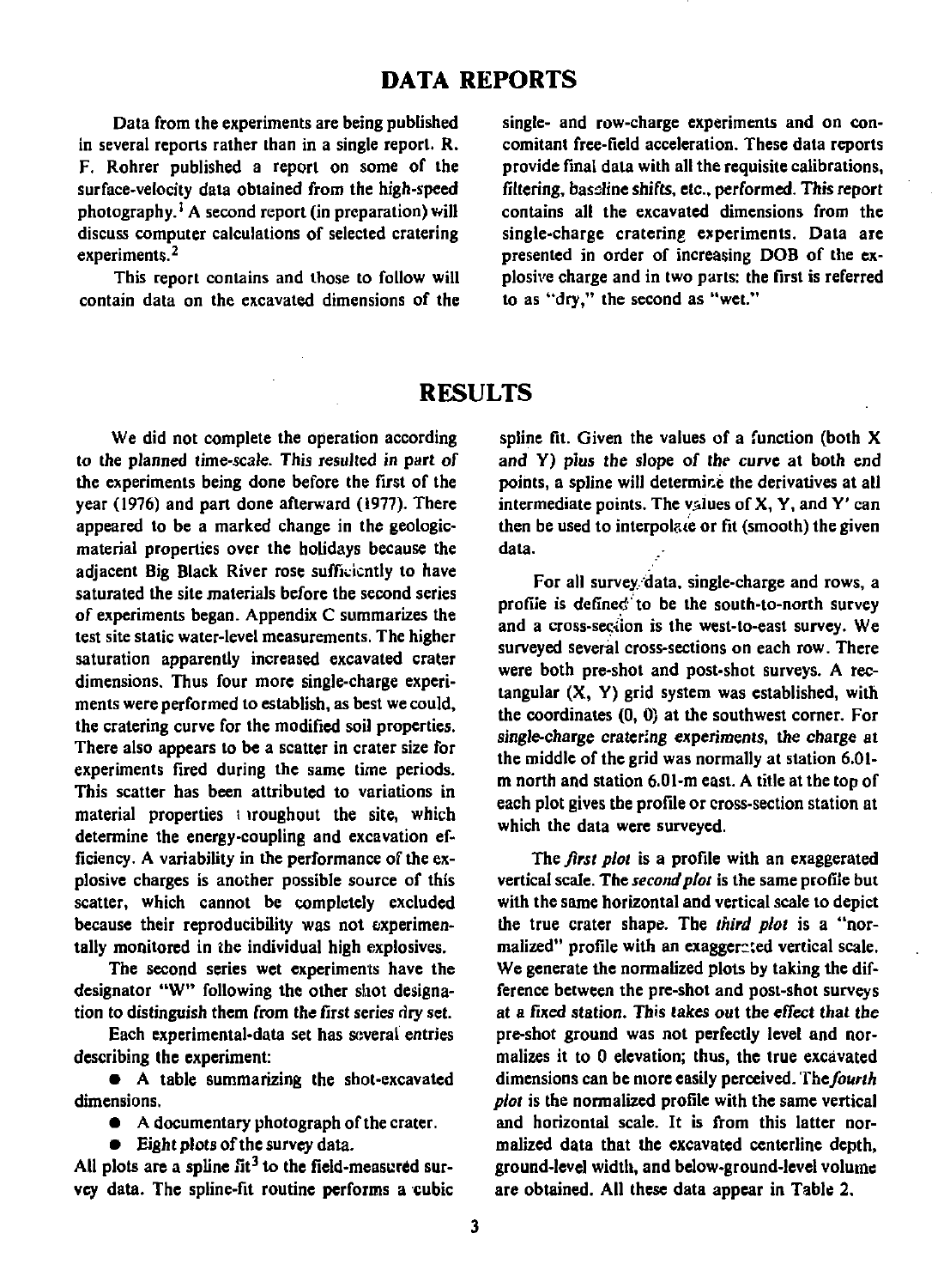## DATA REPORTS

Data from the experiments are being published in several reports rather than in a single report. R. F. Rohrer published a report on some of the surface-velocity data obtained from the high-speed photography.[1] A second report (in preparation) will discuss computer calculations of selected cratering experiments.[2]

This report contains and those to follow will contain data on the excavated dimensions of the single- and row-charge experiments and on concomitant free-field acceleration. These data reports provide final data with all the requisite calibrations, filtering, baseline shifts, etc., performed. This report contains all the excavated dimensions from the single-charge cratering experiments. Data are presented in order of increasing DOB of the explosive charge and in two parts: the first is referred to as "dry," the second as "wet."

## RESULTS

We did not complete the operation according to the planned time-scale. This resulted in part of the experiments being done before the first of the year (1976) and part done afterward (1977). There appeared to be a marked change in the geologic-material properties over the holidays because the adjacent Big Black River rose sufficiently to have saturated the site materials before the second series of experiments began. Appendix C summarizes the test site static water-level measurements. The higher saturation apparently increased excavated crater dimensions. Thus four more single-charge experiments were performed to establish, as best we could, the cratering curve for the modified soil properties. There also appears to be a scatter in crater size for experiments fired during the same time periods. This scatter has been attributed to variations in material properties throughout the site, which determine the energy-coupling and excavation efficiency. A variability in the performance of the explosive charges is another possible source of this scatter, which cannot be completely excluded because their reproducibility was not experimentally monitored in the individual high explosives.

The second series wet experiments have the designator "W" following the other shot designation to distinguish them from the first series dry set.

Each experimental-data set has several entries describing the experiment:

- A table summarizing the shot-excavated dimensions.
- A documentary photograph of the crater.
- Eight plots of the survey data.

All plots are a spline fit[3] to the field-measured survey data. The spline-fit routine performs a cubic spline fit. Given the values of a function (both X and Y) plus the slope of the curve at both end points, a spline will determine the derivatives at all intermediate points. The values of X, Y, and Y′ can then be used to interpolate or fit (smooth) the given data.

For all survey data, single-charge and rows, a profile is defined to be the south-to-north survey and a cross-section is the west-to-east survey. We surveyed several cross-sections on each row. There were both pre-shot and post-shot surveys. A rectangular (X, Y) grid system was established, with the coordinates (0, 0) at the southwest corner. For single-charge cratering experiments, the charge at the middle of the grid was normally at station 6.01-m north and station 6.01-m east. A title at the top of each plot gives the profile or cross-section station at which the data were surveyed.

The *first plot* is a profile with an exaggerated vertical scale. The *second plot* is the same profile but with the same horizontal and vertical scale to depict the true crater shape. The *third plot* is a "normalized" profile with an exaggerated vertical scale. We generate the normalized plots by taking the difference between the pre-shot and post-shot surveys at a fixed station. This takes out the effect that the pre-shot ground was not perfectly level and normalizes it to 0 elevation; thus, the true excavated dimensions can be more easily perceived. The *fourth plot* is the normalized profile with the same vertical and horizontal scale. It is from this latter normalized data that the excavated centerline depth, ground-level width, and below-ground-level volume are obtained. All these data appear in Table 2.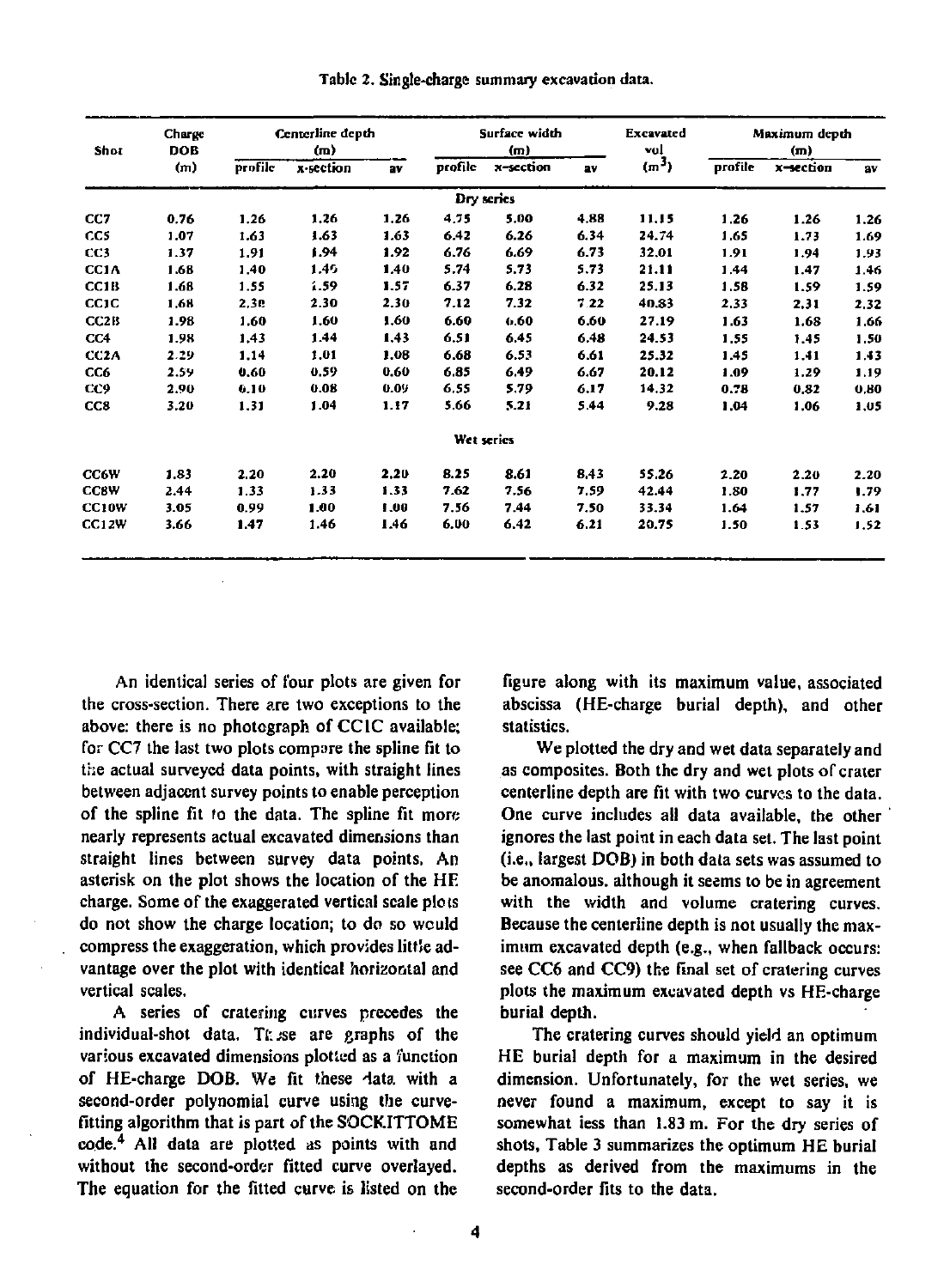Table 2. Single-charge summary excavation data.

| Shot | Charge DOB (m) | Centerline depth (m) | | | Surface width (m) | | | Excavated vol ($m^3$) | Maximum depth (m) | | |
|---|---|---|---|---|---|---|---|---|---|---|---|
| | | profile | x-section | av | profile | x-section | av | | profile | x-section | av |
| **Dry series** | | | | | | | | | | | |
| CC7 | 0.76 | 1.26 | 1.26 | 1.26 | 4.75 | 5.00 | 4.88 | 11.15 | 1.26 | 1.26 | 1.26 |
| CC5 | 1.07 | 1.63 | 1.63 | 1.63 | 6.42 | 6.26 | 6.34 | 24.74 | 1.65 | 1.73 | 1.69 |
| CC3 | 1.37 | 1.91 | 1.94 | 1.92 | 6.76 | 6.69 | 6.73 | 32.01 | 1.91 | 1.94 | 1.93 |
| CC1A | 1.68 | 1.40 | 1.49 | 1.40 | 5.74 | 5.73 | 5.73 | 21.11 | 1.44 | 1.47 | 1.46 |
| CC1B | 1.68 | 1.55 | 1.59 | 1.57 | 6.37 | 6.28 | 6.32 | 25.13 | 1.58 | 1.59 | 1.59 |
| CC1C | 1.68 | 2.30 | 2.30 | 2.30 | 7.12 | 7.32 | 7.22 | 40.83 | 2.33 | 2.31 | 2.32 |
| CC2B | 1.98 | 1.60 | 1.60 | 1.60 | 6.60 | 6.60 | 6.60 | 27.19 | 1.63 | 1.68 | 1.66 |
| CC4 | 1.98 | 1.43 | 1.44 | 1.43 | 6.51 | 6.45 | 6.48 | 24.53 | 1.55 | 1.45 | 1.50 |
| CC2A | 2.29 | 1.14 | 1.01 | 1.08 | 6.68 | 6.53 | 6.61 | 25.32 | 1.45 | 1.41 | 1.43 |
| CC6 | 2.59 | 0.60 | 0.59 | 0.60 | 6.85 | 6.49 | 6.67 | 20.12 | 1.09 | 1.29 | 1.19 |
| CC9 | 2.90 | 0.10 | 0.08 | 0.09 | 6.55 | 5.79 | 6.17 | 14.32 | 0.78 | 0.82 | 0.80 |
| CC8 | 3.20 | 1.31 | 1.04 | 1.17 | 5.66 | 5.21 | 5.44 | 9.28 | 1.04 | 1.06 | 1.05 |
| **Wet series** | | | | | | | | | | | |
| CC6W | 1.83 | 2.20 | 2.20 | 2.20 | 8.25 | 8.61 | 8.43 | 55.26 | 2.20 | 2.20 | 2.20 |
| CC8W | 2.44 | 1.33 | 1.33 | 1.33 | 7.62 | 7.56 | 7.59 | 42.44 | 1.80 | 1.77 | 1.79 |
| CC10W | 3.05 | 0.99 | 1.00 | 1.00 | 7.56 | 7.44 | 7.50 | 33.34 | 1.64 | 1.57 | 1.61 |
| CC12W | 3.66 | 1.47 | 1.46 | 1.46 | 6.00 | 6.42 | 6.21 | 20.75 | 1.50 | 1.53 | 1.52 |

An identical series of four plots are given for the cross-section. There are two exceptions to the above: there is no photograph of CC1C available; for CC7 the last two plots compare the spline fit to the actual surveyed data points, with straight lines between adjacent survey points to enable perception of the spline fit to the data. The spline fit more nearly represents actual excavated dimensions than straight lines between survey data points. An asterisk on the plot shows the location of the HE charge. Some of the exaggerated vertical scale plots do not show the charge location; to do so would compress the exaggeration, which provides little advantage over the plot with identical horizontal and vertical scales.

A series of cratering curves precedes the individual-shot data. These are graphs of the various excavated dimensions plotted as a function of HE-charge DOB. We fit these data with a second-order polynomial curve using the curve-fitting algorithm that is part of the SOCKITTOME code.[4] All data are plotted as points with and without the second-order fitted curve overlayed. The equation for the fitted curve is listed on the figure along with its maximum value, associated abscissa (HE-charge burial depth), and other statistics.

We plotted the dry and wet data separately and as composites. Both the dry and wet plots of crater centerline depth are fit with two curves to the data. One curve includes all data available, the other ignores the last point in each data set. The last point (i.e., largest DOB) in both data sets was assumed to be anomalous, although it seems to be in agreement with the width and volume cratering curves. Because the centerline depth is not usually the maximum excavated depth (e.g., when fallback occurs: see CC6 and CC9) the final set of cratering curves plots the maximum excavated depth vs HE-charge burial depth.

The cratering curves should yield an optimum HE burial depth for a maximum in the desired dimension. Unfortunately, for the wet series, we never found a maximum, except to say it is somewhat less than 1.83 m. For the dry series of shots, Table 3 summarizes the optimum HE burial depths as derived from the maximums in the second-order fits to the data.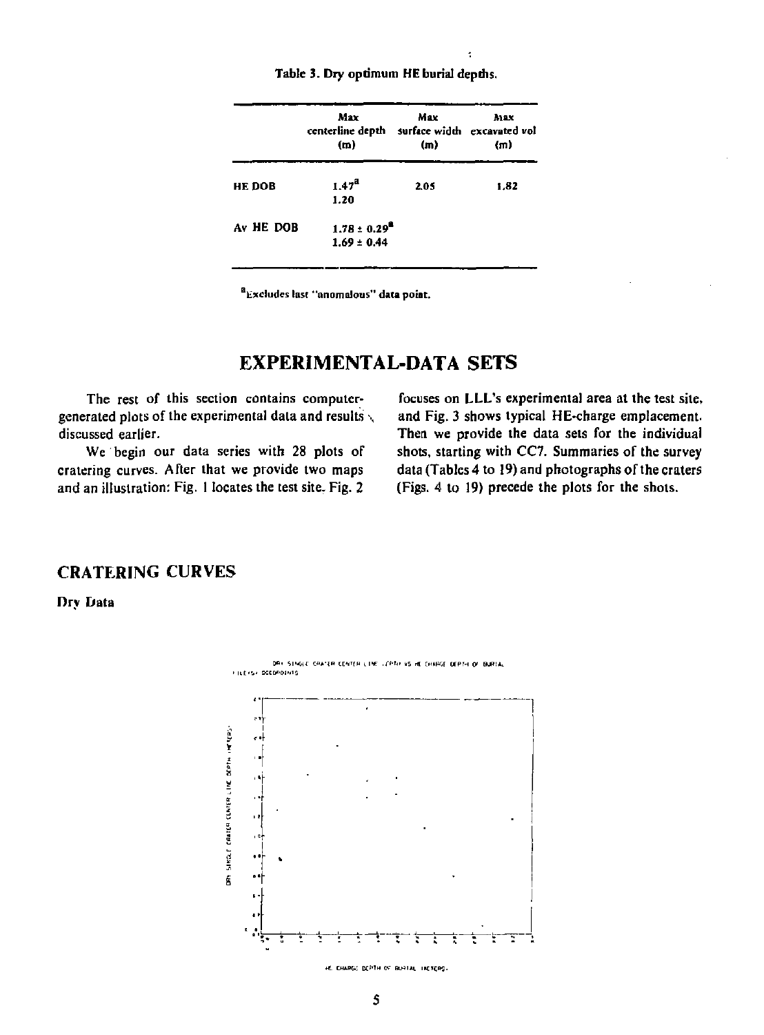Table 3. Dry optimum HE burial depths.

| | Max centerline depth (m) | Max surface width (m) | Max excavated vol (m) |
|---|---|---|---|
| HE DOB | 1.47[a] 1.20 | 2.05 | 1.82 |
| Av HE DOB | 1.78 ± 0.29[a] 1.69 ± 0.44 | | |

[a]Excludes last "anomalous" data point.

# EXPERIMENTAL-DATA SETS

The rest of this section contains computer-generated plots of the experimental data and results discussed earlier.

We begin our data series with 28 plots of cratering curves. After that we provide two maps and an illustration: Fig. 1 locates the test site, Fig. 2 focuses on LLL's experimental area at the test site, and Fig. 3 shows typical HE-charge emplacement. Then we provide the data sets for the individual shots, starting with CC7. Summaries of the survey data (Tables 4 to 19) and photographs of the craters (Figs. 4 to 19) precede the plots for the shots.

## CRATERING CURVES

### Dry Data

DRY SINGLE CRATER CENTER LINE DEPTH VS HE CHARGE DEPTH OF BURIAL

HE CHARGE DEPTH OF BURIAL (METERS)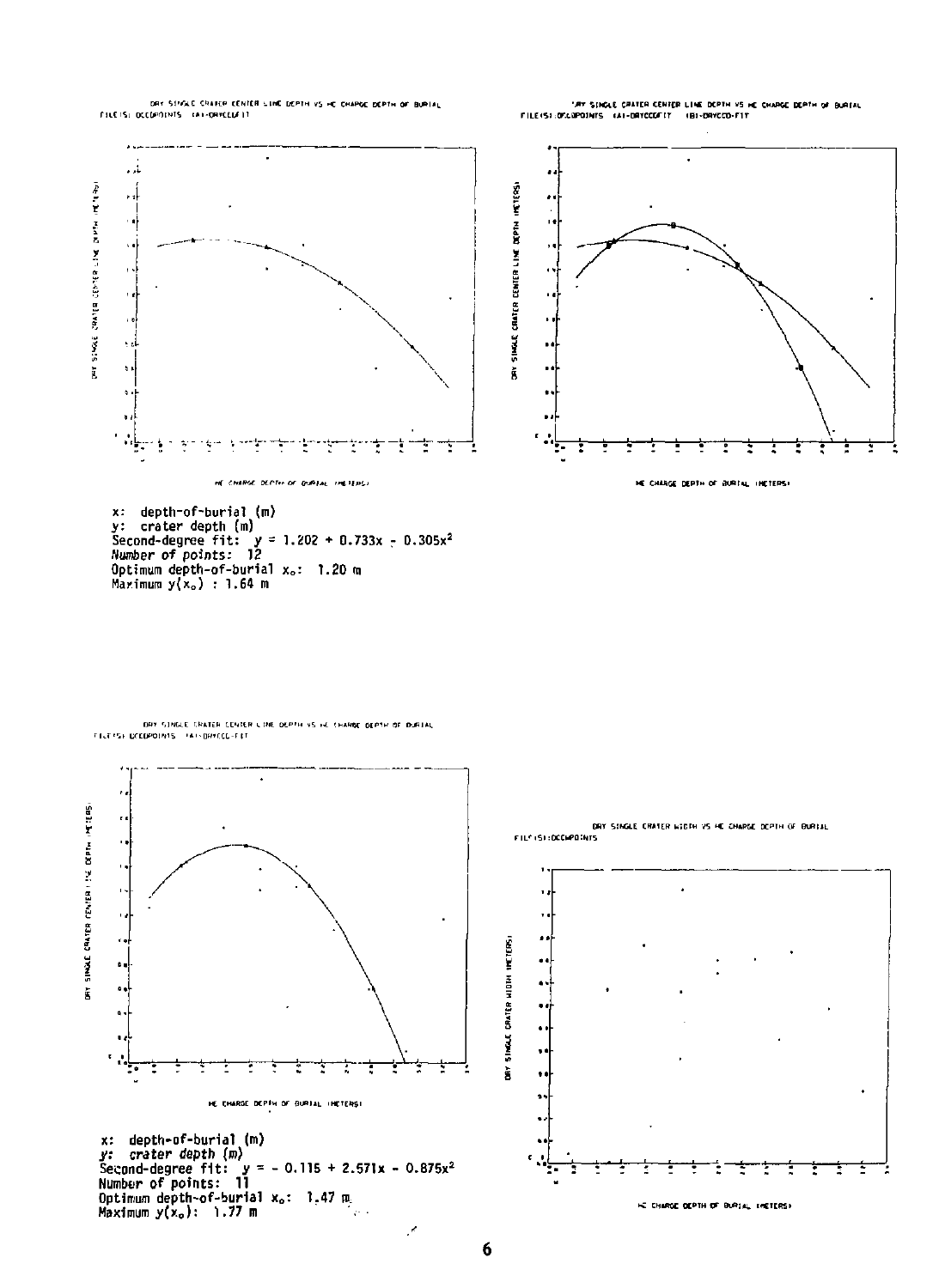DRY SINGLE CRATER CENTER LINE DEPTH VS HE CHARGE DEPTH OF BURIAL

FILE(S): DCCDPOINTS (A)-DRYCCDFIT

x: depth-of-burial (m)
y: crater depth (m)
Second-degree fit: $y = 1.202 + 0.733x - 0.305x^2$
*Number of points:* 12
Optimum depth-of-burial $x_o$: 1.20 m
Maximum $y(x_o)$ : 1.64 m

DRY SINGLE CRATER CENTER LINE DEPTH VS HE CHARGE DEPTH OF BURIAL

FILE(S): DCCDPOINTS (A)-DRYCCDFIT (B)-DRYCCD-FIT

DRY SINGLE CRATER CENTER LINE DEPTH VS HE CHARGE DEPTH OF BURIAL

FILE(S): DCCDPOINTS (A)-DRYCCD-FIT

x: depth-of-burial (m)
*y: crater depth (m)*
Second-degree fit: $y = -0.115 + 2.571x - 0.875x^2$
Number of points: 11
Optimum depth-of-burial $x_o$: 1.47 m
Maximum $y(x_o)$: 1.77 m

DRY SINGLE CRATER WIDTH VS HE CHARGE DEPTH OF BURIAL

FILE(S): DCCWPOINTS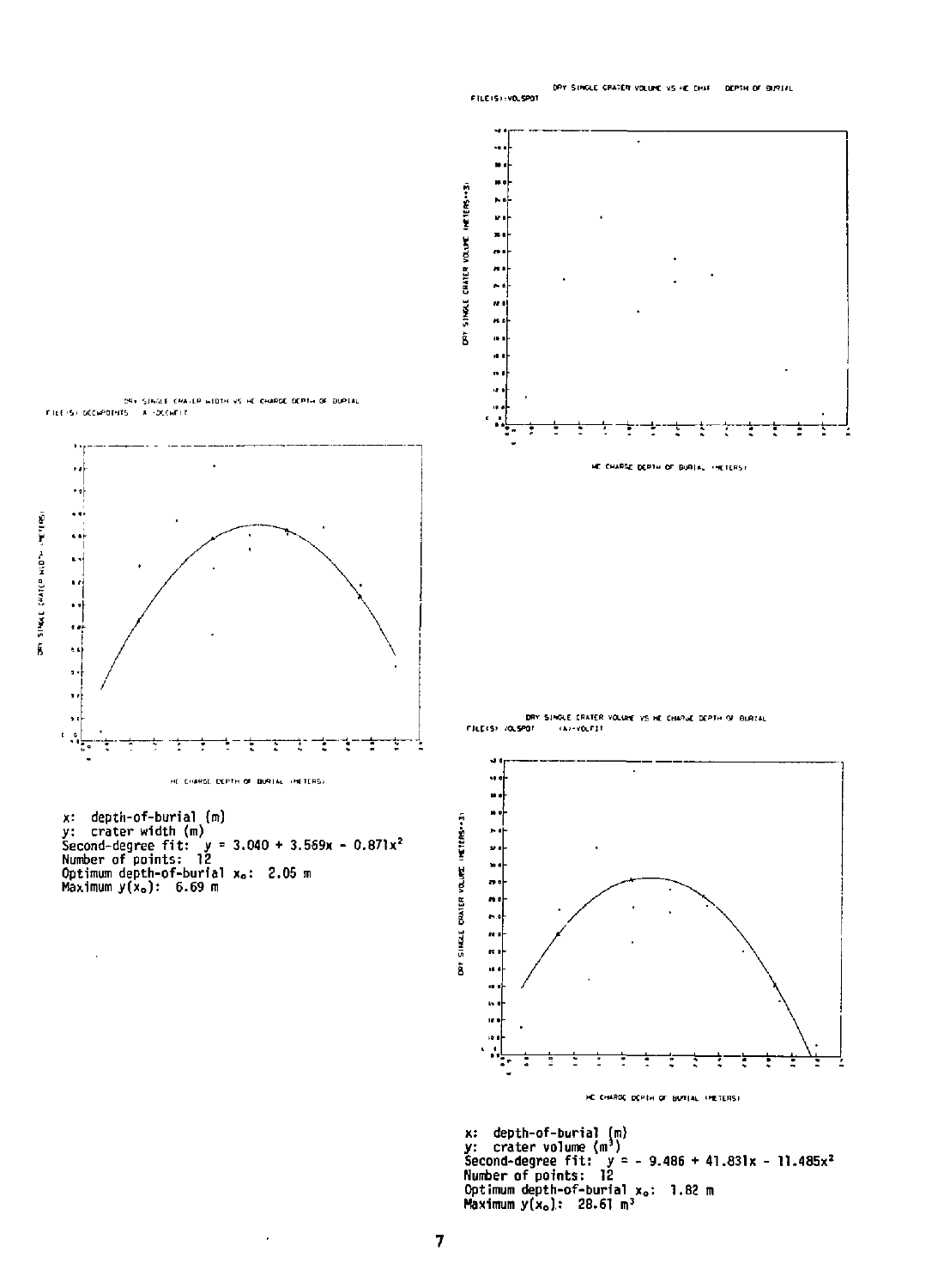DRY SINGLE CRATER VOLUME VS HE CHARGE DEPTH OF BURIAL

FILE(S): VOLSPOT

DRY SINGLE CRATER WIDTH VS HE CHARGE DEPTH OF BURIAL

FILE(S): DCCWPOINTS

x: depth-of-burial (m)
y: crater width (m)
Second-degree fit: $y = 3.040 + 3.569x - 0.871x^2$
Number of points: 12
Optimum depth-of-burial $x_o$: 2.05 m
Maximum $y(x_o)$: 6.69 m

DRY SINGLE CRATER VOLUME VS HE CHARGE DEPTH OF BURIAL

FILE(S): VOLSPOT (A)-VOLFIT

x: depth-of-burial (m)
y: crater volume ($m^3$)
Second-degree fit: $y = -9.486 + 41.831x - 11.485x^2$
Number of points: 12
Optimum depth-of-burial $x_o$: 1.82 m
Maximum $y(x_o)$: 28.61 $m^3$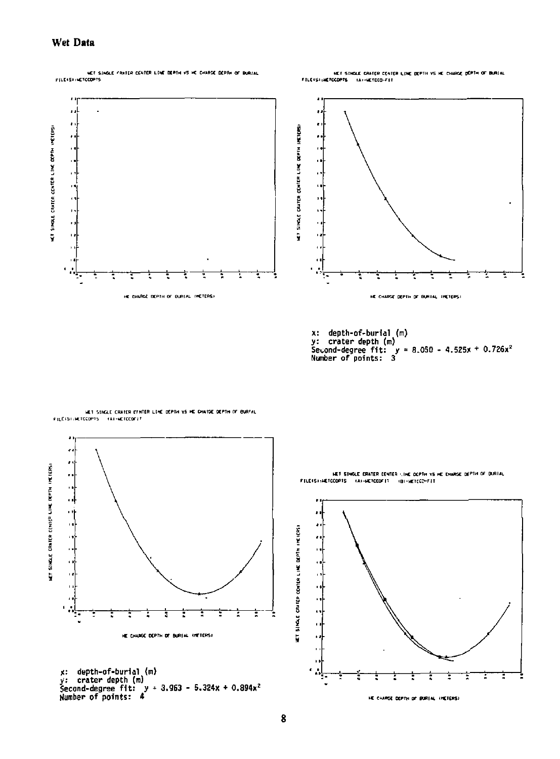**Wet Data**

WET SINGLE CRATER CENTER LINE DEPTH VS HE CHARGE DEPTH OF BURIAL
FILE(S):WETCCOPTS

WET SINGLE CRATER CENTER LINE DEPTH VS HE CHARGE DEPTH OF BURIAL
FILE(S):WETCCOPTS (A):WETCCO-FIT

x: depth-of-burial (m)
y: crater depth (m)
Second-degree fit: $y = 8.050 - 4.525x + 0.726x^2$
Number of points: 3

WET SINGLE CRATER CENTER LINE DEPTH VS HE CHARGE DEPTH OF BURIAL
FILE(S):WETCCOPTS (A):WETCCOFIT

x: depth-of-burial (m)
y: crater depth (m)
Second-degree fit: $y = 3.963 - 5.324x + 0.894x^2$
Number of points: 4

WET SINGLE CRATER CENTER LINE DEPTH VS HE CHARGE DEPTH OF BURIAL
FILE(S):WETCCOPTS (A):WETCCOFIT (B):WETCCO-FIT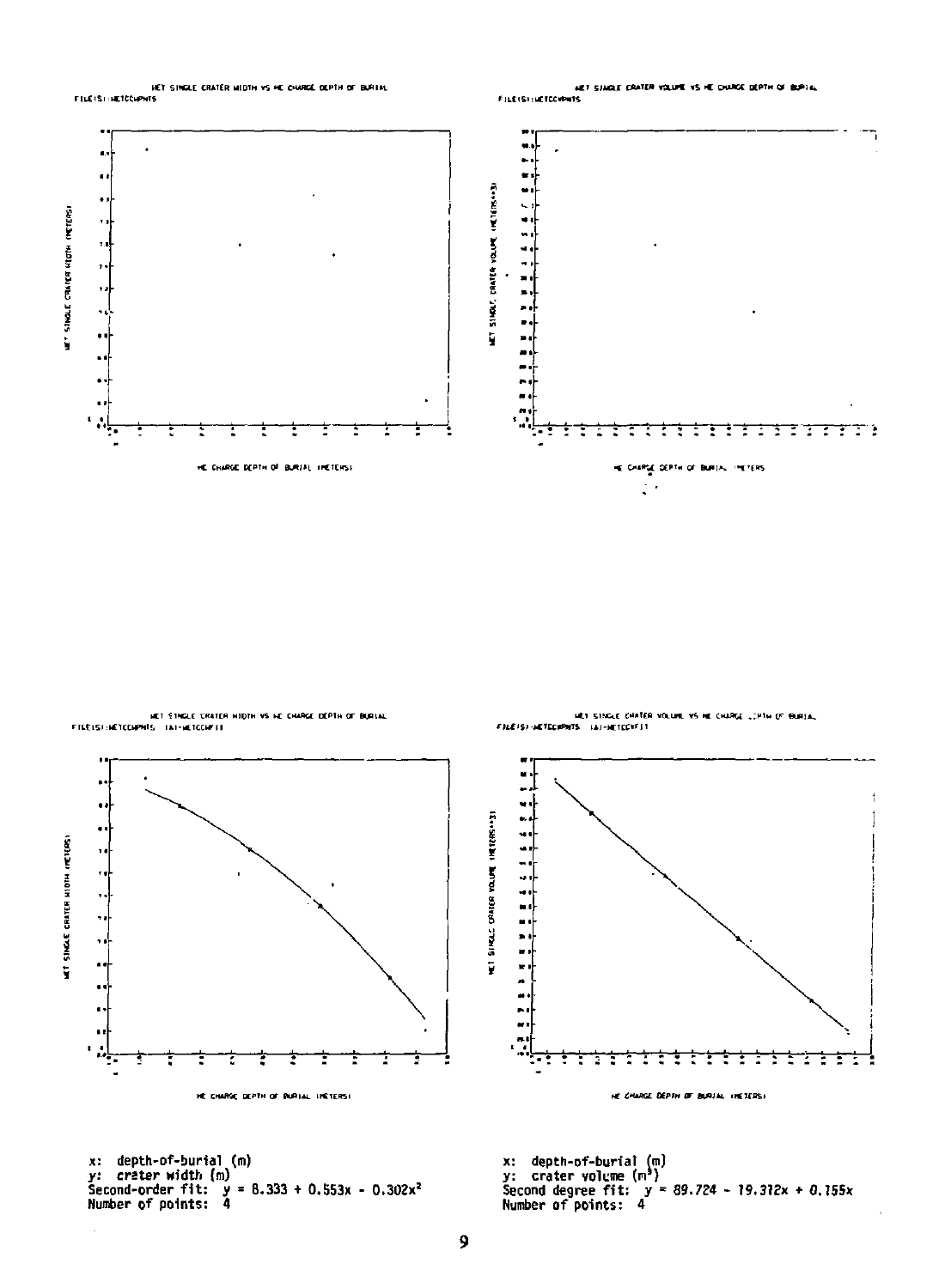x: depth-of-burial (m)
y: crater width (m)
Second-order fit: $y = 8.333 + 0.553x - 0.302x^2$
Number of points: 4

x: depth-of-burial (m)
y: crater volume ($m^3$)
Second degree fit: $y = 89.724 - 19.312x + 0.155x$
Number of points: 4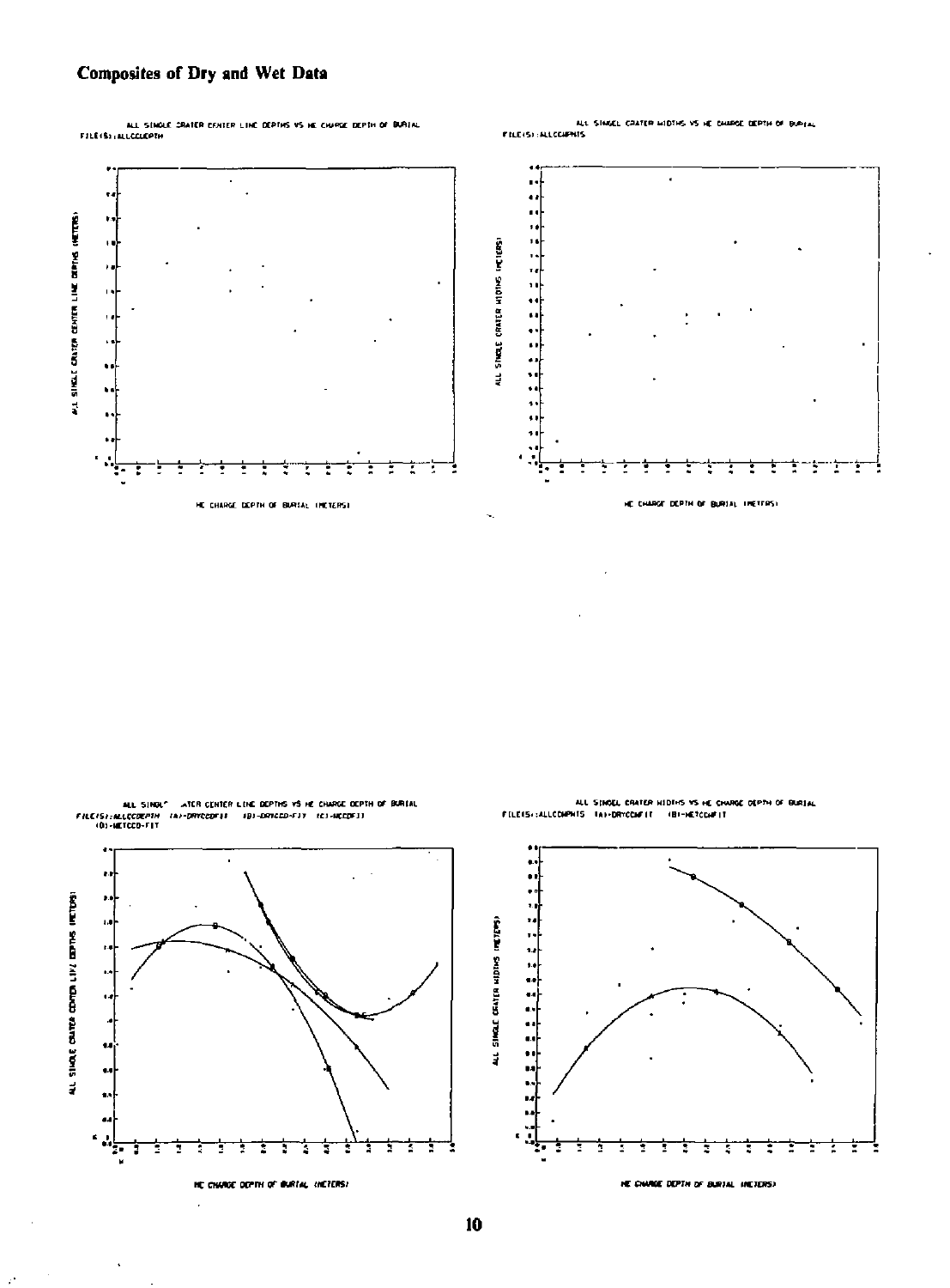## Composites of Dry and Wet Data

ALL SINGLE CRATER CENTER LINE DEPTHS VS HE CHARGE DEPTH OF BURIAL
FILE(S):ALLCCLDEPTH

ALL SINGEL CRATER WIDTHS VS HE CHARGE DEPTH OF BURIAL
FILE(S):ALLCCWDTHS

HE CHARGE DEPTH OF BURIAL (METERS)

ALL SINGLE CRATER CENTER LINE DEPTHS VS HE CHARGE DEPTH OF BURIAL
FILE(S):ALLCCDEPTH (A)-DRYCCDFIT (B)-DRYCCD-FIT (C)-WCCDFIT
(D)-WETCCD-FIT

ALL SINGEL CRATER WIDTHS VS HE CHARGE DEPTH OF BURIAL
FILE(S):ALLCCWDTHS (A)-DRYCCWFIT (B)-WETCCWFIT

HE CHARGE DEPTH OF BURIAL (METERS)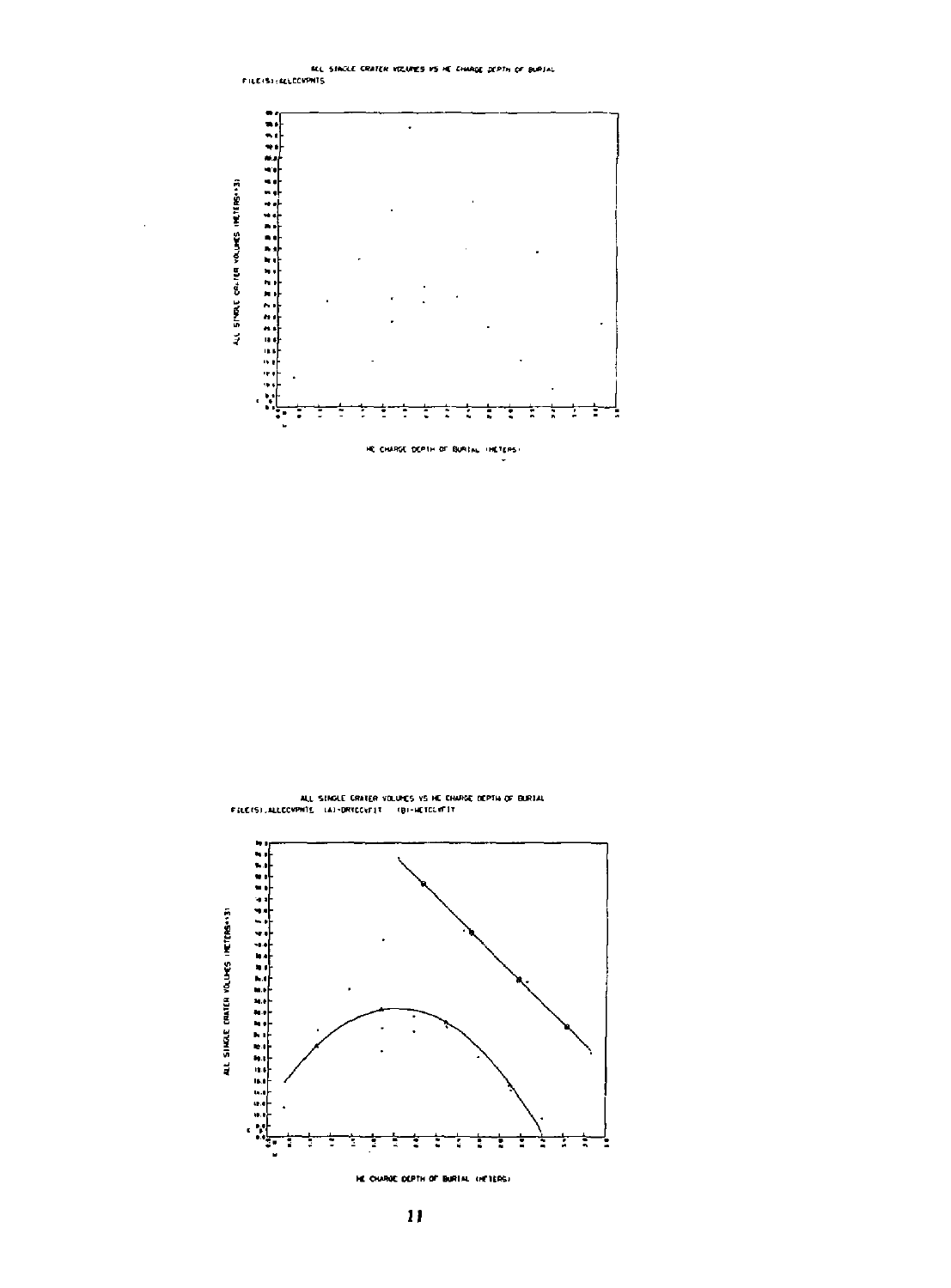ALL SINGLE CRATER VOLUMES VS HE CHARGE DEPTH OF BURIAL
FILE(S):ALLCCVPNTS

ALL SINGLE CRATER VOLUMES (METERS**3)

HE CHARGE DEPTH OF BURIAL (METERS)

ALL SINGLE CRATER VOLUMES VS HE CHARGE DEPTH OF BURIAL
FILE(S):ALLCCVPNTS (A)-DRYCCVFIT (B)-WETCCVFIT

ALL SINGLE CRATER VOLUMES (METERS**3)

HE CHARGE DEPTH OF BURIAL (METERS)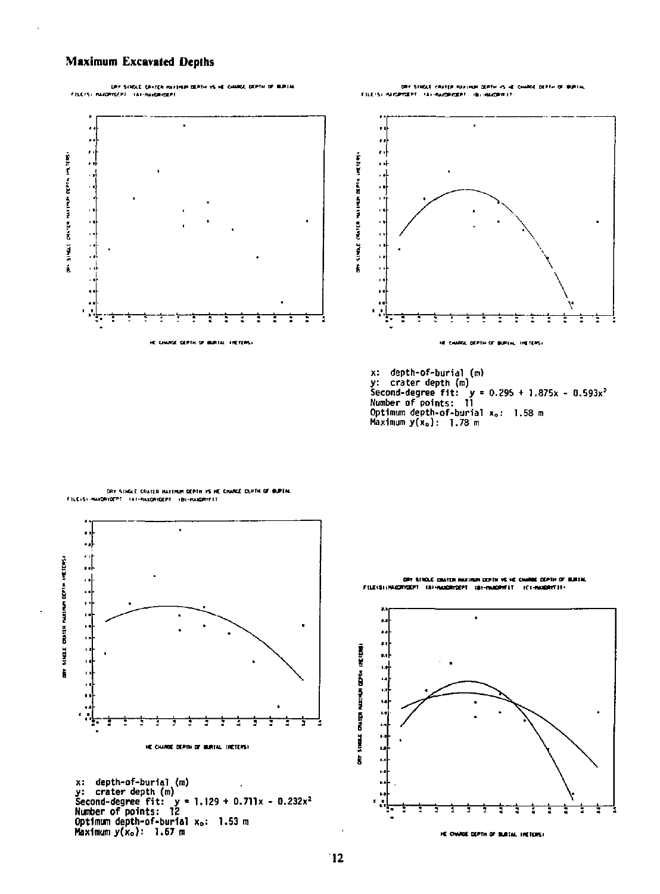## Maximum Excavated Depths

x: depth-of-burial (m)
y: crater depth (m)
Second-degree fit: $y = 0.295 + 1.875x - 0.593x^2$
Number of points: 11
Optimum depth-of-burial $x_o$: 1.58 m
Maximum $y(x_o)$: 1.78 m

x: depth-of-burial (m)
y: crater depth (m)
Second-degree fit: $y = 1.129 + 0.711x - 0.232x^2$
Number of points: 12
Optimum depth-of-burial $x_o$: 1.53 m
Maximum $y(x_o)$: 1.67 m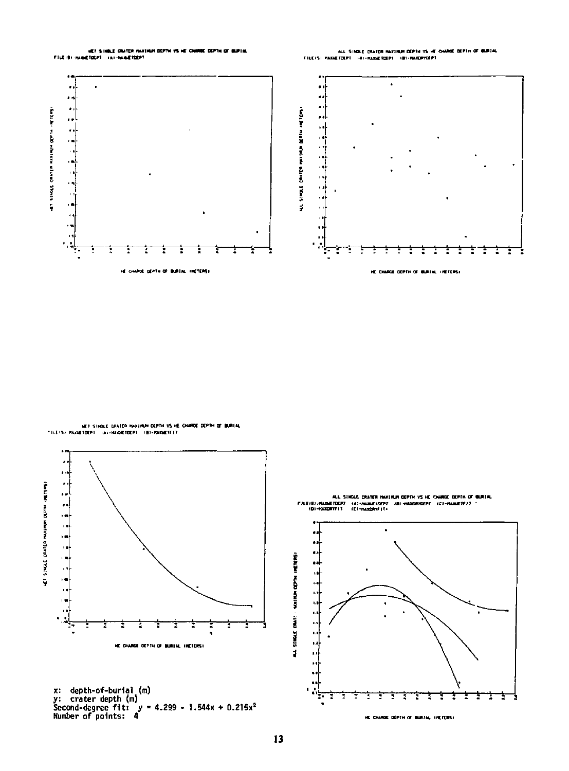WET SINGLE CRATER MAXIMUM DEPTH VS HE CHARGE DEPTH OF BURIAL
FILE(S) MAXWETDEPT (A)-MAXWETDEPT

HE CHARGE DEPTH OF BURIAL (METERS)

ALL SINGLE CRATER MAXIMUM DEPTH VS HE CHARGE DEPTH OF BURIAL
FILE(S) MAXWETDEPT (A)-MAXWETDEPT (B)-MAXDRYDEPT

HE CHARGE DEPTH OF BURIAL (METERS)

WET SINGLE CRATER MAXIMUM DEPTH VS HE CHARGE DEPTH OF BURIAL
FILE(S) MAXWETDEPT (A)-MAXWETDEPT (B)-MAXWETFIT

HE CHARGE DEPTH OF BURIAL (METERS)

x: depth-of-burial (m)
y: crater depth (m)
Second-degree fit: $y = 4.299 - 1.544x + 0.215x^2$
Number of points: 4

ALL SINGLE CRATER MAXIMUM DEPTH VS HE CHARGE DEPTH OF BURIAL
FILE(S) MAXWETDEPT (A)-MAXWETDEPT (B)-MAXDRYDEPT (C)-MAXWETFIT (D)-MAXDRYFIT (E)-MAXDRYFIT

HE CHARGE DEPTH OF BURIAL (METERS)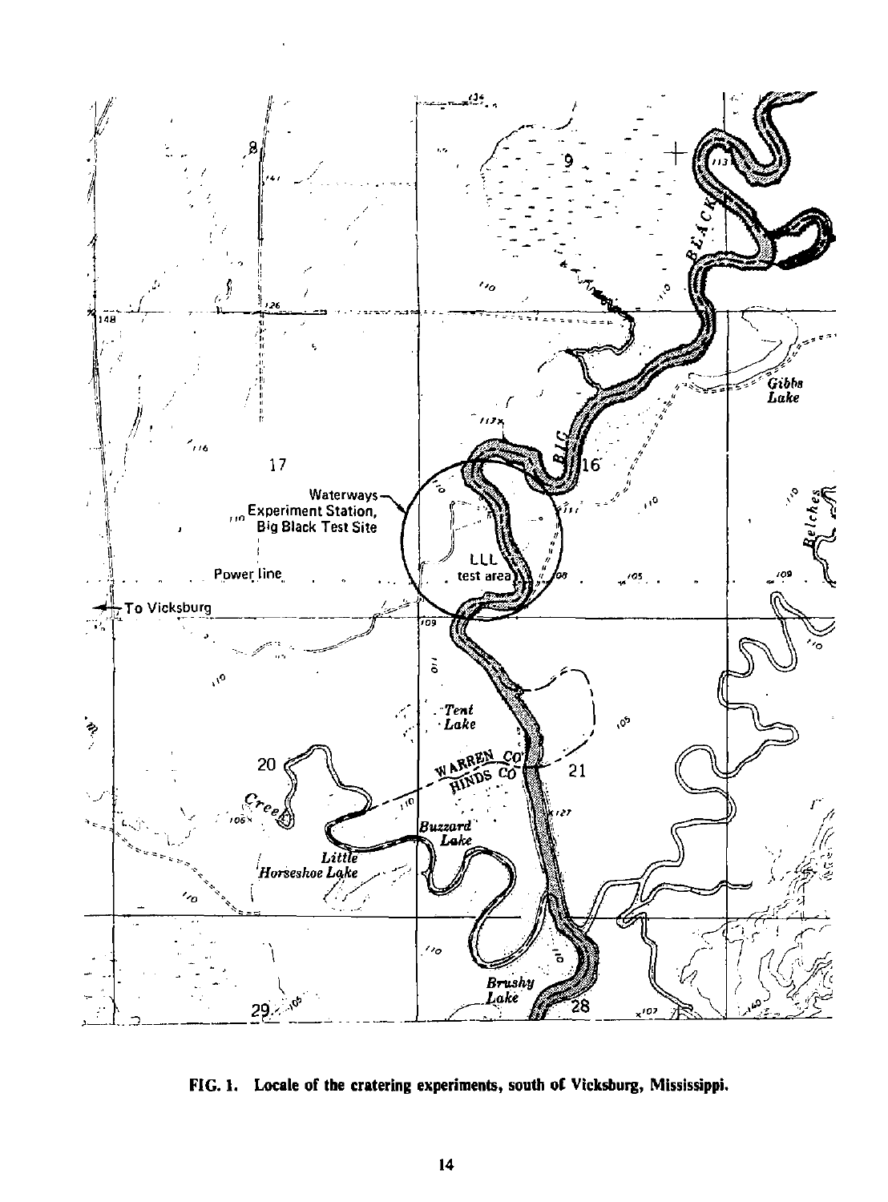FIG. 1. Locale of the cratering experiments, south of Vicksburg, Mississippi.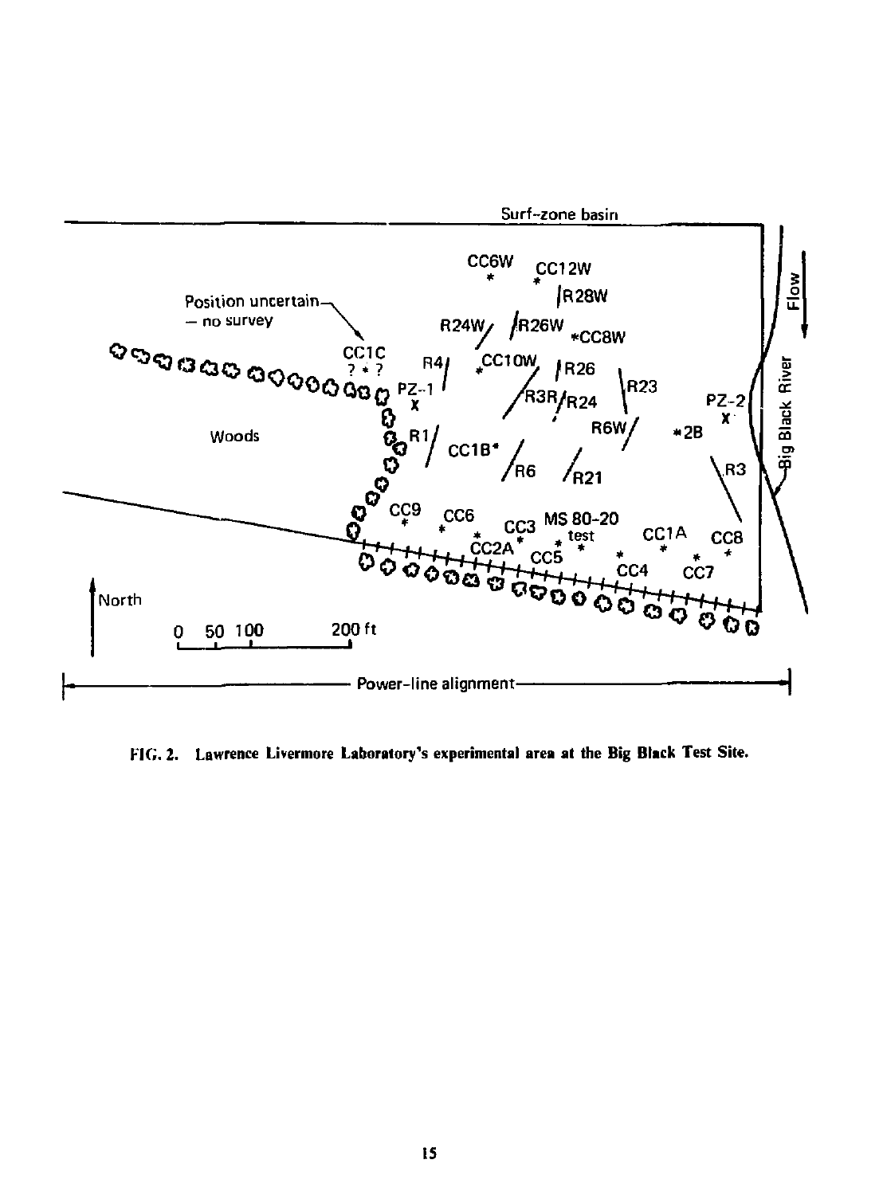FIG. 2. Lawrence Livermore Laboratory's experimental area at the Big Black Test Site.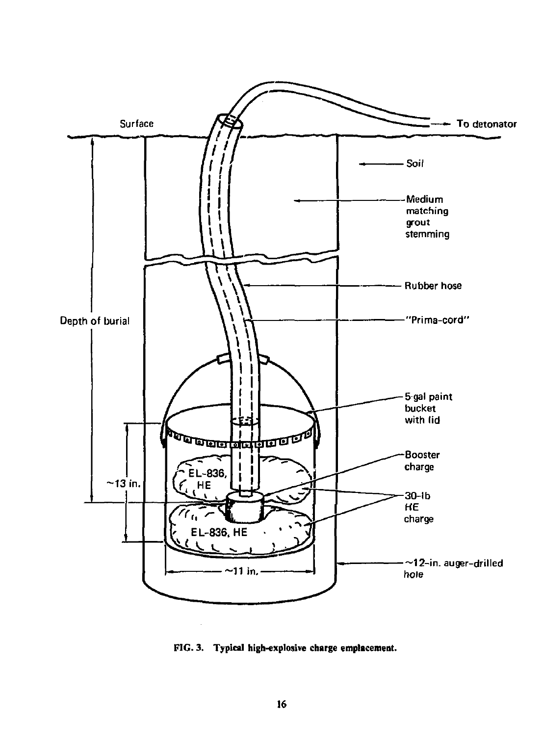FIG. 3. Typical high-explosive charge emplacement.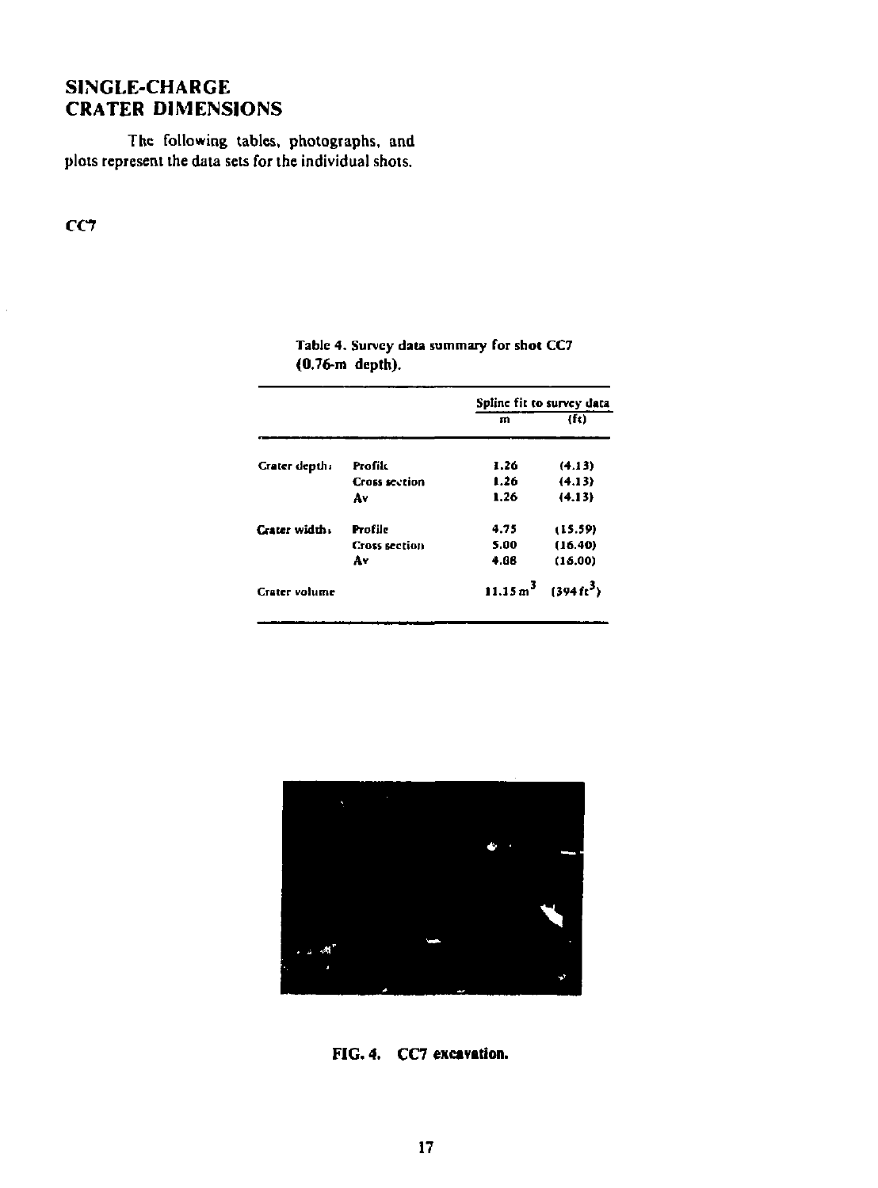## SINGLE-CHARGE CRATER DIMENSIONS

The following tables, photographs, and plots represent the data sets for the individual shots.

CC7

Table 4. Survey data summary for shot CC7 (0.76-m depth).

| | | Spline fit to survey data | |
|---|---|---|---|
| | | m | (ft) |
| Crater depth: | Profile | 1.26 | (4.13) |
| | Cross section | 1.26 | (4.13) |
| | Av | 1.26 | (4.13) |
| Crater width: | Profile | 4.75 | (15.59) |
| | Cross section | 5.00 | (16.40) |
| | Av | 4.88 | (16.00) |
| Crater volume | | 11.15 $m^3$ | (394 $ft^3$) |

FIG. 4. CC7 excavation.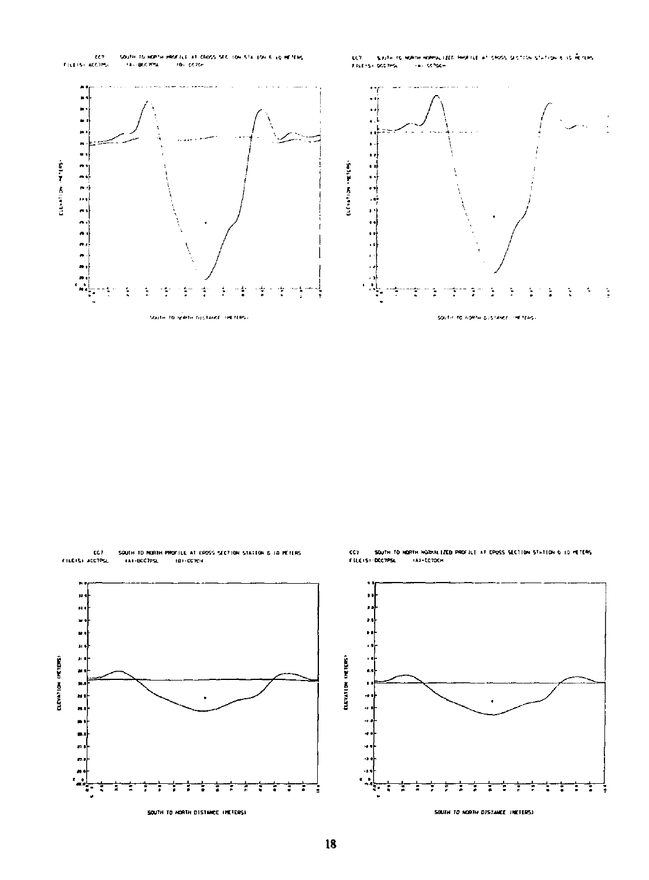CC7 SOUTH TO NORTH PROFILE AT CROSS SECTION STATION 6 10 METERS
FILE(S) ACC7PSL (A) BCC7PSL (B) CC7CH

SOUTH TO NORTH DISTANCE (METERS)

CC7 SOUTH TO NORTH NORMALIZED PROFILE AT CROSS SECTION STATION 6 10 METERS
FILE(S) BCC7PSL (A) CC7CH

SOUTH TO NORTH DISTANCE (METERS)

CC7 SOUTH TO NORTH PROFILE AT CROSS SECTION STATION 6 10 METERS
FILE(S) ACC7PSL (A) BCC7PSL (B) CC7CH

ELEVATION (METERS)

SOUTH TO NORTH DISTANCE (METERS)

CC7 SOUTH TO NORTH NORMALIZED PROFILE AT CROSS SECTION STATION 6 10 METERS
FILE(S) BCC7PSL (A) CC7CH

ELEVATION (METERS)

SOUTH TO NORTH DISTANCE (METERS)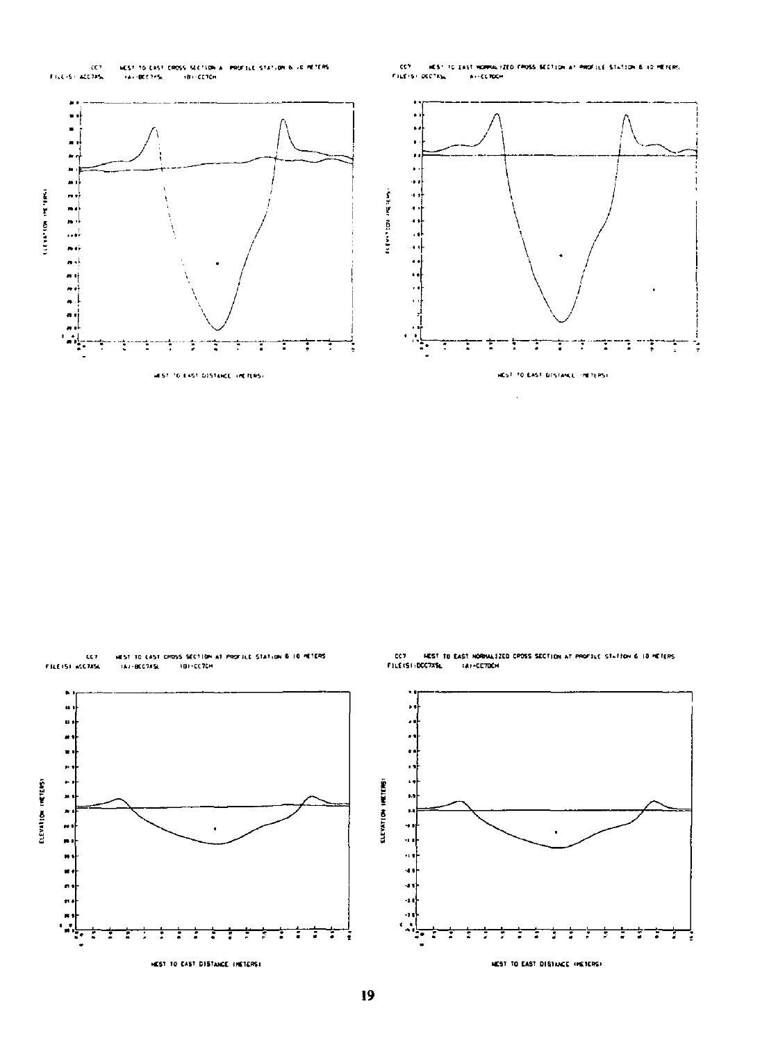CC7 WEST TO EAST CROSS SECTION A PROFILE STATION 6 10 METERS
FILE(S): ACC7XSL (A)-BCC7XSL (B)-CC7CH

CC7 WEST TO EAST NORMALIZED CROSS SECTION AT PROFILE STATION 6 10 METERS
FILE(S): DCC7XSL (A)-CC7DCH

CC7 WEST TO EAST CROSS SECTION AT PROFILE STATION 6 10 METERS
FILE(S): ACC7XSL (A)-BCC7XSL (B)-CC7CH

CC7 WEST TO EAST NORMALIZED CROSS SECTION AT PROFILE STATION 6 10 METERS
FILE(S): DCC7XSL (A)-CC7DCH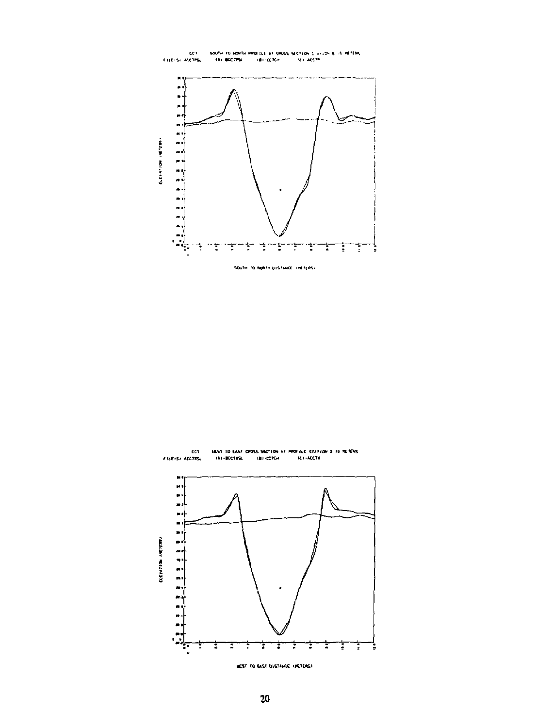CC7 SOUTH TO NORTH PROFILE AT CROSS SECTION C ...N 6 .0 METERS
FILE(S) ACC7PSL (A)-BCC7PSL (B)-CC7CH (C)-ACC7P

ELEVATION (METERS)

SOUTH TO NORTH DISTANCE (METERS)

CC7 WEST TO EAST CROSS SECTION AT PROFILE STATION 3.10 METERS
FILE(S) ACC7XSL (A)-BCC7XSL (B)-CC7CH (C)-ACC7X

ELEVATION (METERS)

WEST TO EAST DISTANCE (METERS)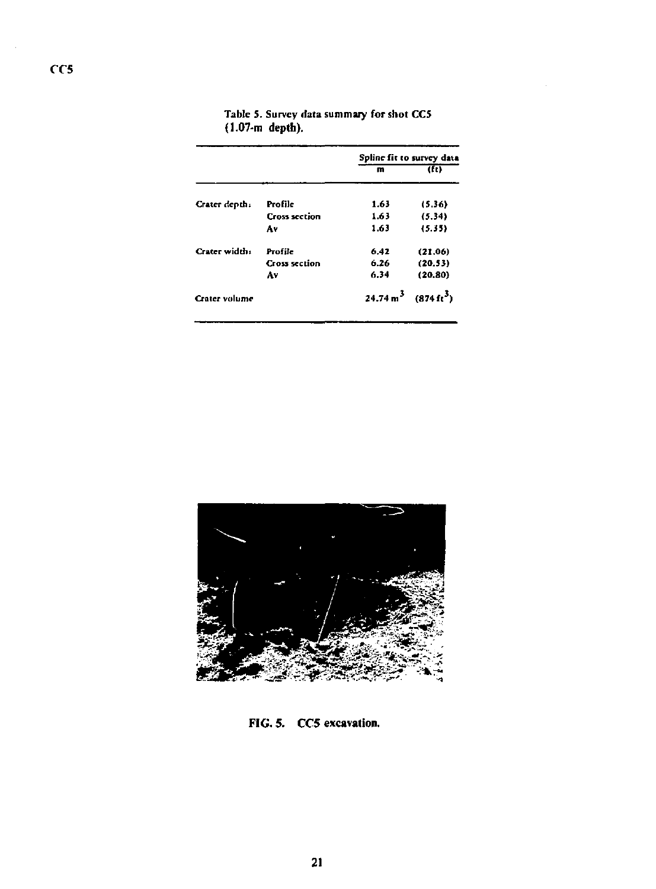CC5

Table 5. Survey data summary for shot CC5 (1.07-m depth).

| | | Spline fit to survey data | |
|---|---|---|---|
| | | m | (ft) |
| Crater depth: | Profile | 1.63 | (5.36) |
| | Cross section | 1.63 | (5.34) |
| | Av | 1.63 | (5.35) |
| Crater width: | Profile | 6.42 | (21.06) |
| | Cross section | 6.26 | (20.53) |
| | Av | 6.34 | (20.80) |
| Crater volume | | 24.74 $m^3$ | (874 $ft^3$) |

FIG. 5. CC5 excavation.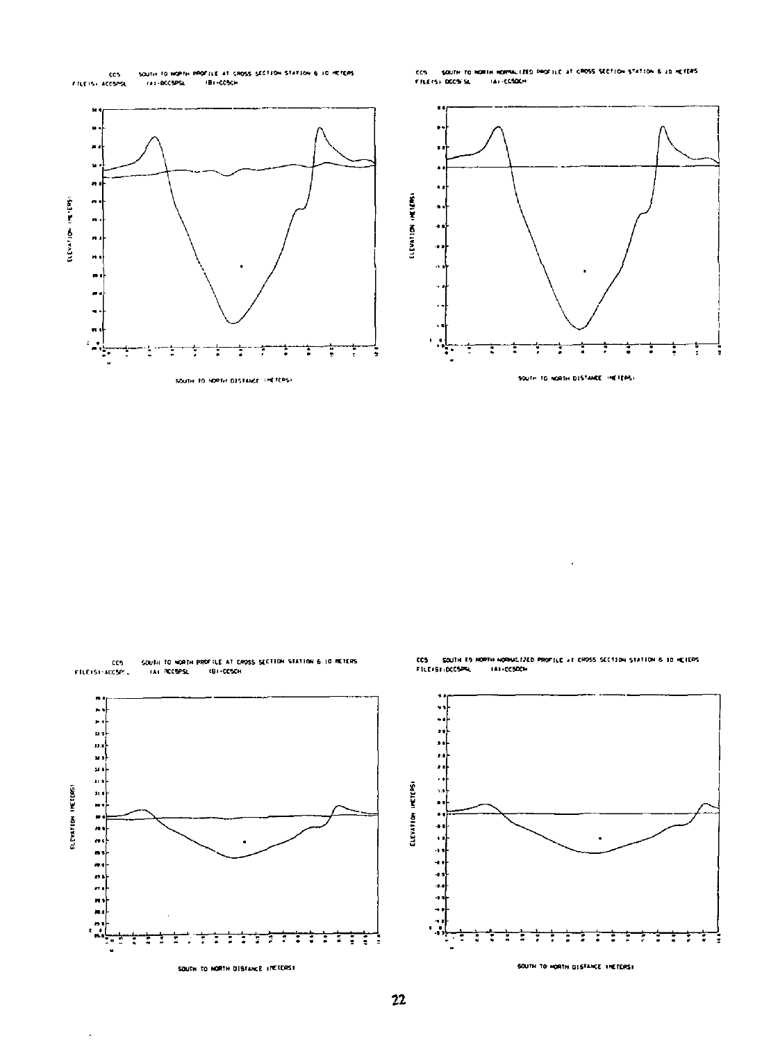CC5 SOUTH TO NORTH PROFILE AT CROSS SECTION STATION 6.10 METERS
FILE(S) ACC5PSL (A)-BCC5PSL (B)-CC5CH

ELEVATION (METERS)

SOUTH TO NORTH DISTANCE (METERS)

CC5 SOUTH TO NORTH NORMALIZED PROFILE AT CROSS SECTION STATION 6.10 METERS
FILE(S) DCC5PSL (A)-CC5DCH

ELEVATION (METERS)

SOUTH TO NORTH DISTANCE (METERS)

CC5 SOUTH TO NORTH PROFILE AT CROSS SECTION STATION 6.10 METERS
FILE(S) ACC5PSL (A) BCC5PSL (B)-CC5CH

ELEVATION (METERS)

SOUTH TO NORTH DISTANCE (METERS)

CC5 SOUTH TO NORTH NORMALIZED PROFILE AT CROSS SECTION STATION 6.10 METERS
FILE(S) DCC5PSL (A)-CC5DCH

ELEVATION (METERS)

SOUTH TO NORTH DISTANCE (METERS)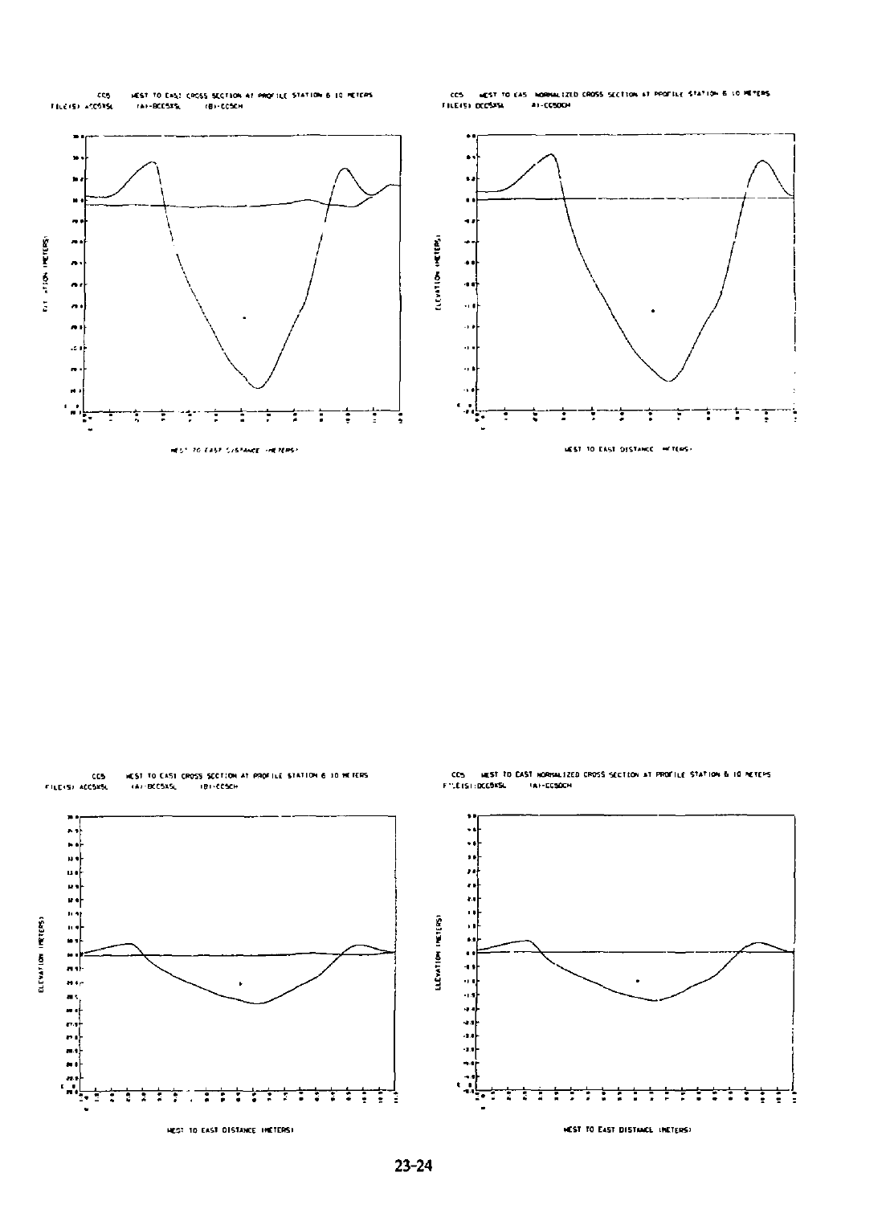CC5 WEST TO EAST CROSS SECTION AT PROFILE STATION 6 10 METERS
FILE(S) ACC5XSL (A)-BCC5XSL (B)-CC5CH

CC5 WEST TO EAST NORMALIZED CROSS SECTION AT PROFILE STATION 6 10 METERS
FILE(S) DCC5XSL (A)-CC5DCH

CC5 WEST TO EAST CROSS SECTION AT PROFILE STATION 6 10 METERS
FILE(S) ACC5XSL (A)-BCC5XSL (B)-CC5CH

CC5 WEST TO EAST NORMALIZED CROSS SECTION AT PROFILE STATION 6 10 METERS
FILE(S) DCC5XSL (A)-CC5DCH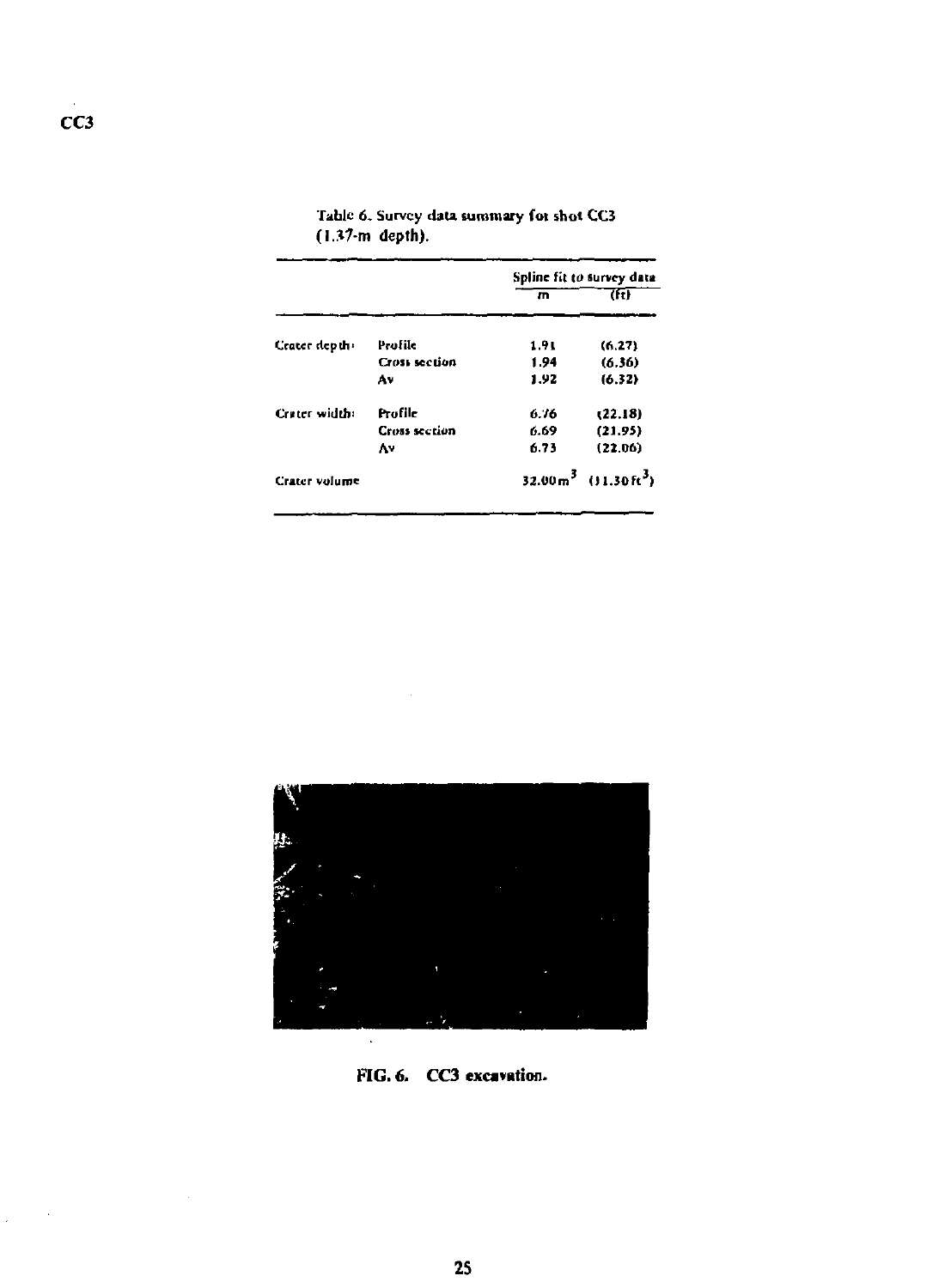CC3

Table 6. Survey data summary for shot CC3 (1.37-m depth).

| | | Spline fit to survey data | |
|---|---|---|---|
| | | m | (ft) |
| Crater depth: | Profile | 1.91 | (6.27) |
| | Cross section | 1.94 | (6.36) |
| | Av | 1.92 | (6.32) |
| Crater width: | Profile | 6.76 | (22.18) |
| | Cross section | 6.69 | (21.95) |
| | Av | 6.73 | (22.06) |
| Crater volume | | 32.00 $m^3$ | (11.30 $ft^3$) |

FIG. 6. CC3 excavation.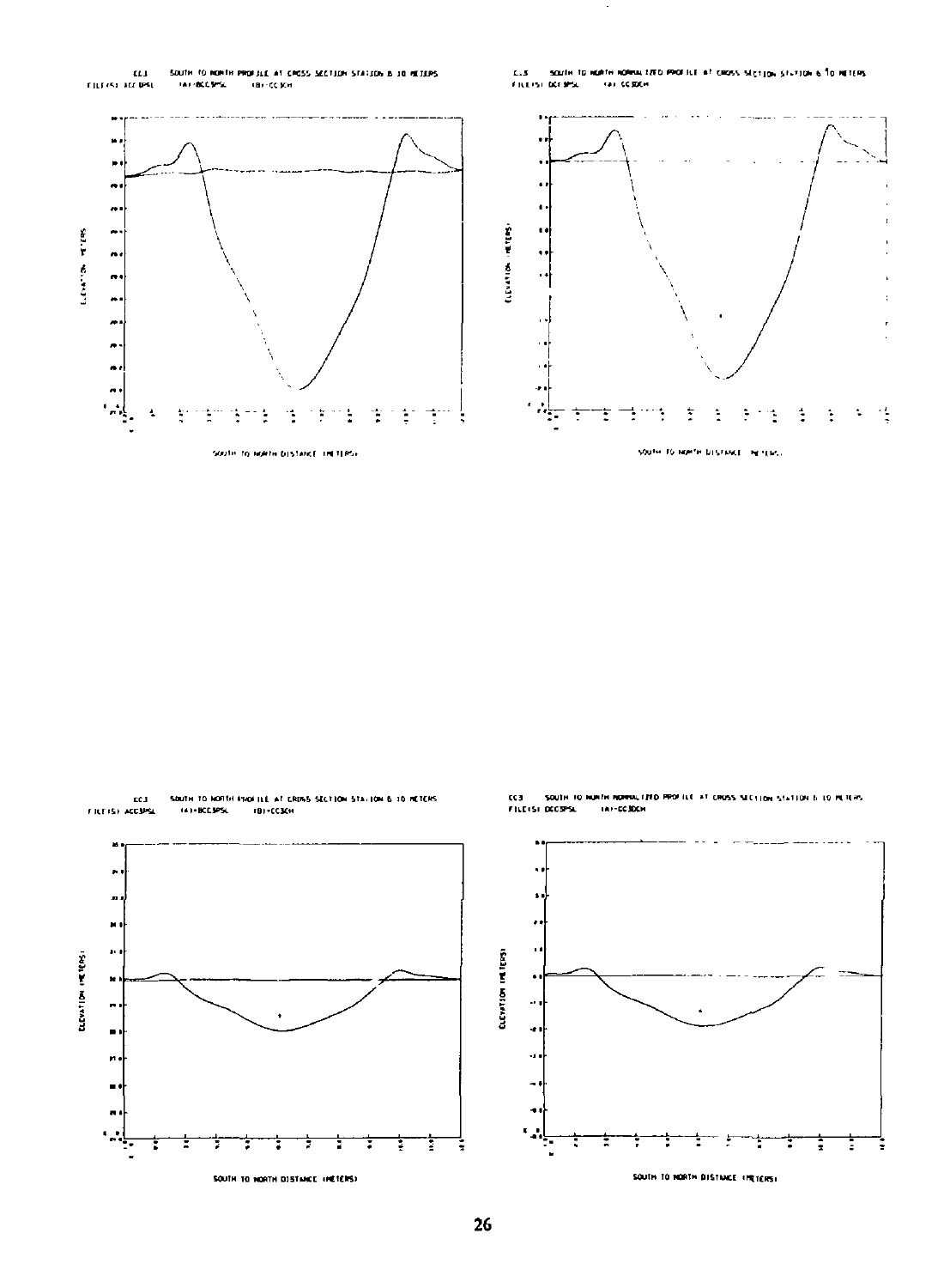CC1 SOUTH TO NORTH PROFILE AT CROSS SECTION STATION 6 10 METERS
FILE(S) ACC1PSL (A)-BCC1PSL (B)-CC1CH

CC1 SOUTH TO NORTH NORMALIZED PROFILE AT CROSS SECTION STATION 6 10 METERS
FILE(S) DCC1PSL (A)-CC1CH

CC3 SOUTH TO NORTH PROFILE AT CROSS SECTION STATION 6 10 METERS
FILE(S) ACC3PSL (A)-BCC3PSL (B)-CC3CH

CC3 SOUTH TO NORTH NORMALIZED PROFILE AT CROSS SECTION STATION 6 10 METERS
FILE(S) DCC3PSL (A)-CC3CH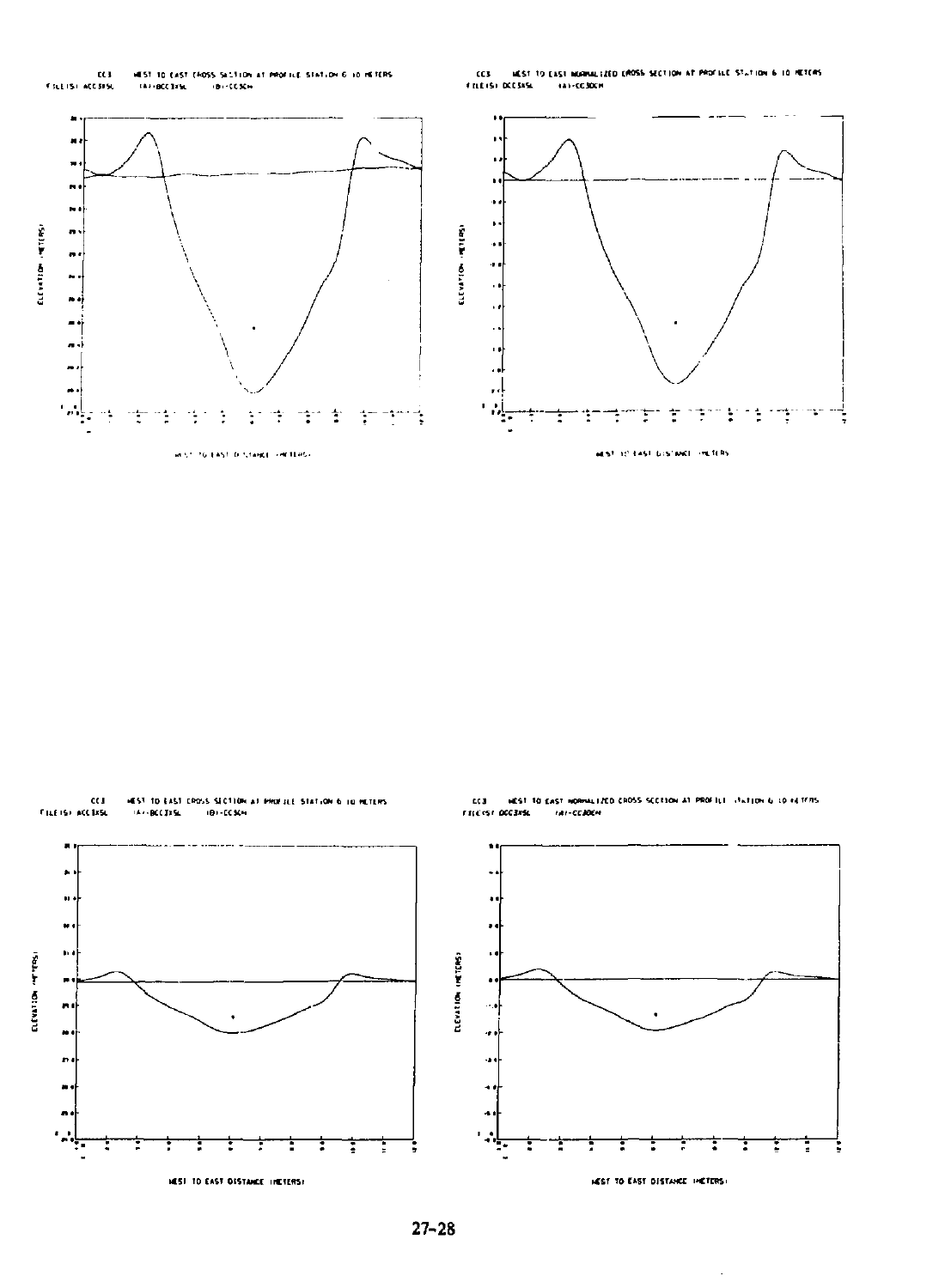CC3 WEST TO EAST CROSS SECTION AT PROFILE STATION 6 10 METERS
FILE(S) ACC3XSL (A)-BCC3XSL (B)-CC3CM

ELEVATION (METERS)

WEST TO EAST DISTANCE (METERS)

CC3 WEST TO EAST NORMALIZED CROSS SECTION AT PROFILE STATION 6 10 METERS
FILE(S) DCC3XSL (A)-CC3DCM

ELEVATION (METERS)

WEST TO EAST DISTANCE (METERS)

CC3 WEST TO EAST CROSS SECTION AT PROFILE STATION 6 10 METERS
FILE(S) ACC3XSL (A)-BCC3XSL (B)-CC3CM

ELEVATION (METERS)

WEST TO EAST DISTANCE (METERS)

CC3 WEST TO EAST NORMALIZED CROSS SECTION AT PROFILE STATION 6 10 METERS
FILE(S) DCC3XSL (A)-CC3DCM

ELEVATION (METERS)

WEST TO EAST DISTANCE (METERS)

27-28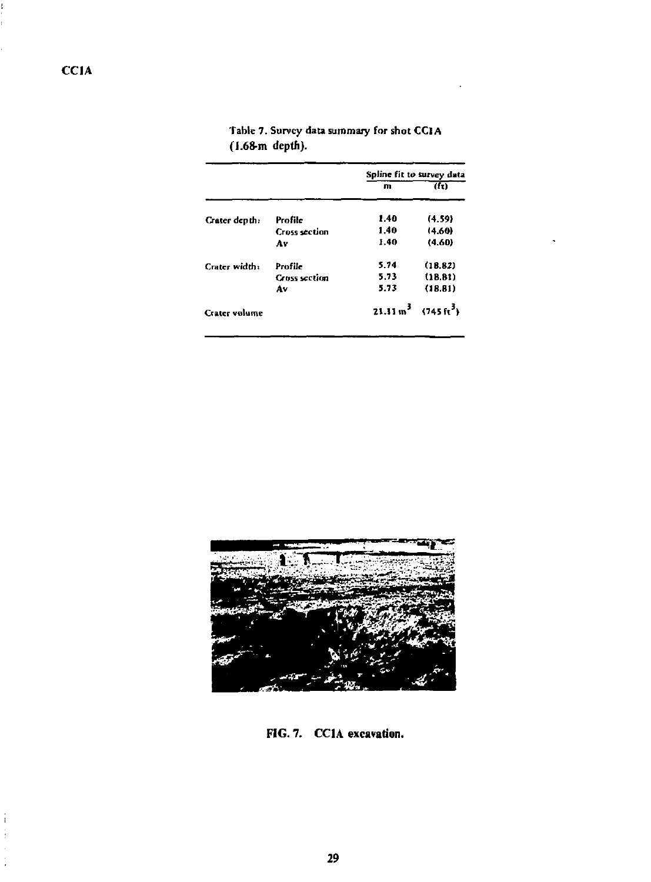CC1A

Table 7. Survey data summary for shot CC1A (1.68-m depth).

| | | Spline fit to survey data | |
|---|---|---|---|
| | | m | (ft) |
| Crater depth: | Profile | 1.40 | (4.59) |
| | Cross section | 1.40 | (4.60) |
| | Av | 1.40 | (4.60) |
| Crater width: | Profile | 5.74 | (18.82) |
| | Cross section | 5.73 | (18.81) |
| | Av | 5.73 | (18.81) |
| Crater volume | | 21.11 $m^3$ | (745 $ft^3$) |

FIG. 7. CC1A excavation.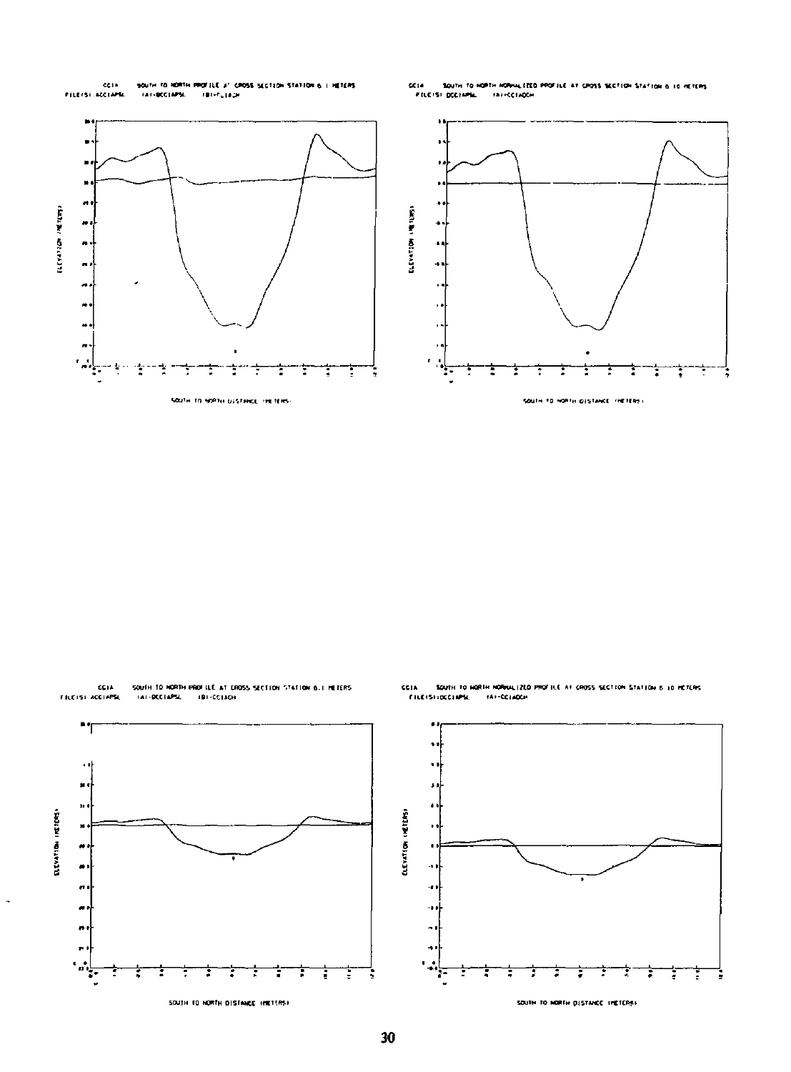CC1A SOUTH TO NORTH PROFILE AT CROSS SECTION STATION 6.1 METERS
FILE(S) ACC1APSL (A)-DCC1APSL (B)-CC1ACH

SOUTH TO NORTH DISTANCE (METERS)

CC1A SOUTH TO NORTH NORMALIZED PROFILE AT CROSS SECTION STATION 6.10 METERS
FILE(S) DCC1APSL (A)-CC1ACH

SOUTH TO NORTH DISTANCE (METERS)

CC1A SOUTH TO NORTH PROFILE AT CROSS SECTION STATION 6.1 METERS
FILE(S) ACC1APSL (A)-DCC1APSL (B)-CC1ACH

SOUTH TO NORTH DISTANCE (METERS)

CC1A SOUTH TO NORTH NORMALIZED PROFILE AT CROSS SECTION STATION 6.10 METERS
FILE(S) DCC1APSL (A)-CC1ACH

SOUTH TO NORTH DISTANCE (METERS)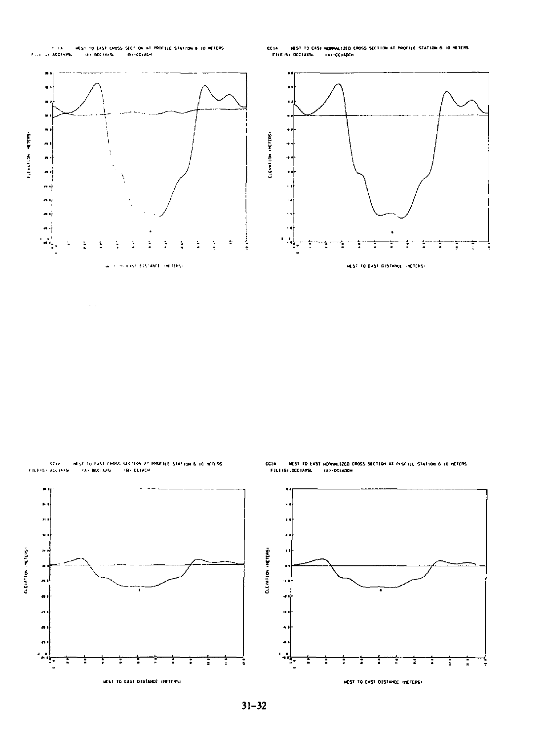CC1A WEST TO EAST CROSS SECTION AT PROFILE STATION 6 10 METERS
FILE(S) ACC1AXSL (A) DCC1AXSL (B) CC1ACH

ELEVATION (METERS)

WEST TO EAST DISTANCE (METERS)

CC1A WEST TO EAST NORMALIZED CROSS SECTION AT PROFILE STATION 6 10 METERS
FILE(S) DCC1AXSL (A) CC1ADCH

ELEVATION (METERS)

WEST TO EAST DISTANCE (METERS)

CC1A WEST TO EAST CROSS SECTION AT PROFILE STATION 6 10 METERS
FILE(S) ACC1AXSL (A) DCC1AXSL (B) CC1ACH

ELEVATION (METERS)

WEST TO EAST DISTANCE (METERS)

CC1A WEST TO EAST NORMALIZED CROSS SECTION AT PROFILE STATION 6 10 METERS
FILE(S) DCC1AXSL (A) CC1ADCH

ELEVATION (METERS)

WEST TO EAST DISTANCE (METERS)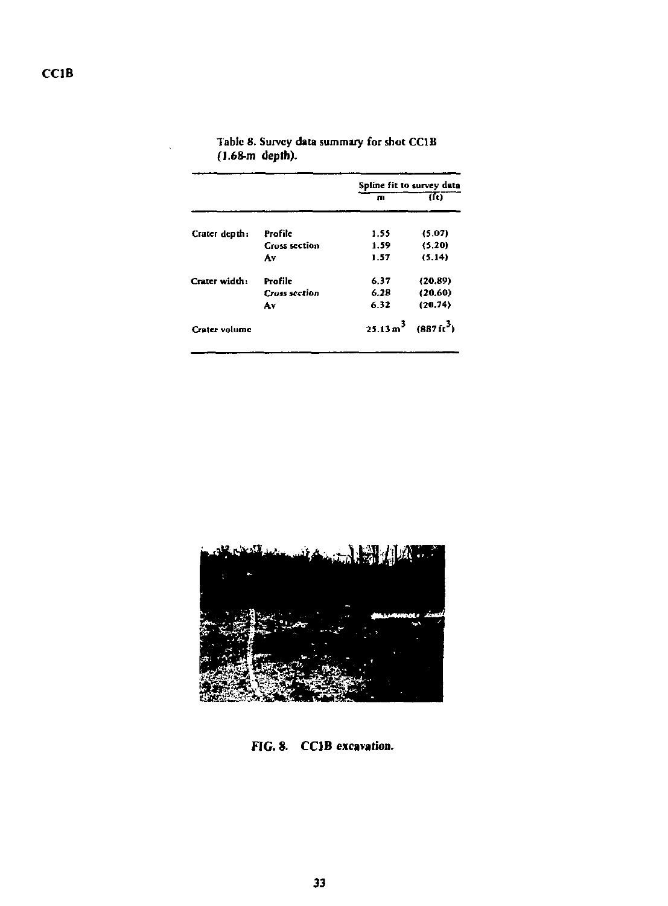CC1B

Table 8. Survey data summary for shot CC1B (1.68-m depth).

| | | Spline fit to survey data | |
|---|---|---|---|
| | | m | (ft) |
| Crater depth: | Profile | 1.55 | (5.07) |
| | Cross section | 1.59 | (5.20) |
| | Av | 1.57 | (5.14) |
| Crater width: | Profile | 6.37 | (20.89) |
| | Cross section | 6.28 | (20.60) |
| | Av | 6.32 | (20.74) |
| Crater volume | | 25.13 $m^3$ | (887 $ft^3$) |

FIG. 8. CC1B excavation.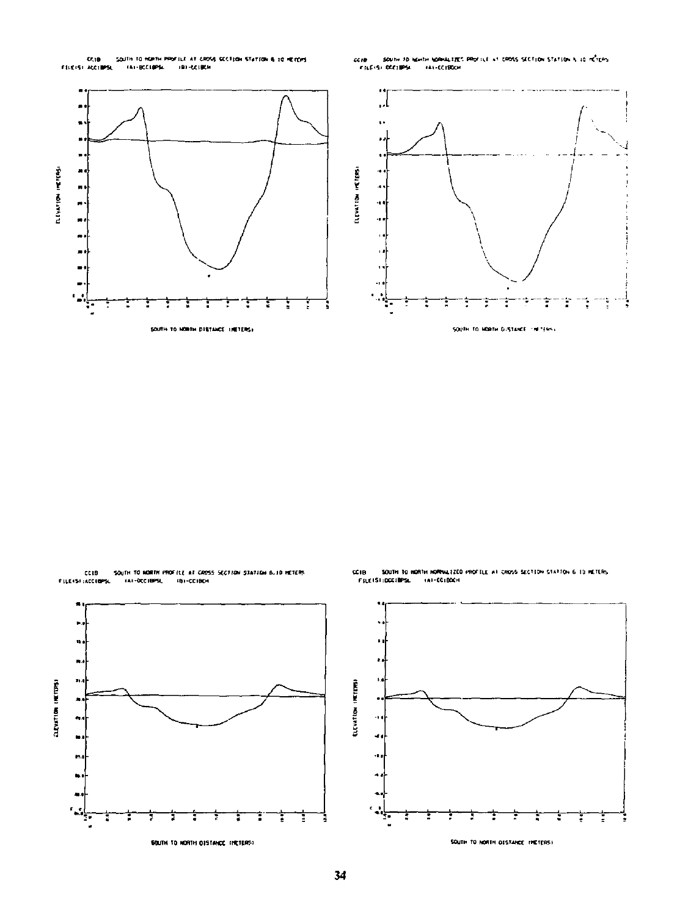CC1B SOUTH TO NORTH PROFILE AT CROSS SECTION STATION 6.10 METERS
FILE(S) ACC1BPSL (A)-DCC1BPSL (B)-CC1BCH

ELEVATION (METERS)

SOUTH TO NORTH DISTANCE (METERS)

CC1B SOUTH TO NORTH NORMALIZED PROFILE AT CROSS SECTION STATION 6.10 METERS
FILE(S) DCC1BPSL (A)-CC1BDCH

ELEVATION (METERS)

SOUTH TO NORTH DISTANCE (METERS)

CC1B SOUTH TO NORTH PROFILE AT CROSS SECTION STATION 6.10 METERS
FILE(S):ACC1BPSL (A)-DCC1BPSL (B)-CC1BCH

ELEVATION (METERS)

SOUTH TO NORTH DISTANCE (METERS)

CC1B SOUTH TO NORTH NORMALIZED PROFILE AT CROSS SECTION STATION 6.10 METERS
FILE(S):DCC1BPSL (A)-CC1BDCH

ELEVATION (METERS)

SOUTH TO NORTH DISTANCE (METERS)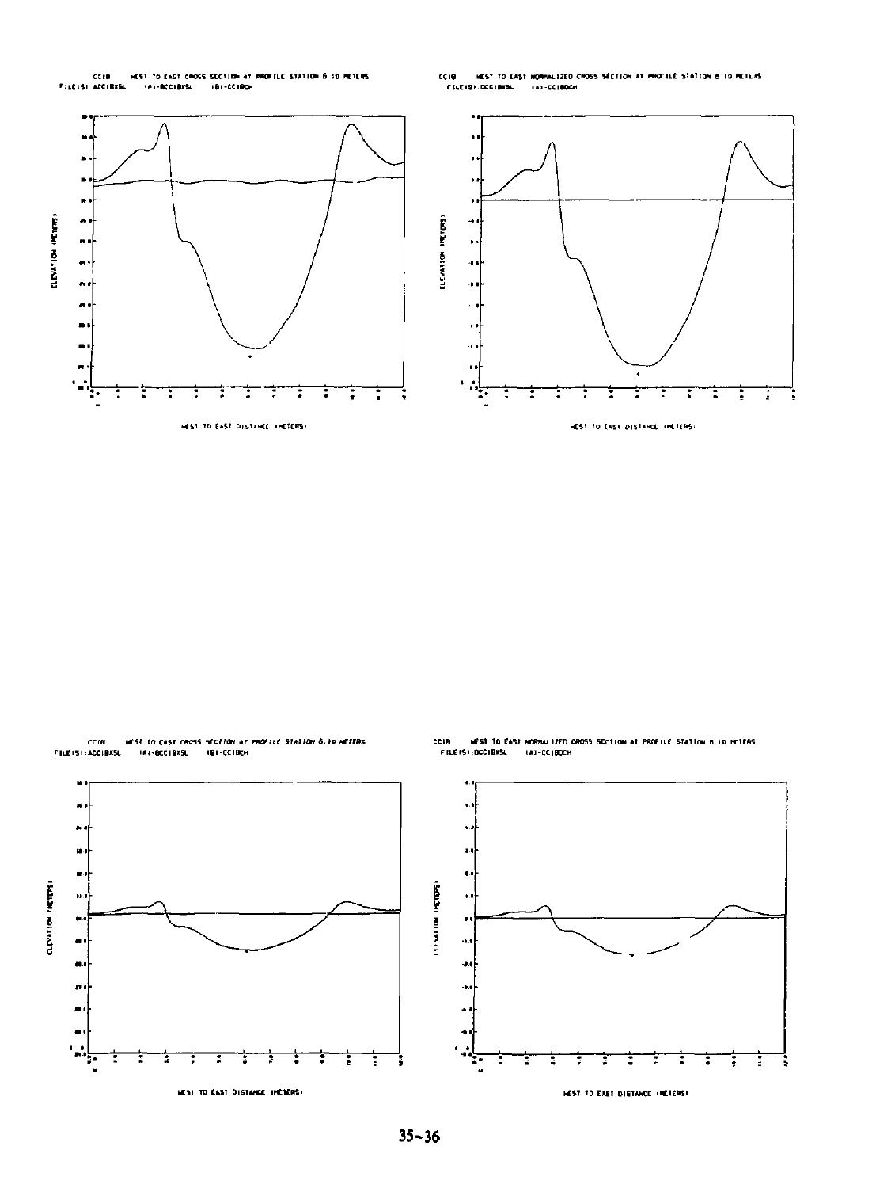CC1B WEST TO EAST CROSS SECTION AT PROFILE STATION 6.10 METERS
FILE(S): ACC1BXSL (A)-BCC1BXSL (B)-CC1BCH

ELEVATION (METERS)

WEST TO EAST DISTANCE (METERS)

CC1B WEST TO EAST NORMALIZED CROSS SECTION AT PROFILE STATION 6.10 METERS
FILE(S): DCC1BXSL (A)-CC1BCH

ELEVATION (METERS)

WEST TO EAST DISTANCE (METERS)

CC1B WEST TO EAST CROSS SECTION AT PROFILE STATION 6.10 METERS
FILE(S): ACC1BXSL (A)-BCC1BXSL (B)-CC1BCH

ELEVATION (METERS)

WEST TO EAST DISTANCE (METERS)

CC1B WEST TO EAST NORMALIZED CROSS SECTION AT PROFILE STATION 6.10 METERS
FILE(S): DCC1BXSL (A)-CC1BCH

ELEVATION (METERS)

WEST TO EAST DISTANCE (METERS)

35-36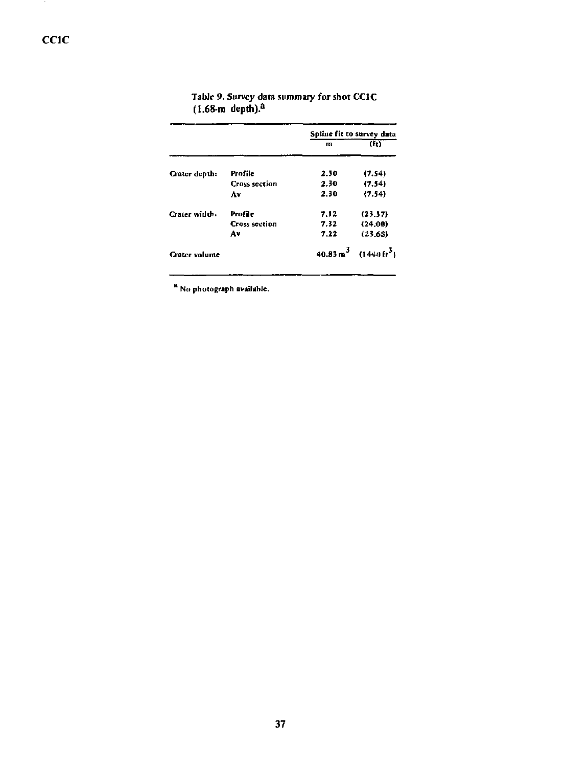CC1C

Table 9. Survey data summary for shot CC1C (1.68-m depth).[a]

| | | Spline fit to survey data | |
|---|---|---|---|
| | | m | (ft) |
| Crater depth: | Profile | 2.30 | (7.54) |
| | Cross section | 2.30 | (7.54) |
| | Av | 2.30 | (7.54) |
| Crater width: | Profile | 7.12 | (23.37) |
| | Cross section | 7.32 | (24.00) |
| | Av | 7.22 | (23.68) |
| Crater volume | | 40.83 $m^3$ | (1440 $ft^3$) |

[a] No photograph available.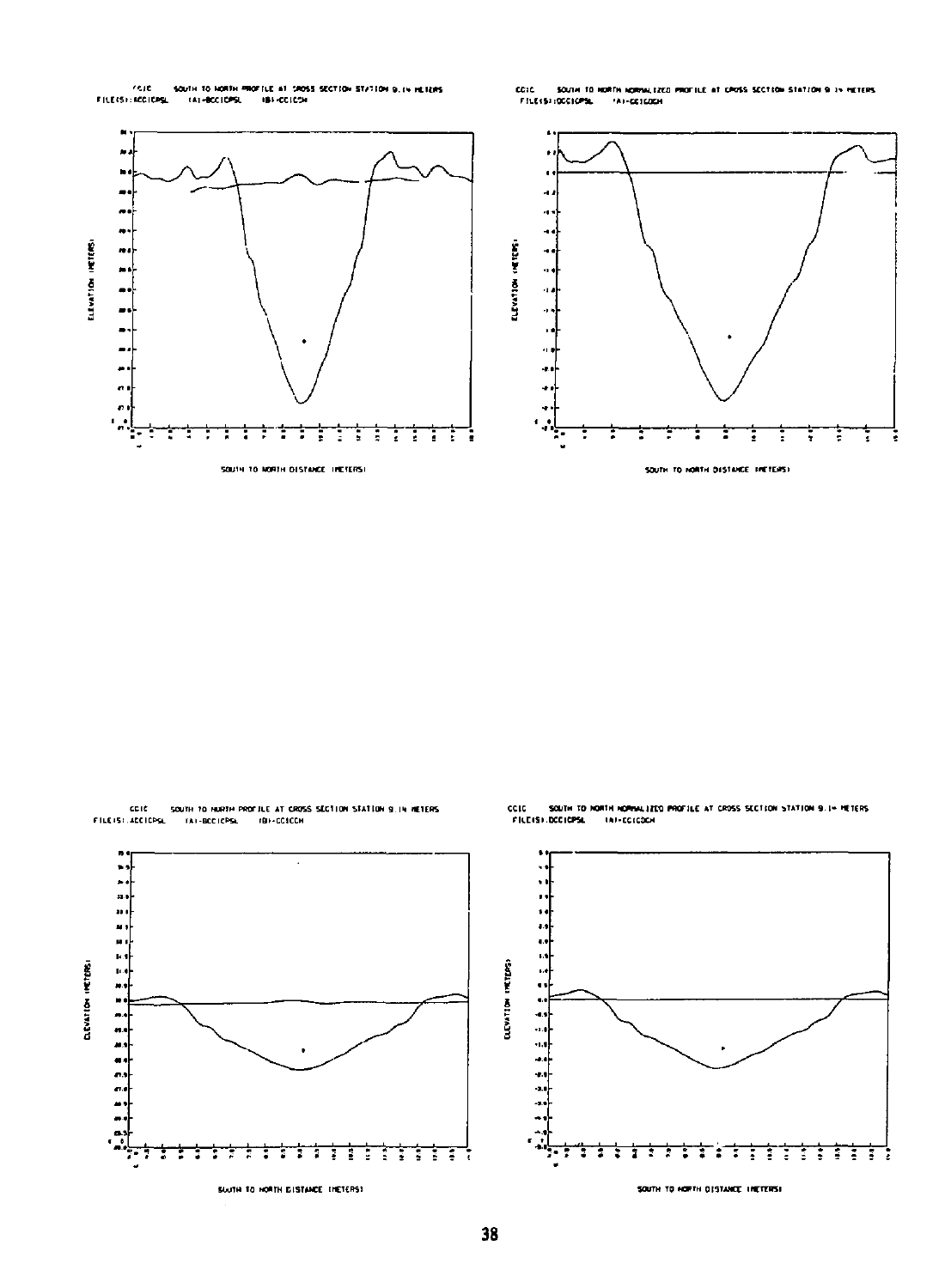CCIC SOUTH TO NORTH PROFILE AT CROSS SECTION STATION 9.14 METERS
FILE(S): ACCICPSL (A)-BCCICPSL (B)-CCICCH

ELEVATION (METERS)

SOUTH TO NORTH DISTANCE (METERS)

CCIC SOUTH TO NORTH NORMALIZED PROFILE AT CROSS SECTION STATION 9.14 METERS
FILE(S): DCCICPSL (A)-CCICDCH

ELEVATION (METERS)

SOUTH TO NORTH DISTANCE (METERS)

CCIC SOUTH TO NORTH PROFILE AT CROSS SECTION STATION 9.14 METERS
FILE(S): ACCICPSL (A)-BCCICPSL (B)-CCICCH

ELEVATION (METERS)

SOUTH TO NORTH DISTANCE (METERS)

CCIC SOUTH TO NORTH NORMALIZED PROFILE AT CROSS SECTION STATION 9.14 METERS
FILE(S): DCCICPSL (A)-CCICDCH

ELEVATION (METERS)

SOUTH TO NORTH DISTANCE (METERS)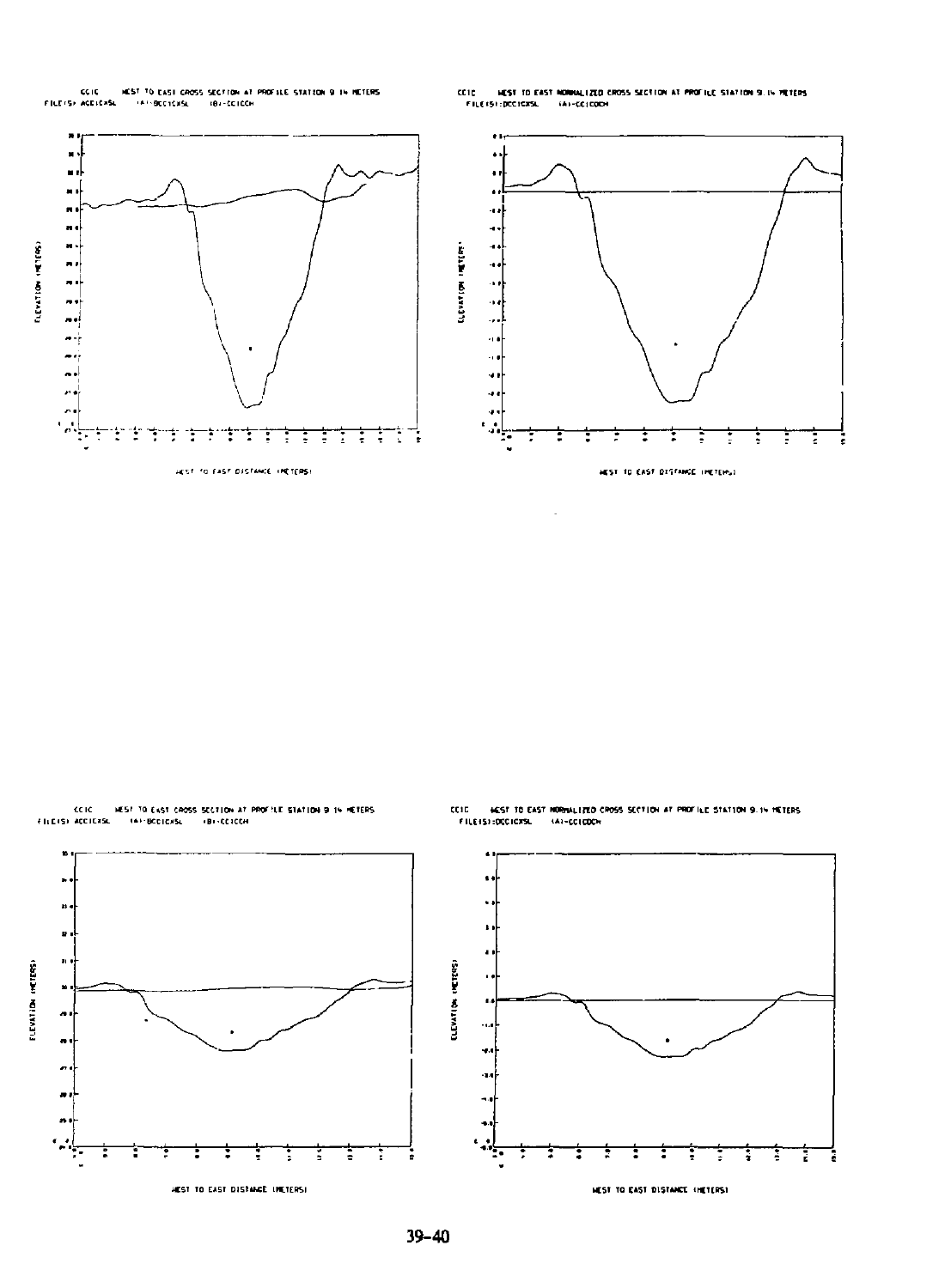CCIC WEST TO EAST CROSS SECTION AT PROFILE STATION 9.14 METERS
FILE(S) ACCICXSL (A)-BCCICXSL (B)-CCICCH

ELEVATION (METERS)

WEST TO EAST DISTANCE (METERS)

CCIC WEST TO EAST NORMALIZED CROSS SECTION AT PROFILE STATION 9.14 METERS
FILE(S):DCCICXSL (A)-CCICDCH

ELEVATION (METERS)

WEST TO EAST DISTANCE (METERS)

CCIC WEST TO EAST CROSS SECTION AT PROFILE STATION 9.14 METERS
FILE(S) ACCICXSL (A)-BCCICXSL (B)-CCICCH

ELEVATION (METERS)

WEST TO EAST DISTANCE (METERS)

CCIC WEST TO EAST NORMALIZED CROSS SECTION AT PROFILE STATION 9.14 METERS
FILE(S):DCCICXSL (A)-CCICDCH

ELEVATION (METERS)

WEST TO EAST DISTANCE (METERS)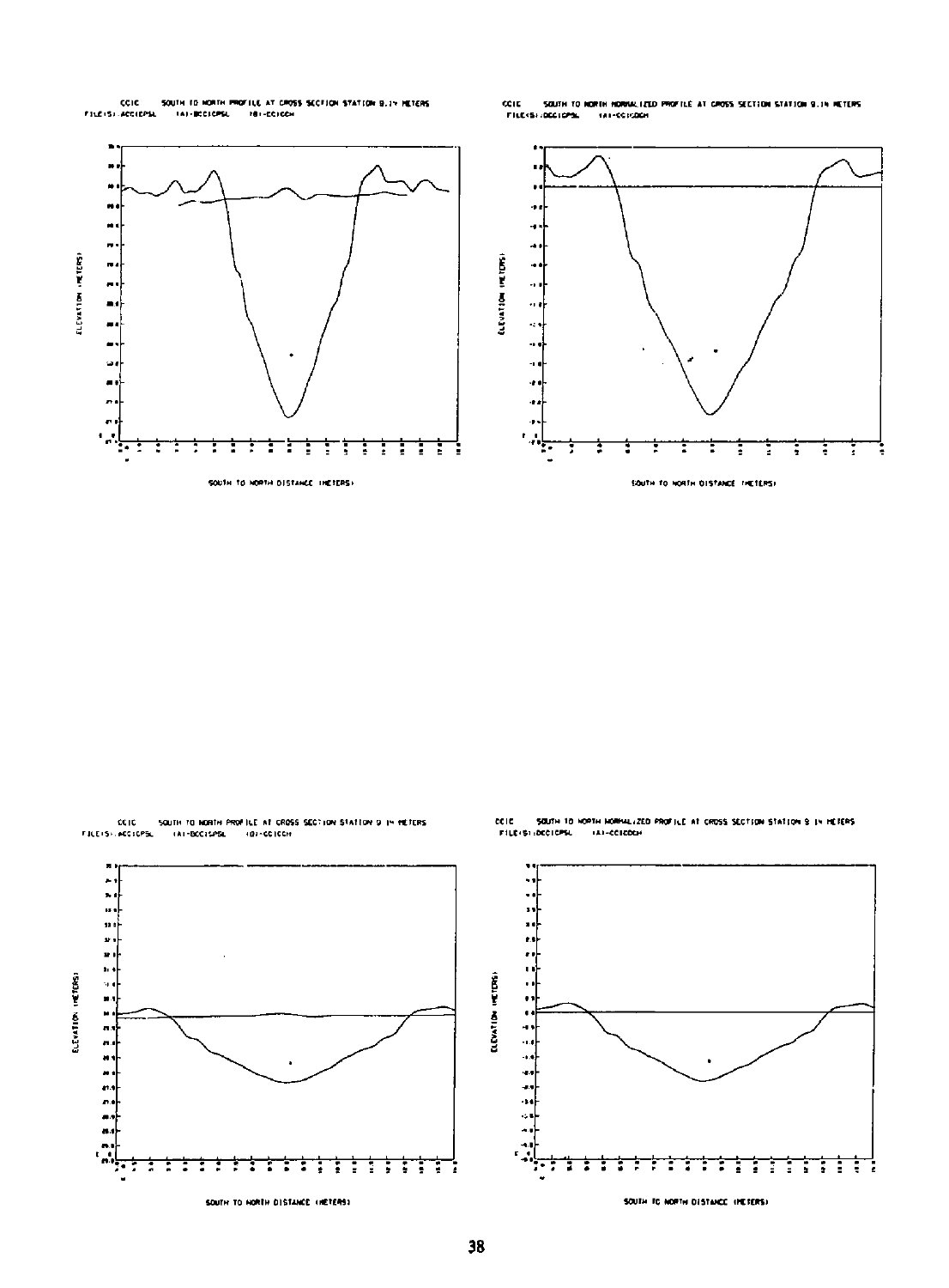CCIC SOUTH TO NORTH PROFILE AT CROSS SECTION STATION 9.14 METERS
FILE(S): ACCICPSL (A)-BCCICPSL (B)-CCICCH

ELEVATION (METERS)

SOUTH TO NORTH DISTANCE (METERS)

CCIC SOUTH TO NORTH NORMALIZED PROFILE AT CROSS SECTION STATION 9.14 METERS
FILE(S): DCCICPSL (A)-CCICDCH

ELEVATION (METERS)

SOUTH TO NORTH DISTANCE (METERS)

CCIC SOUTH TO NORTH PROFILE AT CROSS SECTION STATION 9.14 METERS
FILE(S): ACCICPSL (A)-BCCICPSL (B)-CCICCH

ELEVATION (METERS)

SOUTH TO NORTH DISTANCE (METERS)

CCIC SOUTH TO NORTH NORMALIZED PROFILE AT CROSS SECTION STATION 9.14 METERS
FILE(S): DCCICPSL (A)-CCICDCH

ELEVATION (METERS)

SOUTH TO NORTH DISTANCE (METERS)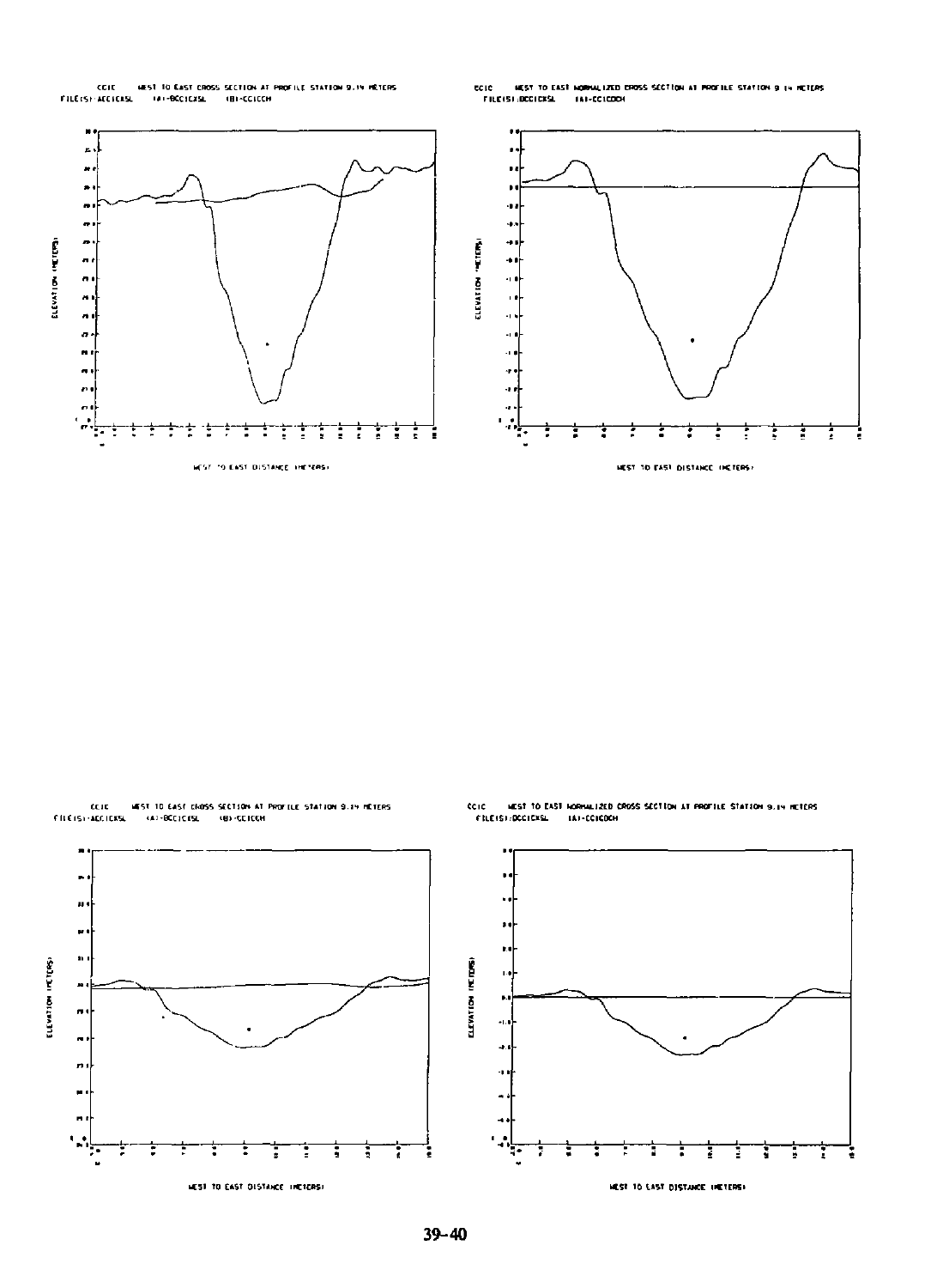CCIC WEST TO EAST CROSS SECTION AT PROFILE STATION 9.14 METERS
FILE(S):ACCICXSL (A):BCCICXSL (B):CCICCH

ELEVATION (METERS)

WEST TO EAST DISTANCE (METERS)

CCIC WEST TO EAST NORMALIZED CROSS SECTION AT PROFILE STATION 9.14 METERS
FILE(S):DCCICXSL (A):CCICOCH

ELEVATION (METERS)

WEST TO EAST DISTANCE (METERS)

CCIC WEST TO EAST CROSS SECTION AT PROFILE STATION 9.14 METERS
FILE(S):ACCICXSL (A):BCCICXSL (B):CCICCH

ELEVATION (METERS)

WEST TO EAST DISTANCE (METERS)

CCIC WEST TO EAST NORMALIZED CROSS SECTION AT PROFILE STATION 9.14 METERS
FILE(S):DCCICXSL (A):CCICOCH

ELEVATION (METERS)

WEST TO EAST DISTANCE (METERS)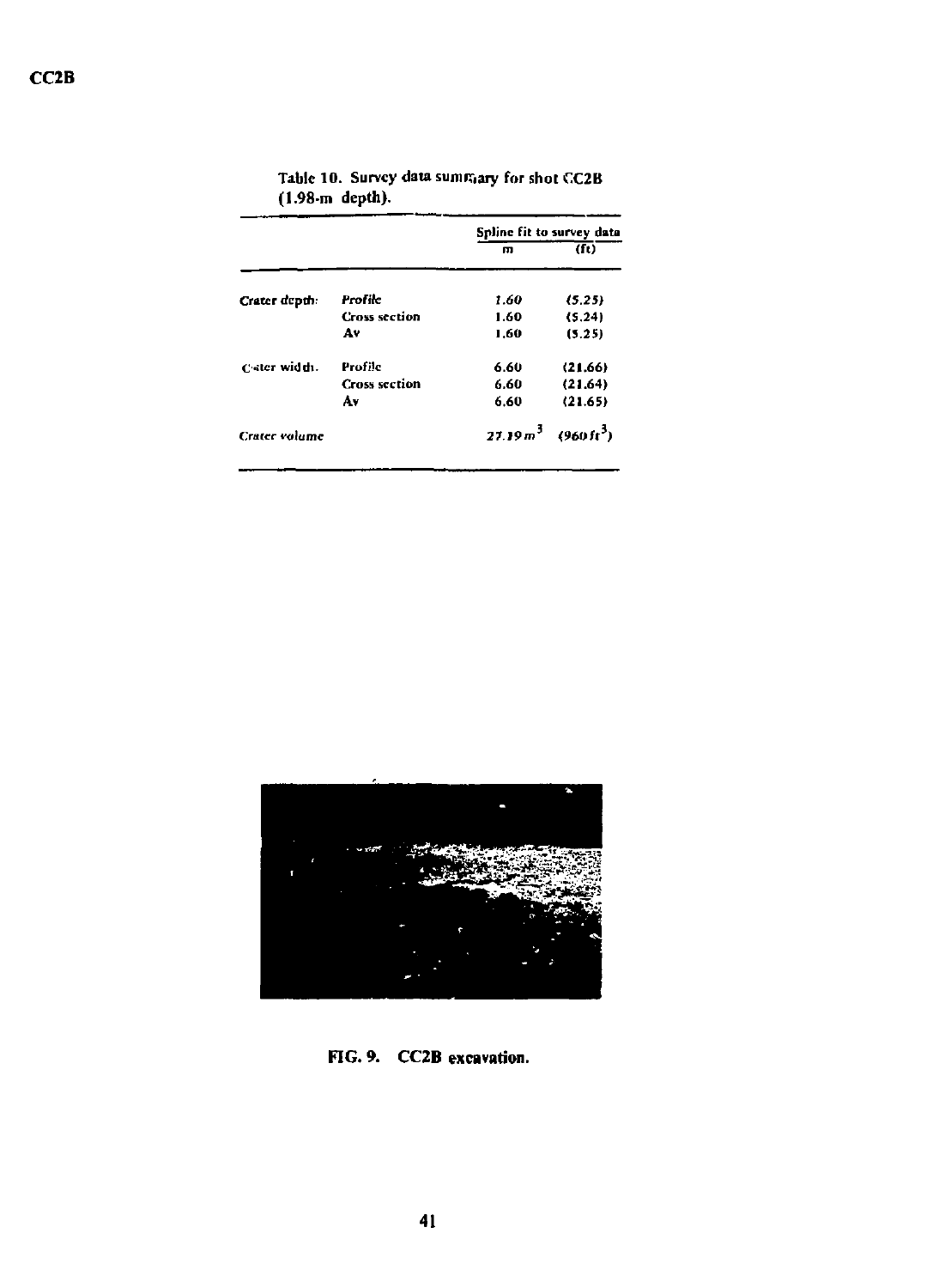CC2B

Table 10. Survey data summary for shot CC2B (1.98-m depth).

| | | Spline fit to survey data | |
|---|---|---|---|
| | | m | (ft) |
| Crater depth: | Profile | 1.60 | (5.25) |
| | Cross section | 1.60 | (5.24) |
| | Av | 1.60 | (5.25) |
| Crater width. | Profile | 6.60 | (21.66) |
| | Cross section | 6.60 | (21.64) |
| | Av | 6.60 | (21.65) |
| Crater volume | | 27.19 $m^3$ | (960 $ft^3$) |

FIG. 9. CC2B excavation.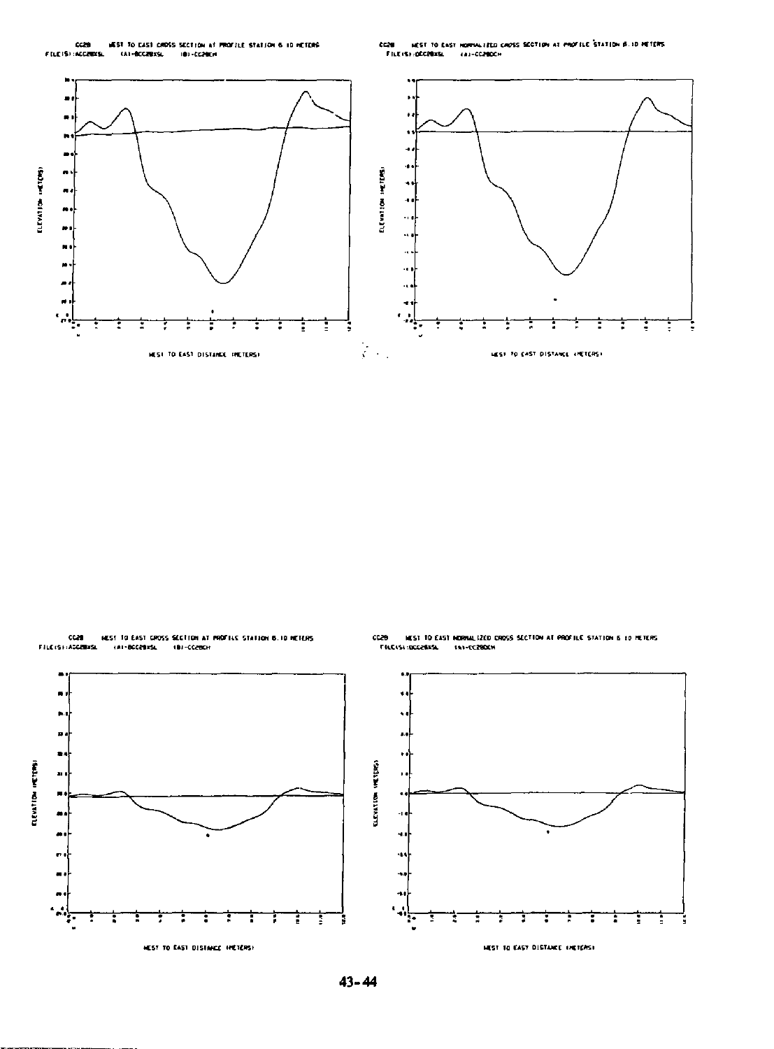CC28 WEST TO EAST CROSS SECTION AT PROFILE STATION 8.10 METERS
FILE(S):ACC28XSL (A)-BCC28XSL (B)-CC28CH

ELEVATION (METERS)

WEST TO EAST DISTANCE (METERS)

CC28 WEST TO EAST NORMALIZED CROSS SECTION AT PROFILE STATION 8.10 METERS
FILE(S):DCC28XSL (A)-CC28DCH

ELEVATION (METERS)

WEST TO EAST DISTANCE (METERS)

CC28 WEST TO EAST CROSS SECTION AT PROFILE STATION 8.10 METERS
FILE(S):ACC28XSL (A)-BCC28XSL (B)-CC28CH

ELEVATION (METERS)

WEST TO EAST DISTANCE (METERS)

CC28 WEST TO EAST NORMALIZED CROSS SECTION AT PROFILE STATION 8.10 METERS
FILE(S):DCC28XSL (A)-CC28DCH

ELEVATION (METERS)

WEST TO EAST DISTANCE (METERS)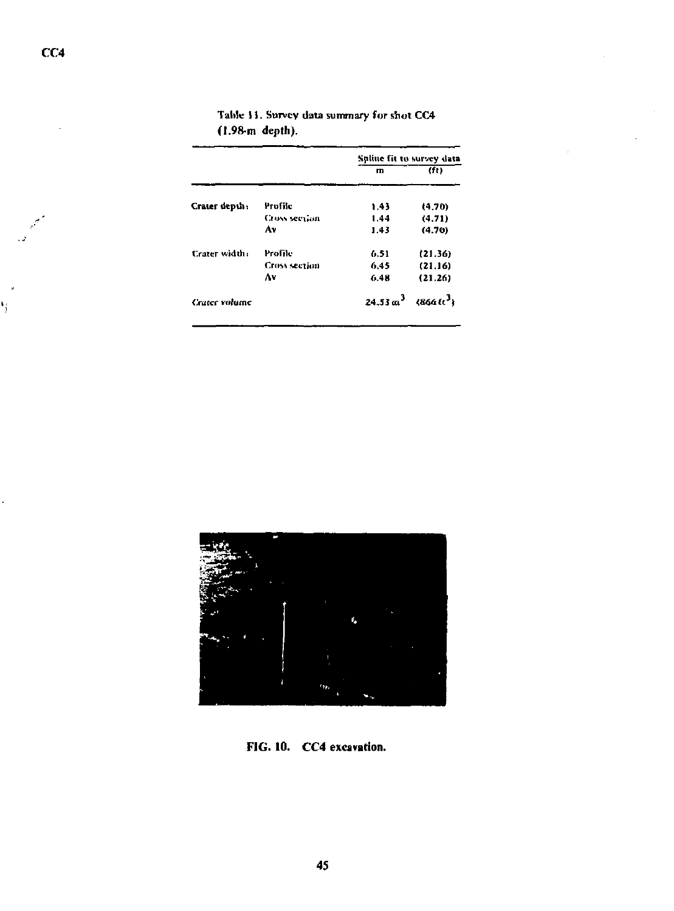CC4

Table 11. Survey data summary for shot CC4 (1.98-m depth).

| | | Spline fit to survey data | |
|---|---|---|---|
| | | m | (ft) |
| Crater depth: | Profile | 1.43 | (4.70) |
| | Cross section | 1.44 | (4.71) |
| | Av | 1.43 | (4.70) |
| Crater width: | Profile | 6.51 | (21.36) |
| | Cross section | 6.45 | (21.16) |
| | Av | 6.48 | (21.26) |
| Crater volume | | 24.53 $m^3$ | (866 $ft^3$) |

FIG. 10. CC4 excavation.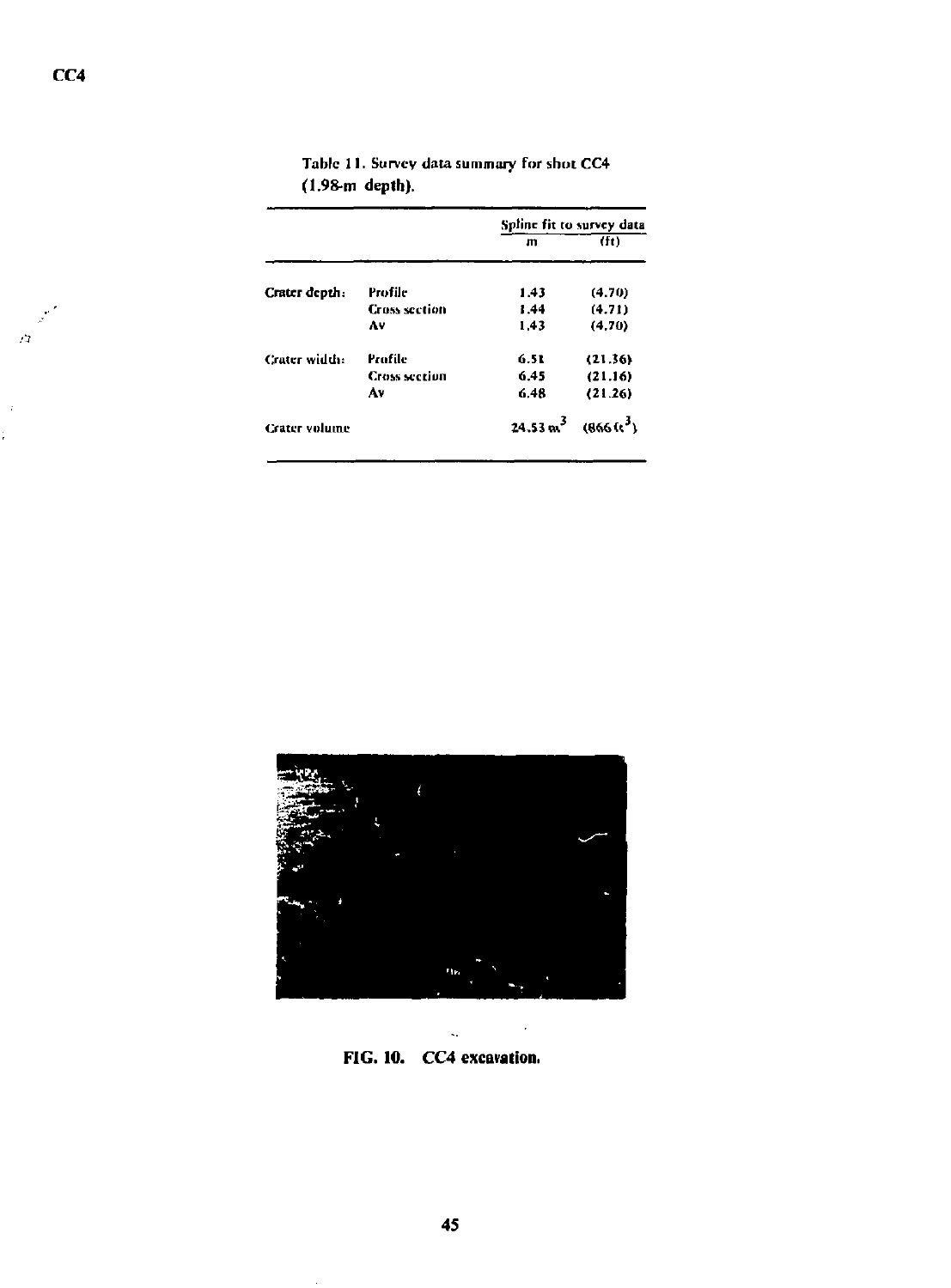Table 11. Survey data summary for shot CC4 (1.98-m depth).

| | | Spline fit to survey data | |
|---|---|---|---|
| | | m | (ft) |
| Crater depth: | Profile | 1.43 | (4.70) |
| | Cross section | 1.44 | (4.71) |
| | Av | 1.43 | (4.70) |
| Crater width: | Profile | 6.51 | (21.36) |
| | Cross section | 6.45 | (21.16) |
| | Av | 6.48 | (21.26) |
| Crater volume | | 24.53 $m^3$ | (866 $ft^3$) |

FIG. 10. CC4 excavation.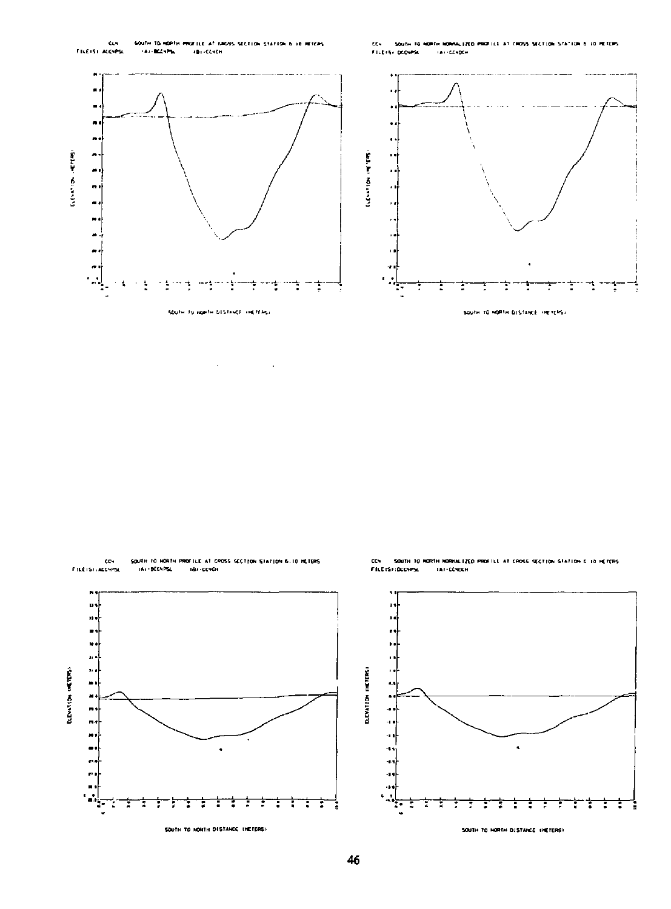CCN SOUTH TO NORTH PROFILE AT CROSS SECTION STATION 6.10 METERS
FILE(S): ACCNPSL (A)-BCCNPSL (B)-CCNOCH

ELEVATION (METERS)

SOUTH TO NORTH DISTANCE (METERS)

CCN SOUTH TO NORTH NORMALIZED PROFILE AT CROSS SECTION STATION 6.10 METERS
FILE(S): DCCNPSL (A)-CCNOCH

ELEVATION (METERS)

SOUTH TO NORTH DISTANCE (METERS)

CCN SOUTH TO NORTH PROFILE AT CROSS SECTION STATION 6.10 METERS
FILE(S): ACCNPSL (A)-BCCNPSL (B)-CCNOCH

ELEVATION (METERS)

SOUTH TO NORTH DISTANCE (METERS)

CCN SOUTH TO NORTH NORMALIZED PROFILE AT CROSS SECTION STATION 6.10 METERS
FILE(S): DCCNPSL (A)-CCNOCH

ELEVATION (METERS)

SOUTH TO NORTH DISTANCE (METERS)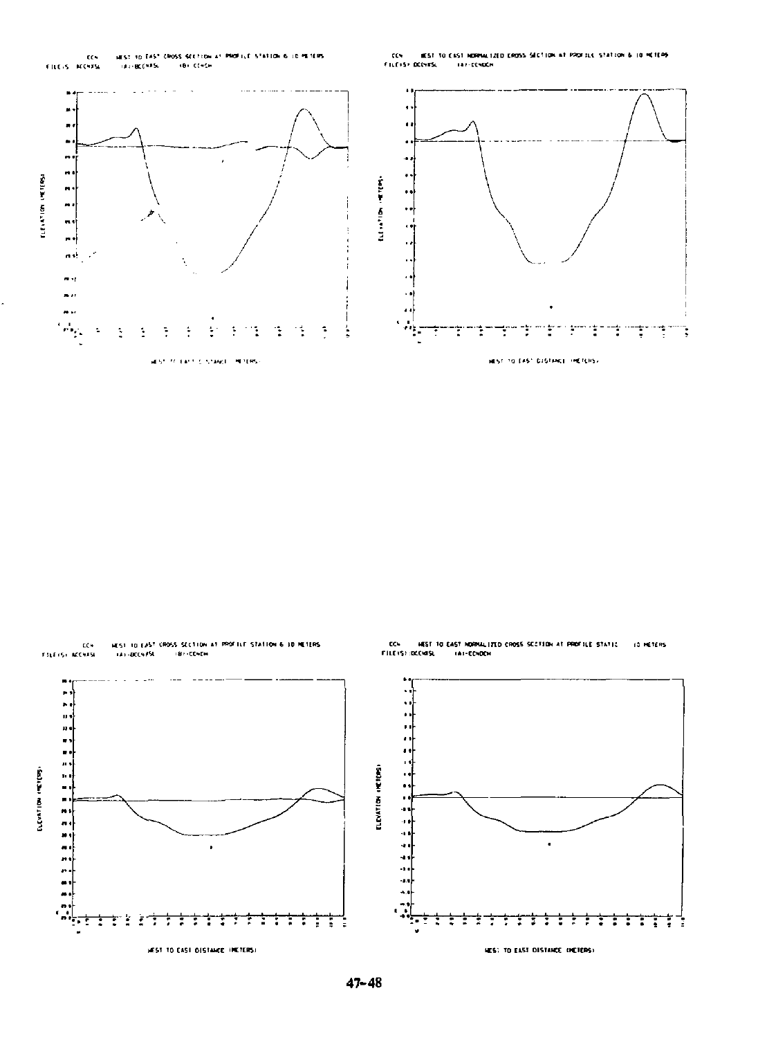CCH WEST TO EAST CROSS SECTION AT PROFILE STATION 6 10 METERS
FILE(S) ACCHASL (A)-DCCHASL (B)-CCHCH

ELEVATION (METERS)

WEST TO EAST DISTANCE (METERS)

CCH WEST TO EAST NORMALIZED CROSS SECTION AT PROFILE STATION 6 10 METERS
FILE(S) DCCHSL (A)-CCHDCH

ELEVATION (METERS)

WEST TO EAST DISTANCE (METERS)

CCH WEST TO EAST CROSS SECTION AT PROFILE STATION 6 10 METERS
FILE(S) ACCHASL (A)-DCCHASL (B)-CCHCH

ELEVATION (METERS)

WEST TO EAST DISTANCE (METERS)

CCH WEST TO EAST NORMALIZED CROSS SECTION AT PROFILE STATIC 10 METERS
FILE(S) DCCHSL (A)-CCHDCH

ELEVATION (METERS)

WEST TO EAST DISTANCE (METERS)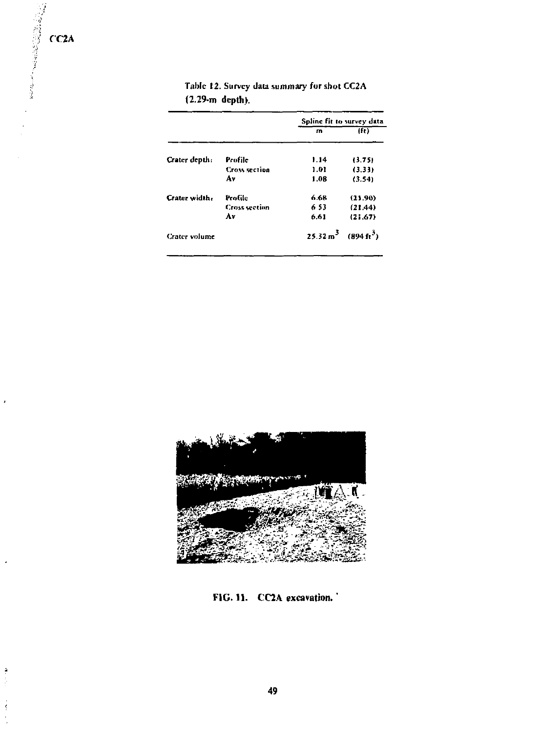CC2A

Table 12. Survey data summary for shot CC2A (2.29-m depth).

| | | Spline fit to survey data | |
|---|---|---|---|
| | | m | (ft) |
| Crater depth: | Profile | 1.14 | (3.75) |
| | Cross section | 1.01 | (3.33) |
| | Av | 1.08 | (3.54) |
| Crater width: | Profile | 6.68 | (21.90) |
| | Cross section | 6.53 | (21.44) |
| | Av | 6.61 | (21.67) |
| Crater volume | | 25.32 $m^3$ | (894 $ft^3$) |

FIG. 11. CC2A excavation.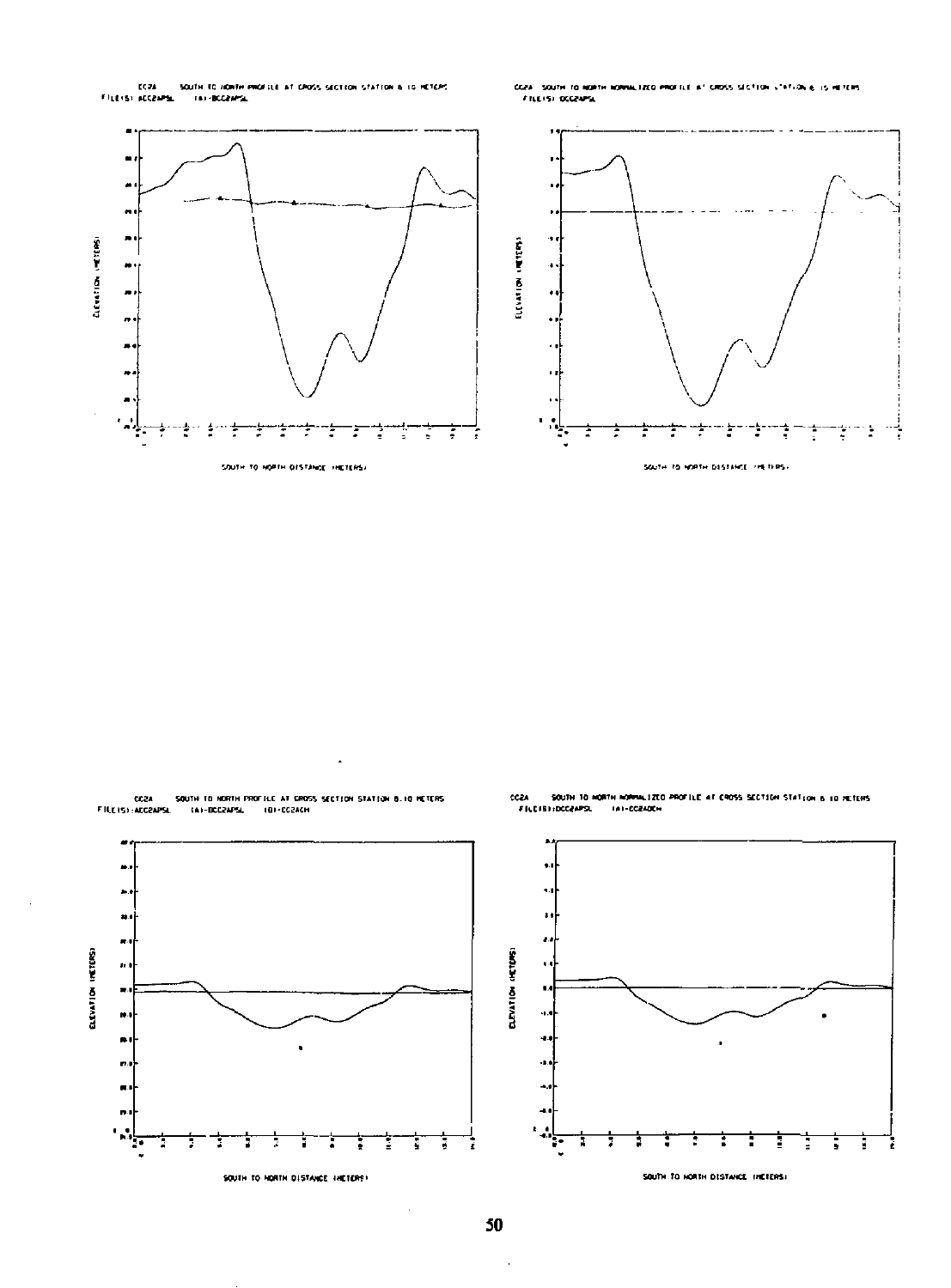CC2A SOUTH TO NORTH PROFILE AT CROSS SECTION STATION 6 10 METERS
FILE(S) ACC2APSL (A)-BCC2APSL

ELEVATION (METERS)

SOUTH TO NORTH DISTANCE (METERS)

CC2A SOUTH TO NORTH NORMALIZED PROFILE AT CROSS SECTION STATION 6 15 METERS
FILE(S) OCC2APSL

ELEVATION (METERS)

SOUTH TO NORTH DISTANCE (METERS)

CC2A SOUTH TO NORTH PROFILE AT CROSS SECTION STATION 6.10 METERS
FILE(S):ACC2APSL (A)-BCC2APSL (B)-CC2ACH

ELEVATION (METERS)

SOUTH TO NORTH DISTANCE (METERS)

CC2A SOUTH TO NORTH NORMALIZED PROFILE AT CROSS SECTION STATION 6 10 METERS
FILE(S):DCC2APSL (A)-CC2ADCH

ELEVATION (METERS)

SOUTH TO NORTH DISTANCE (METERS)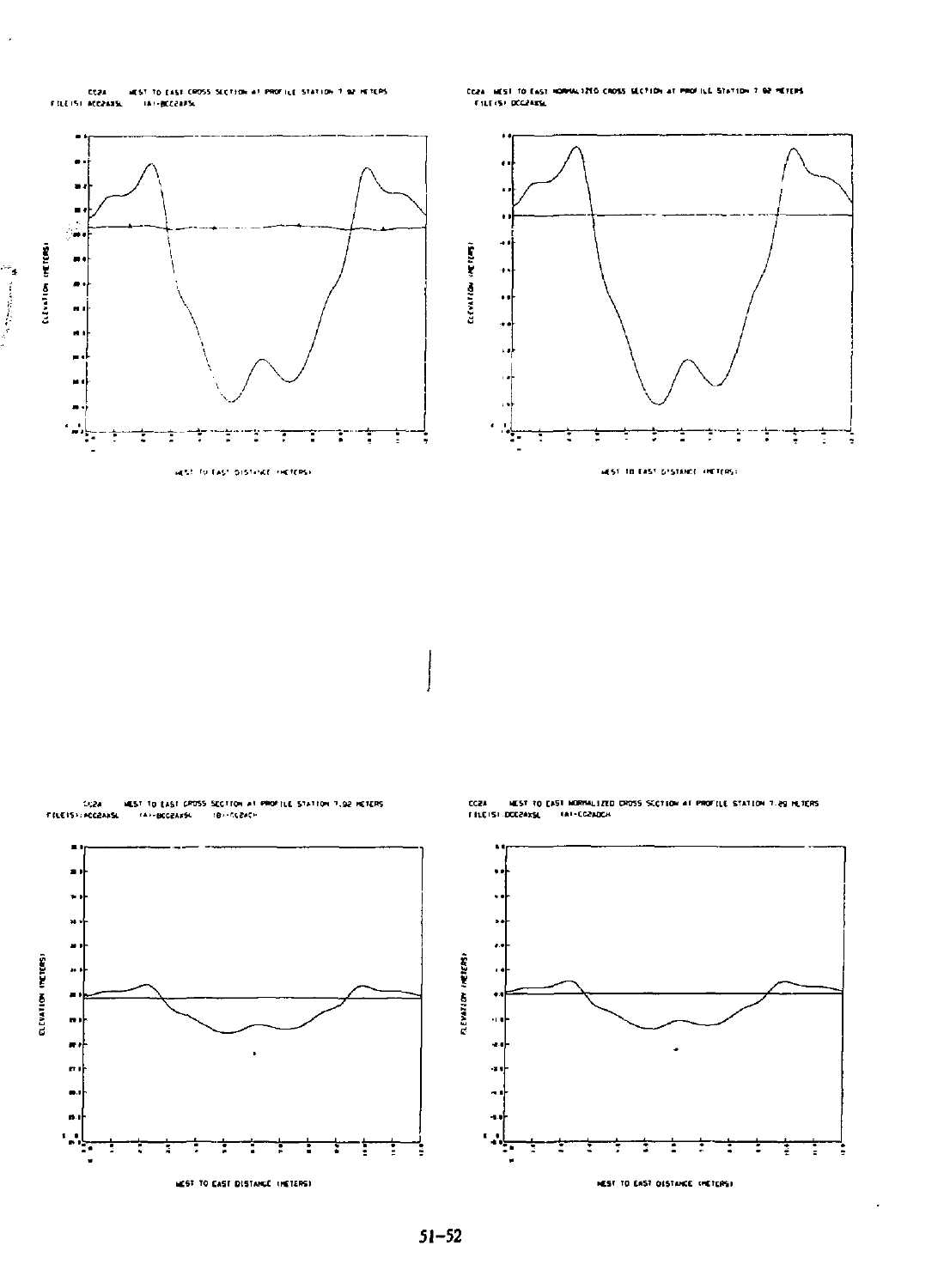CC2A WEST TO EAST CROSS SECTION AT PROFILE STATION 7.92 METERS
FILE(S) ACC2AXSL (A)-BCC2AXSL

CC2A WEST TO EAST NORMALIZED CROSS SECTION AT PROFILE STATION 7.92 METERS
FILE(S) DCC2AXSL

CC2A WEST TO EAST CROSS SECTION AT PROFILE STATION 7.92 METERS
FILE(S) ACC2AXSL (A)-BCC2AXSL (B)-CC2ACH

CC2A WEST TO EAST NORMALIZED CROSS SECTION AT PROFILE STATION 7.89 METERS
FILE(S) DCC2AXSL (A)-CC2ADCH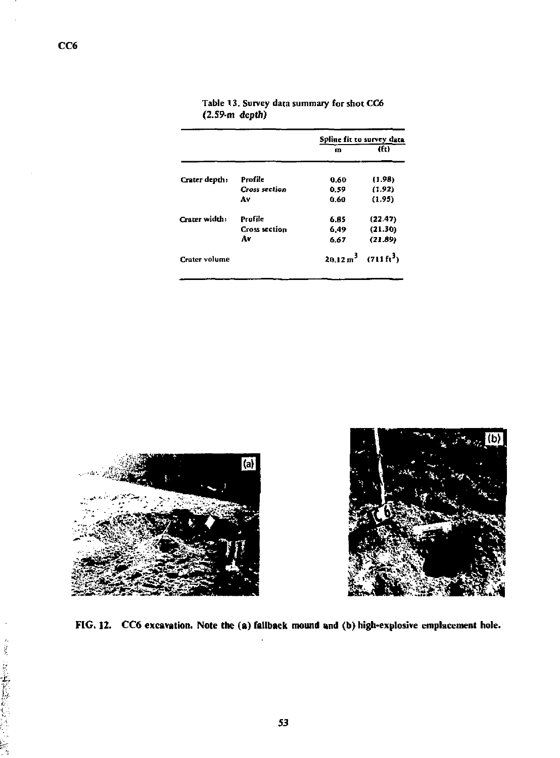Table 13. Survey data summary for shot CC6 (2.59-m *depth*)

| | | Spline fit to survey data | |
|---|---|---|---|
| | | m | (ft) |
| Crater depth: | Profile | 0.60 | (1.98) |
| | *Cross section* | 0.59 | (1.92) |
| | Av | 0.60 | (1.95) |
| Crater width: | Profile | 6.85 | (22.47) |
| | Cross section | 6.49 | (21.30) |
| | Av | 6.67 | (21.89) |
| Crater volume | | $20.12\ m^3$ | $(711\ ft^3)$ |

FIG. 12. CC6 excavation. Note the (a) fallback mound and (b) high-explosive emplacement hole.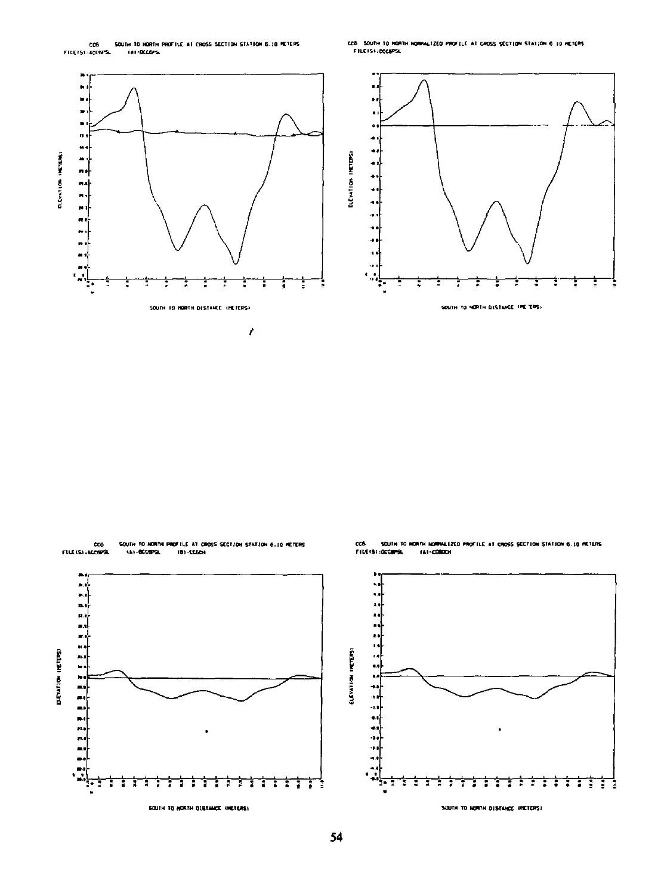CCB SOUTH TO NORTH PROFILE AT CROSS SECTION STATION 6.10 METERS
FILE(S): ACCBPSL (A)-BCCBPSL

CCB SOUTH TO NORTH NORMALIZED PROFILE AT CROSS SECTION STATION 6.10 METERS
FILE(S): OCCBPSL

CCB SOUTH TO NORTH PROFILE AT CROSS SECTION STATION 6.10 METERS
FILE(S): ACCBPSL (A)-BCCBPSL (B)-CCBCH

CCB SOUTH TO NORTH NORMALIZED PROFILE AT CROSS SECTION STATION 6.10 METERS
FILE(S): OCCBPSL (A)-COBCH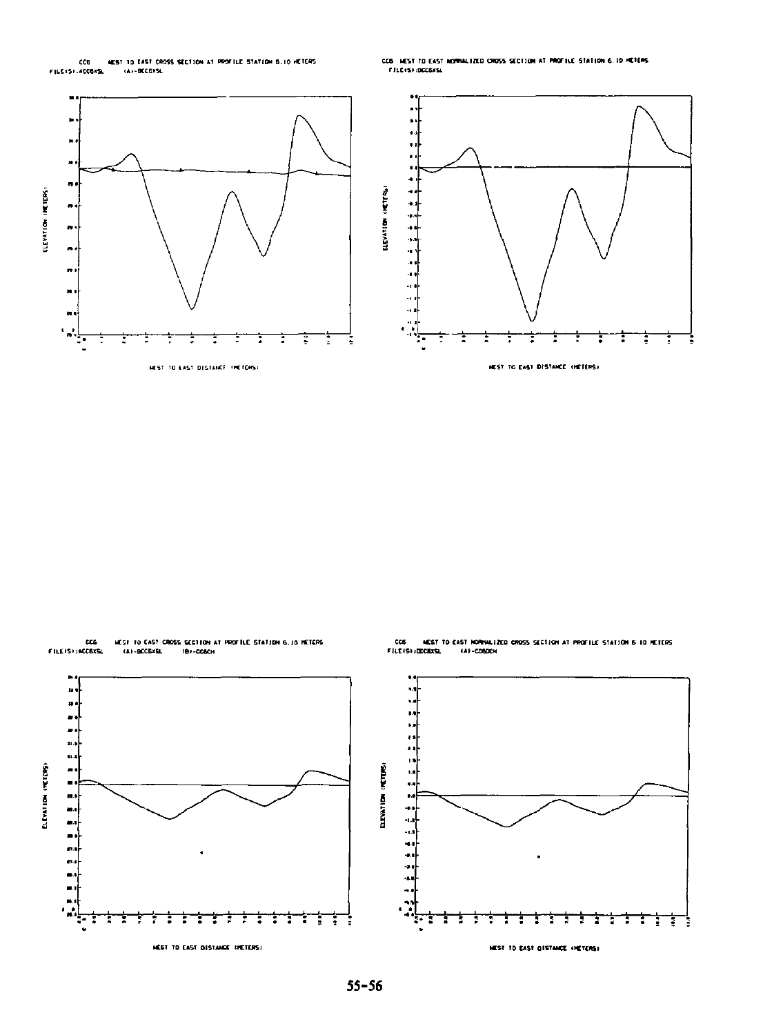CC6 WEST TO EAST CROSS SECTION AT PROFILE STATION 6.10 METERS
FILE(S):ACC6XSL (A)-BCC6XSL

ELEVATION (METERS)

WEST TO EAST DISTANCE (METERS)

CC6 WEST TO EAST NORMALIZED CROSS SECTION AT PROFILE STATION 6.10 METERS
FILE(S):DCC6XSL

ELEVATION (METERS)

WEST TO EAST DISTANCE (METERS)

CC6 WEST TO EAST CROSS SECTION AT PROFILE STATION 6.10 METERS
FILE(S):ACC6XSL (A)-BCC6XSL (B)-CC6CH

ELEVATION (METERS)

WEST TO EAST DISTANCE (METERS)

CC6 WEST TO EAST NORMALIZED CROSS SECTION AT PROFILE STATION 6.10 METERS
FILE(S):DCC6XSL (A)-CC6DCH

ELEVATION (METERS)

WEST TO EAST DISTANCE (METERS)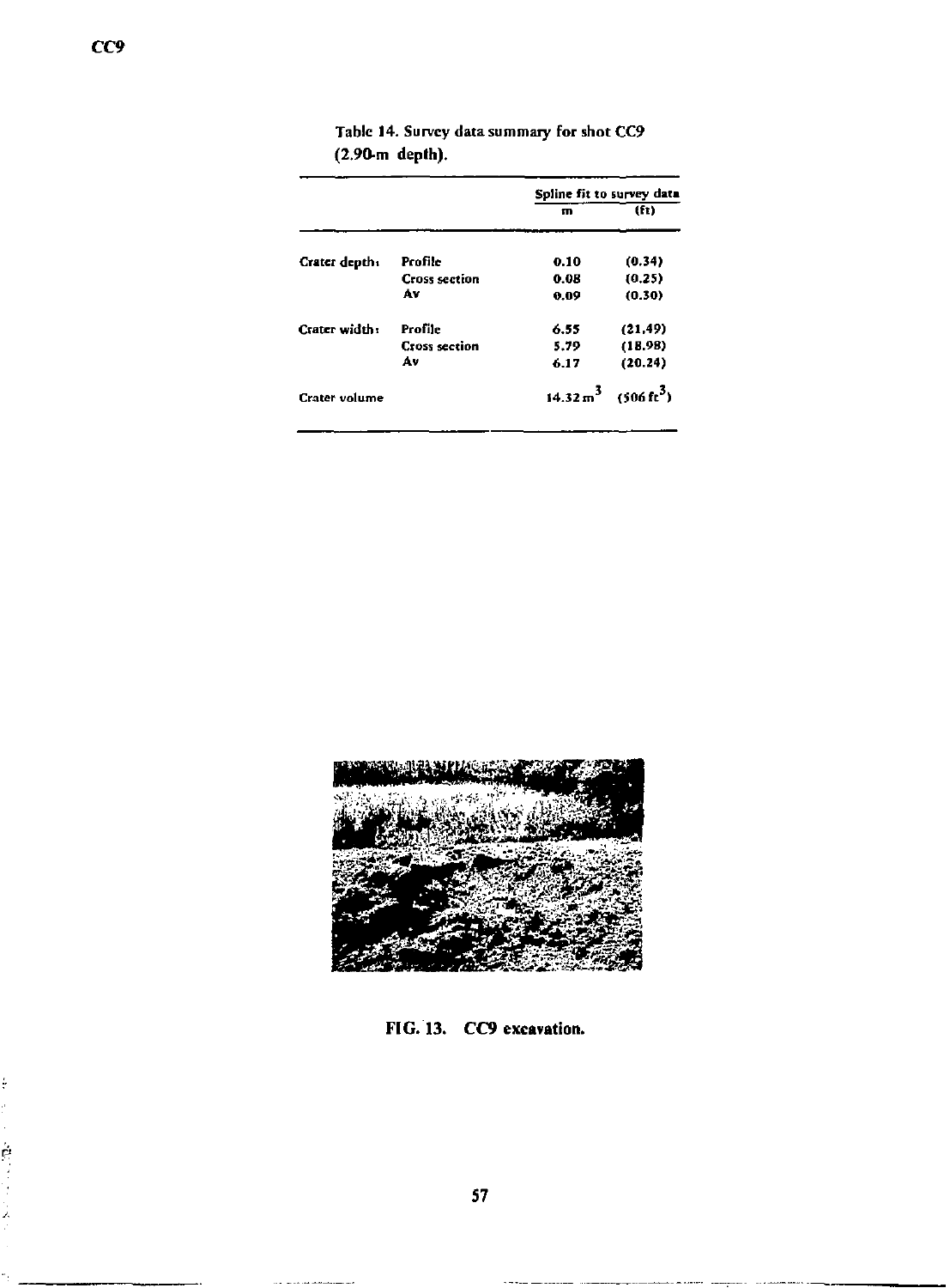Table 14. Survey data summary for shot CC9 (2.90-m depth).

| | | Spline fit to survey data | |
|---|---|---|---|
| | | m | (ft) |
| Crater depth: | Profile | 0.10 | (0.34) |
| | Cross section | 0.08 | (0.25) |
| | Av | 0.09 | (0.30) |
| Crater width: | Profile | 6.55 | (21.49) |
| | Cross section | 5.79 | (18.98) |
| | Av | 6.17 | (20.24) |
| Crater volume | | $14.32\ m^3$ | $(506\ ft^3)$ |

FIG. 13. CC9 excavation.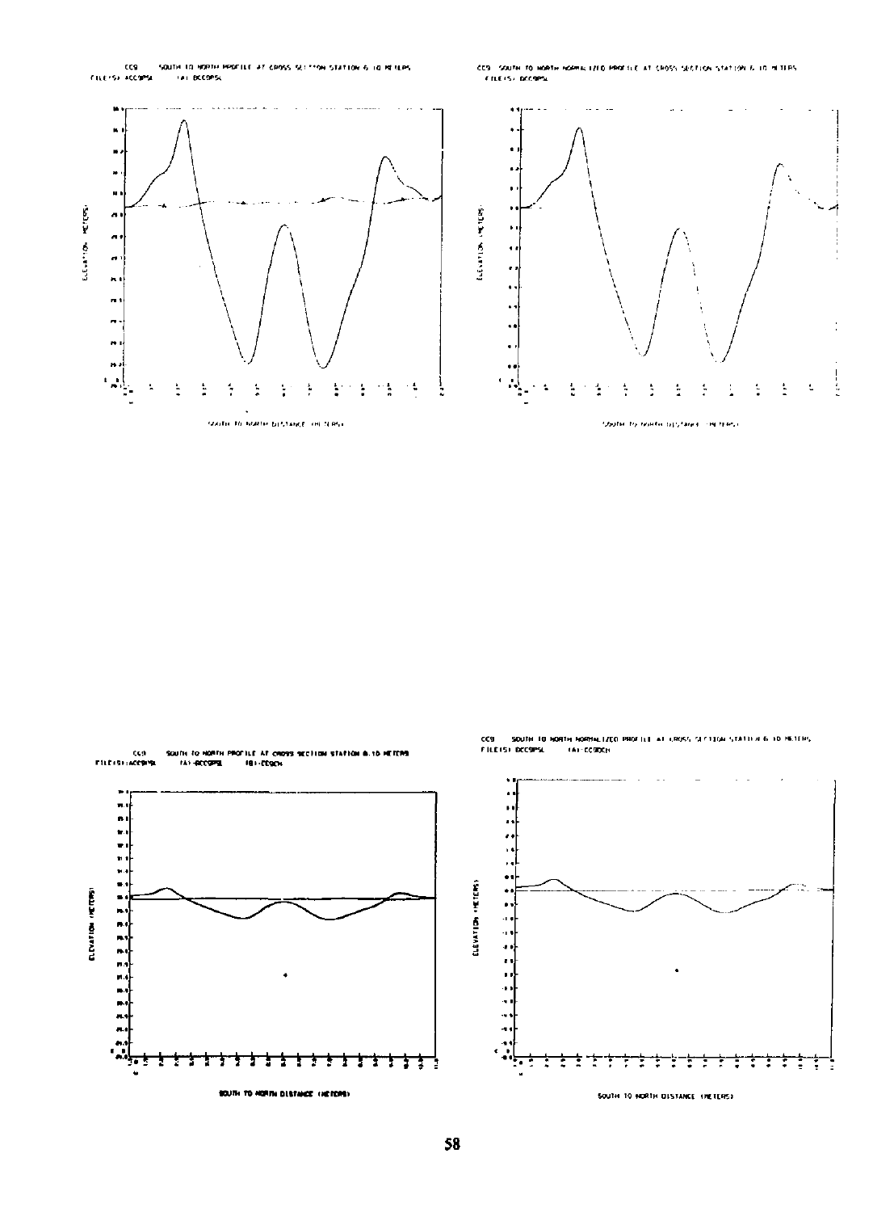CC9 SOUTH TO NORTH PROFILE AT CROSS SECTION STATION 6.10 METERS
FILE(S): ACC9PSL (A): BCC9PSL

ELEVATION (METERS)

SOUTH TO NORTH DISTANCE (METERS)

CC9 SOUTH TO NORTH NORMALIZED PROFILE AT CROSS SECTION STATION 6.10 METERS
FILE(S): BCC9PSL

ELEVATION (METERS)

SOUTH TO NORTH DISTANCE (METERS)

CC9 SOUTH TO NORTH PROFILE AT CROSS SECTION STATION 6.10 METERS
FILE(S): ACC9PSL (A): BCC9PSL (B): CC9DCH

ELEVATION (METERS)

SOUTH TO NORTH DISTANCE (METERS)

CC9 SOUTH TO NORTH NORMALIZED PROFILE AT CROSS SECTION STATION 6.10 METERS
FILE(S): DCC9PSL (A): CC9DCH

ELEVATION (METERS)

SOUTH TO NORTH DISTANCE (METERS)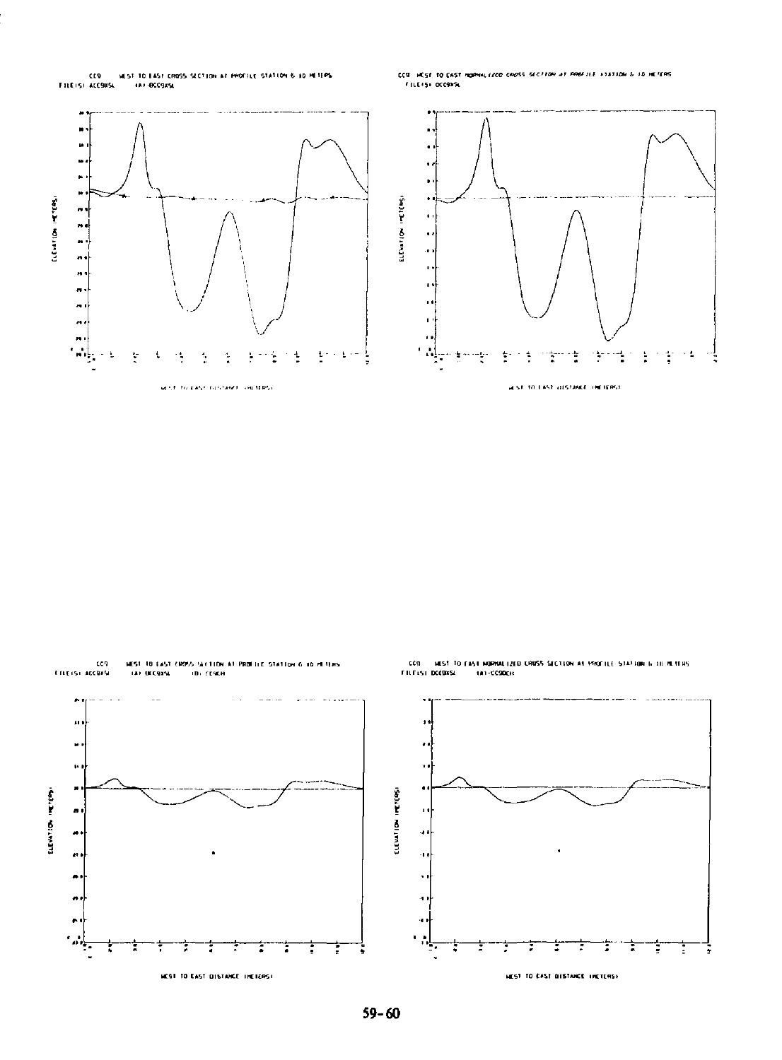CC9 WEST TO EAST CROSS SECTION AT PROFILE STATION 6.10 METERS
FILE(S) ACC9XSL (A) BCC9XSL

ELEVATION (METERS)

WEST TO EAST DISTANCE (METERS)

CC9 WEST TO EAST NORMALIZED CROSS SECTION AT PROFILE STATION 6.10 METERS
FILE(S) DCC9XSL

ELEVATION (METERS)

WEST TO EAST DISTANCE (METERS)

CC9 WEST TO EAST CROSS SECTION AT PROFILE STATION 6.10 METERS
FILE(S) ACC9XSL (A) BCC9XSL (B) CC9CH

ELEVATION (METERS)

WEST TO EAST DISTANCE (METERS)

CC9 WEST TO EAST NORMALIZED CROSS SECTION AT PROFILE STATION 6.10 METERS
FILE(S) DCC9XSL (A) CC9DCH

ELEVATION (METERS)

WEST TO EAST DISTANCE (METERS)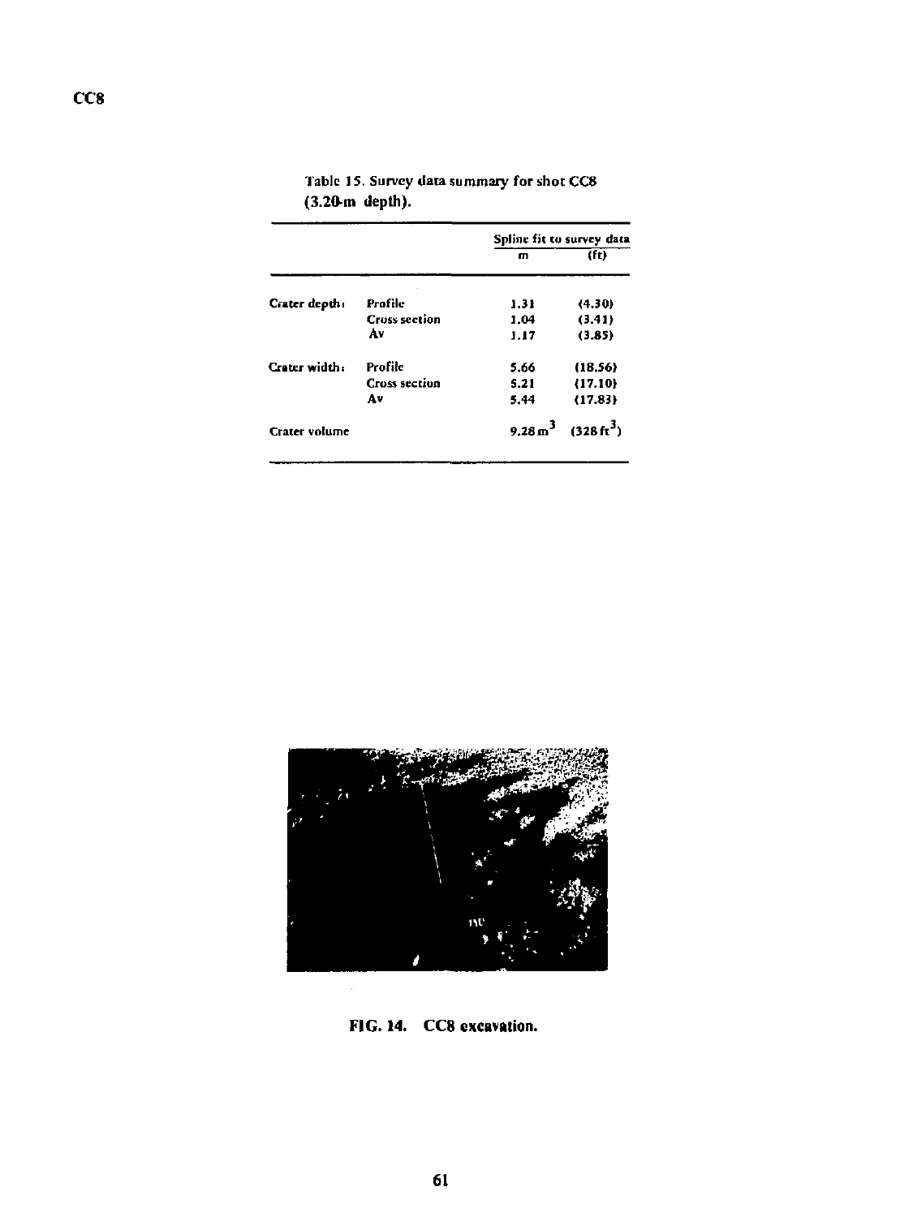CC8

Table 15. Survey data summary for shot CC8 (3.20-m depth).

| | | Spline fit to survey data | |
|---|---|---|---|
| | | m | (ft) |
| Crater depth: | Profile | 1.31 | (4.30) |
| | Cross section | 1.04 | (3.41) |
| | Av | 1.17 | (3.85) |
| Crater width: | Profile | 5.66 | (18.56) |
| | Cross section | 5.21 | (17.10) |
| | Av | 5.44 | (17.83) |
| Crater volume | | 9.28 $m^3$ | (328 $ft^3$) |

FIG. 14. CC8 excavation.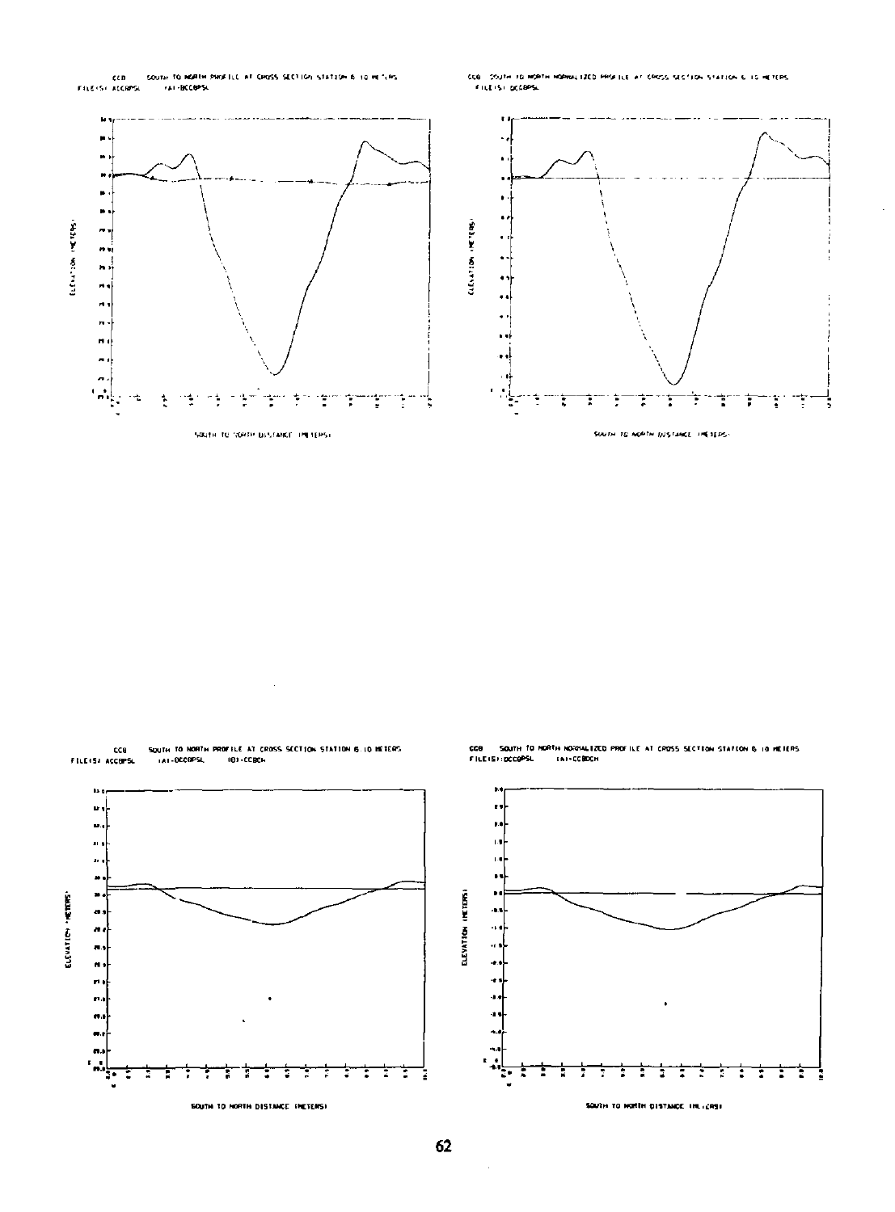CCB SOUTH TO NORTH PROFILE AT CROSS SECTION STATION 6.10 METERS
FILE(S) ACCBPSL (A)-BCCBPSL

ELEVATION (METERS)

SOUTH TO NORTH DISTANCE (METERS)

CCB SOUTH TO NORTH NORMALIZED PROFILE AT CROSS SECTION STATION 6.10 METERS
FILE(S) BCCBPSL

ELEVATION (METERS)

SOUTH TO NORTH DISTANCE (METERS)

CCB SOUTH TO NORTH PROFILE AT CROSS SECTION STATION 6.10 METERS
FILE(S) ACCBPSL (A)-BCCBPSL (B)-CCBCH

ELEVATION (METERS)

SOUTH TO NORTH DISTANCE (METERS)

CCB SOUTH TO NORTH NORMALIZED PROFILE AT CROSS SECTION STATION 6.10 METERS
FILE(S) BCCBPSL (A)-CCBCH

ELEVATION (METERS)

SOUTH TO NORTH DISTANCE (METERS)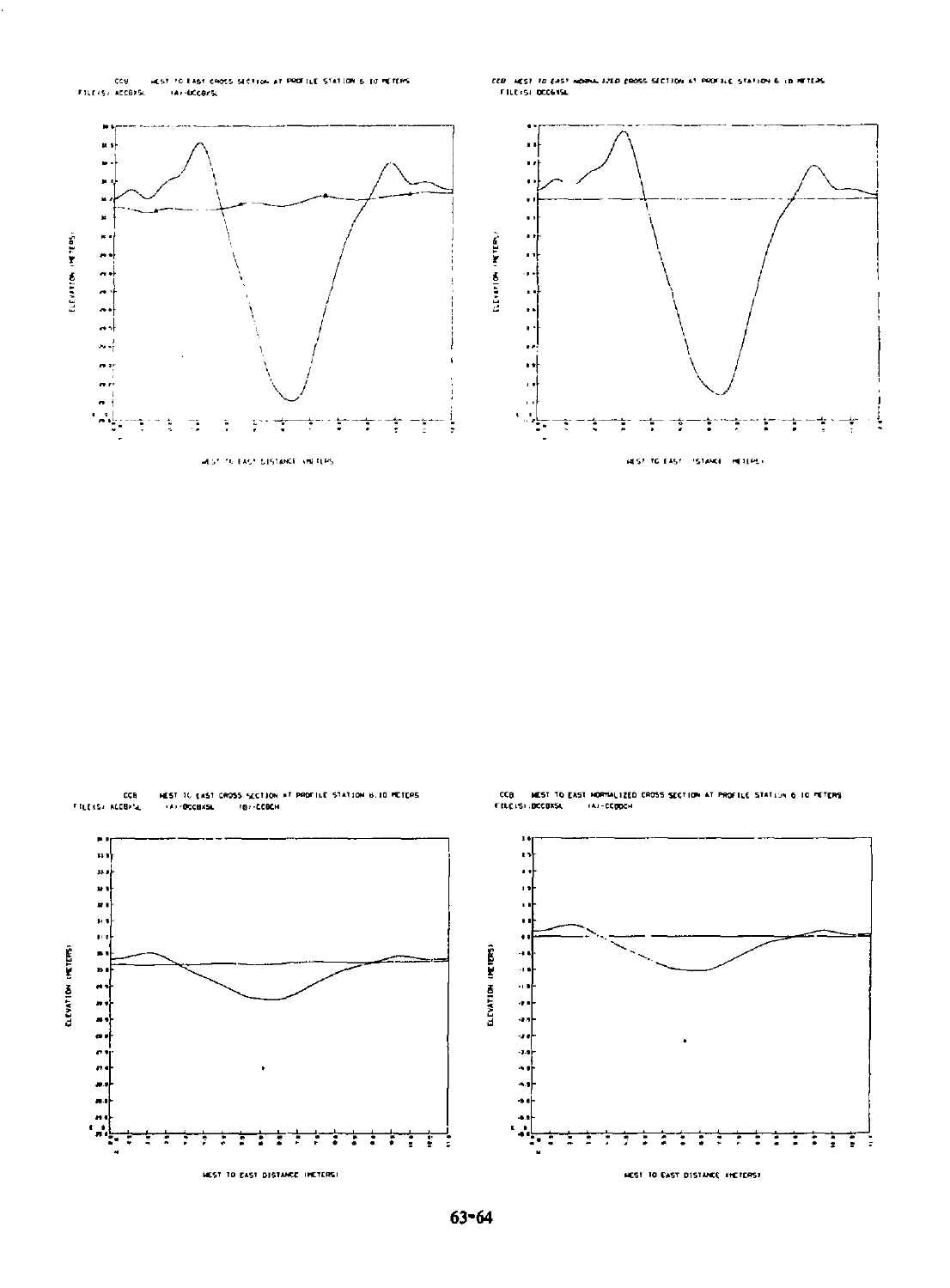CCB WEST TO EAST CROSS SECTION AT PROFILE STATION 6.10 METERS
FILE(S) ACCBXSL (A)-DCCBXSL

ELEVATION (METERS)

WEST TO EAST DISTANCE (METERS)

CCB WEST TO EAST NORMALIZED CROSS SECTION AT PROFILE STATION 6.10 METERS
FILE(S) DCCBXSL

ELEVATION (METERS)

WEST TO EAST DISTANCE (METERS)

CCB WEST TO EAST CROSS SECTION AT PROFILE STATION 6.10 METERS
FILE(S) ACCBXSL (A)-DCCBXSL (B)-CCBCH

ELEVATION (METERS)

WEST TO EAST DISTANCE (METERS)

CCB WEST TO EAST NORMALIZED CROSS SECTION AT PROFILE STATION 6.10 METERS
FILE(S) DCCBXSL (A)-CCBCH

ELEVATION (METERS)

WEST TO EAST DISTANCE (METERS)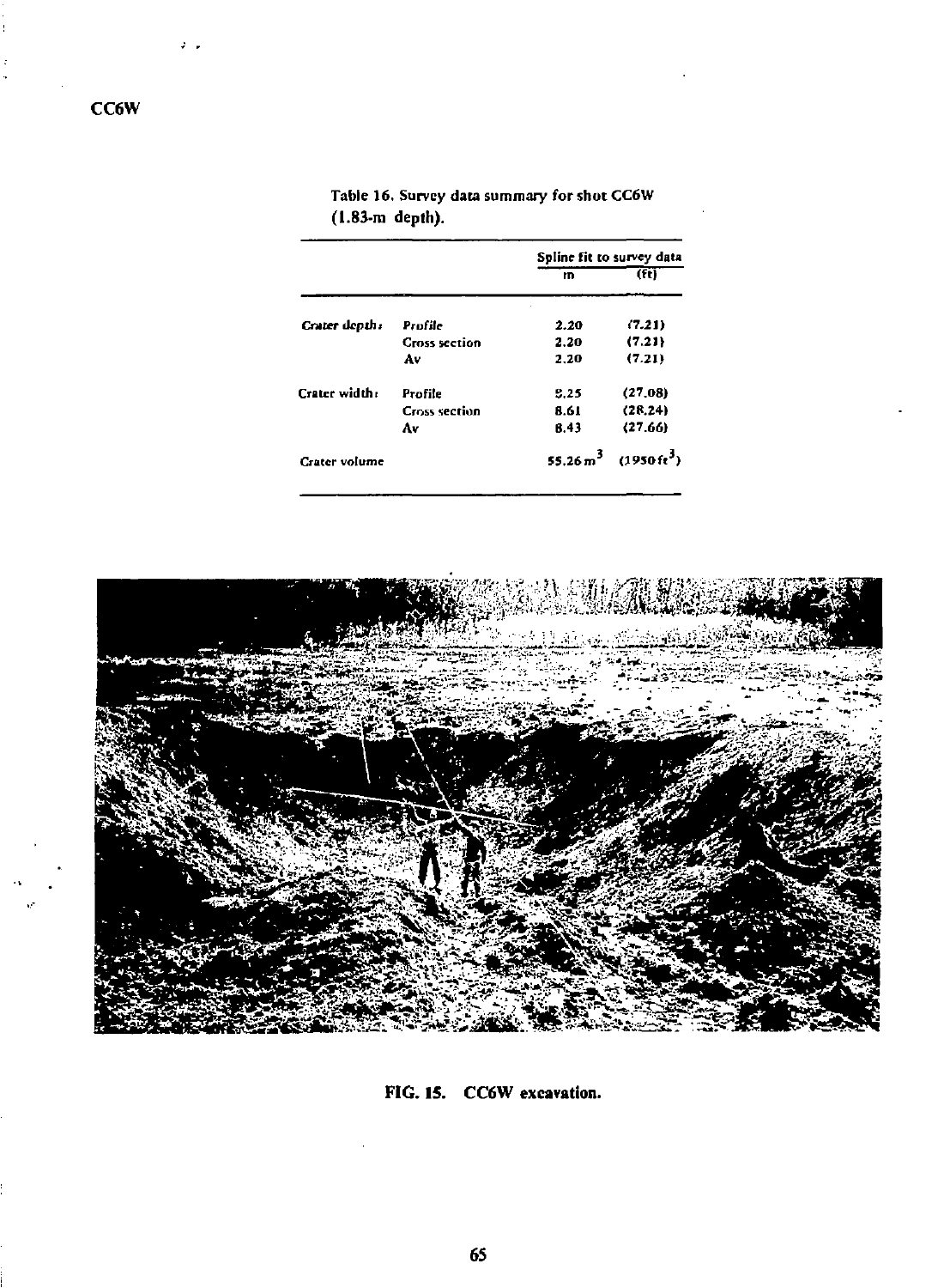CC6W

Table 16. Survey data summary for shot CC6W (1.83-m depth).

| | | Spline fit to survey data | |
|---|---|---|---|
| | | m | (ft) |
| *Crater depth:* | Profile | 2.20 | (7.21) |
| | Cross section | 2.20 | (7.21) |
| | Av | 2.20 | (7.21) |
| Crater width: | Profile | 8.25 | (27.08) |
| | Cross section | 8.61 | (28.24) |
| | Av | 8.43 | (27.66) |
| Crater volume | | $55.26\ m^3$ | ($1950\ ft^3$) |

**FIG. 15. CC6W excavation.**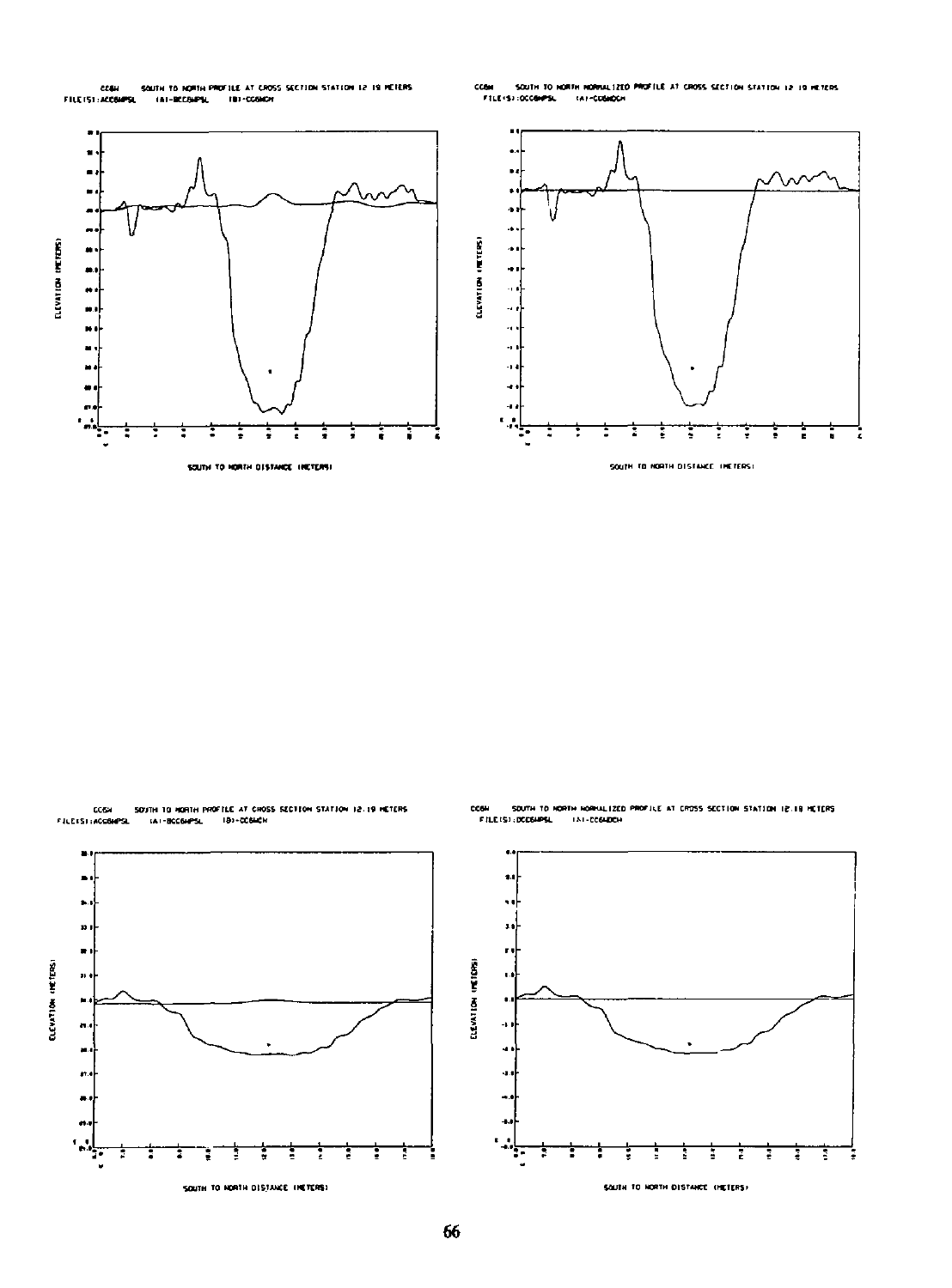CC6H SOUTH TO NORTH PROFILE AT CROSS SECTION STATION 12.19 METERS
FILE(S):ACC6HPSL (A)-BCC6HPSL (B)-CC6HCH

ELEVATION (METERS)

SOUTH TO NORTH DISTANCE (METERS)

CC6H SOUTH TO NORTH NORMALIZED PROFILE AT CROSS SECTION STATION 12.19 METERS
FILE(S):DCC6HPSL (A)-CC6HDCH

ELEVATION (METERS)

SOUTH TO NORTH DISTANCE (METERS)

CC6H SOUTH TO NORTH PROFILE AT CROSS SECTION STATION 12.19 METERS
FILE(S):ACC6HPSL (A)-BCC6HPSL (B)-CC6HCH

ELEVATION (METERS)

SOUTH TO NORTH DISTANCE (METERS)

CC6H SOUTH TO NORTH NORMALIZED PROFILE AT CROSS SECTION STATION 12.19 METERS
FILE(S):DCC6HPSL (A)-CC6HDCH

ELEVATION (METERS)

SOUTH TO NORTH DISTANCE (METERS)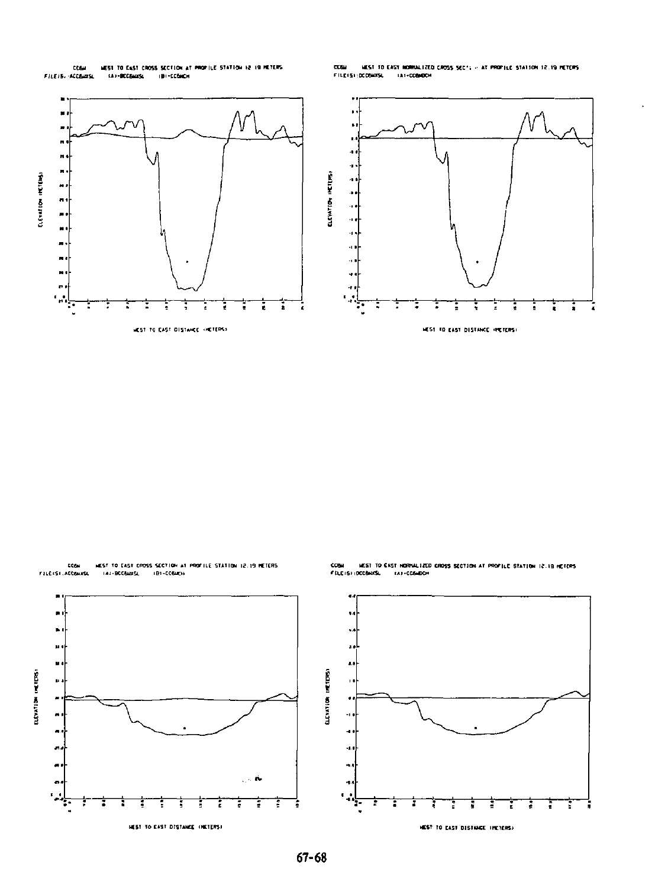CC6W WEST TO EAST CROSS SECTION AT PROFILE STATION 12.19 METERS
FILE(S): ACC6WXSL (A)-BCC6WXSL (B)-CC6WCH

ELEVATION (METERS)

WEST TO EAST DISTANCE (METERS)

CC6W WEST TO EAST NORMALIZED CROSS SECTION AT PROFILE STATION 12.19 METERS
FILE(S): DCC6WXSL (A)-CC6WDCH

ELEVATION (METERS)

WEST TO EAST DISTANCE (METERS)

CC6W WEST TO EAST CROSS SECTION AT PROFILE STATION 12.19 METERS
FILE(S): ACC6WXSL (A)-BCC6WXSL (B)-CC6WCH

ELEVATION (METERS)

WEST TO EAST DISTANCE (METERS)

CC6W WEST TO EAST NORMALIZED CROSS SECTION AT PROFILE STATION 12.19 METERS
FILE(S): DCC6WXSL (A)-CC6WDCH

ELEVATION (METERS)

WEST TO EAST DISTANCE (METERS)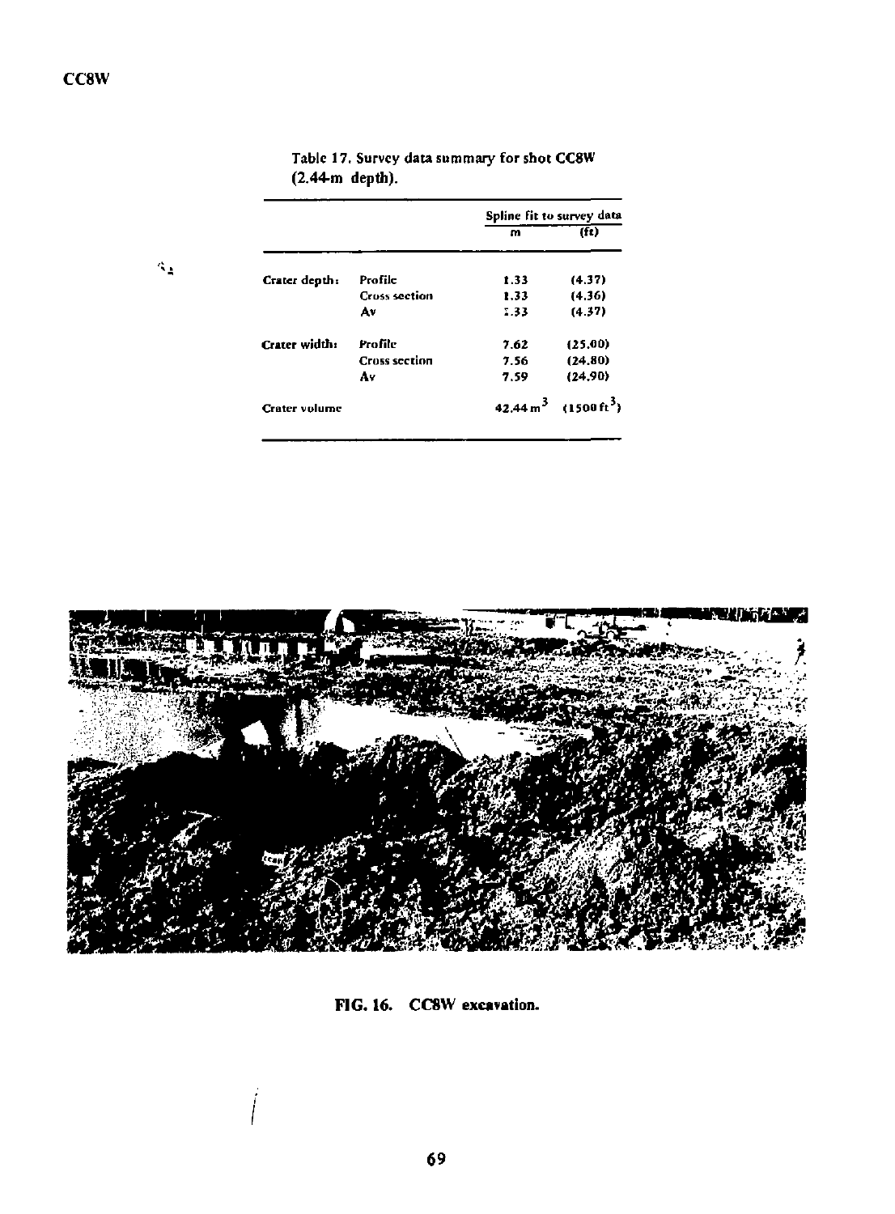CC8W

Table 17. Survey data summary for shot CC8W (2.44-m depth).

| | | Spline fit to survey data | |
|---|---|---|---|
| | | m | (ft) |
| Crater depth: | Profile | 1.33 | (4.37) |
| | Cross section | 1.33 | (4.36) |
| | Av | 1.33 | (4.37) |
| Crater width: | Profile | 7.62 | (25.00) |
| | Cross section | 7.56 | (24.80) |
| | Av | 7.59 | (24.90) |
| Crater volume | | 42.44 $m^3$ | (1500 $ft^3$) |

FIG. 16. CC8W excavation.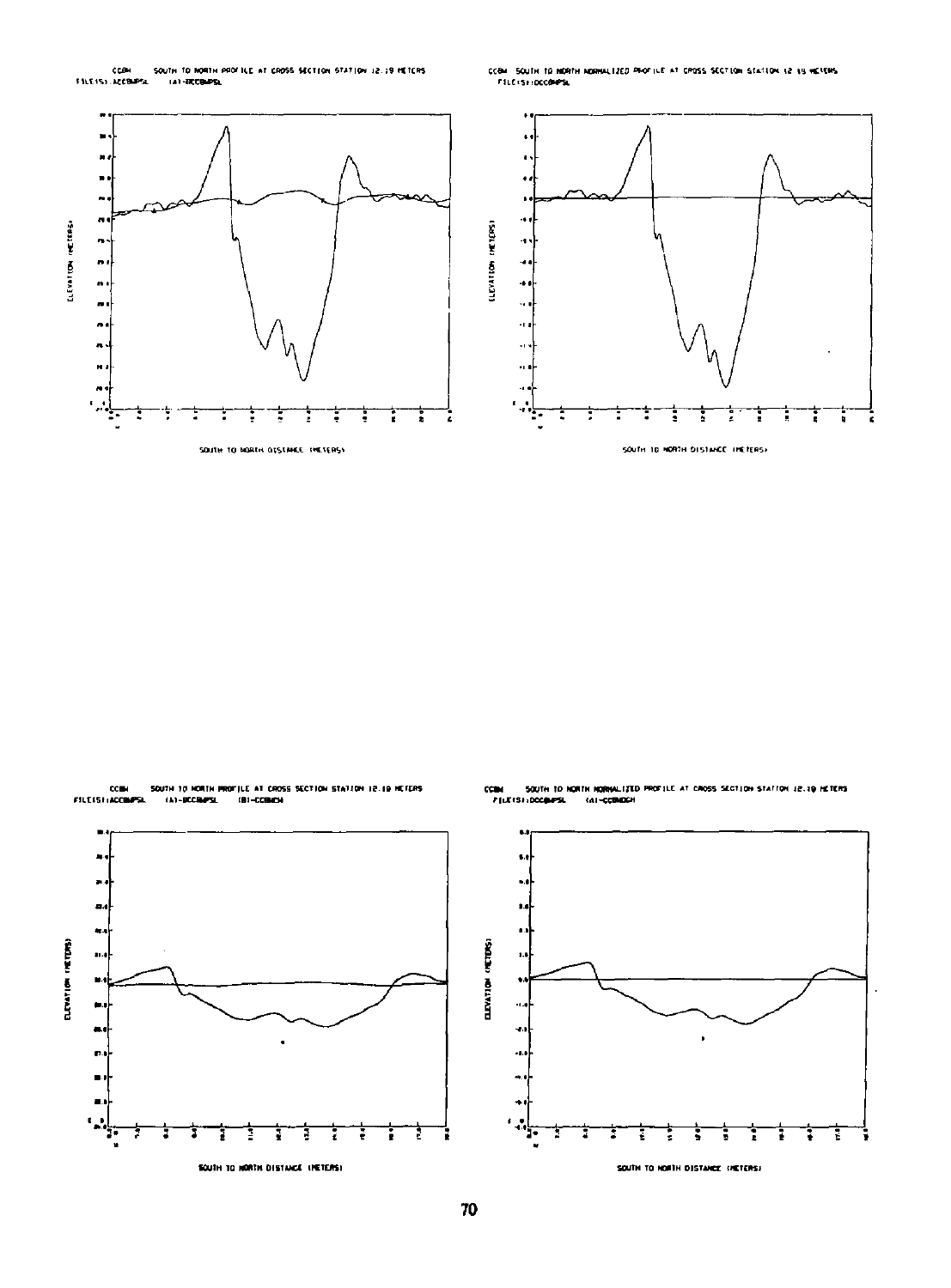CCBM SOUTH TO NORTH PROFILE AT CROSS SECTION STATION 12.19 METERS
FILE(S): ACCBMPSL (A)-BCCBMPSL

CCBM SOUTH TO NORTH NORMALIZED PROFILE AT CROSS SECTION STATION 12.19 METERS
FILE(S): DCCBMPSL

CCBM SOUTH TO NORTH PROFILE AT CROSS SECTION STATION 12.19 METERS
FILE(S): ACCBMPSL (A)-BCCBMPSL (B)-CCBMCH

CCBM SOUTH TO NORTH NORMALIZED PROFILE AT CROSS SECTION STATION 12.19 METERS
FILE(S): DCCBMPSL (A)-CCBMDCH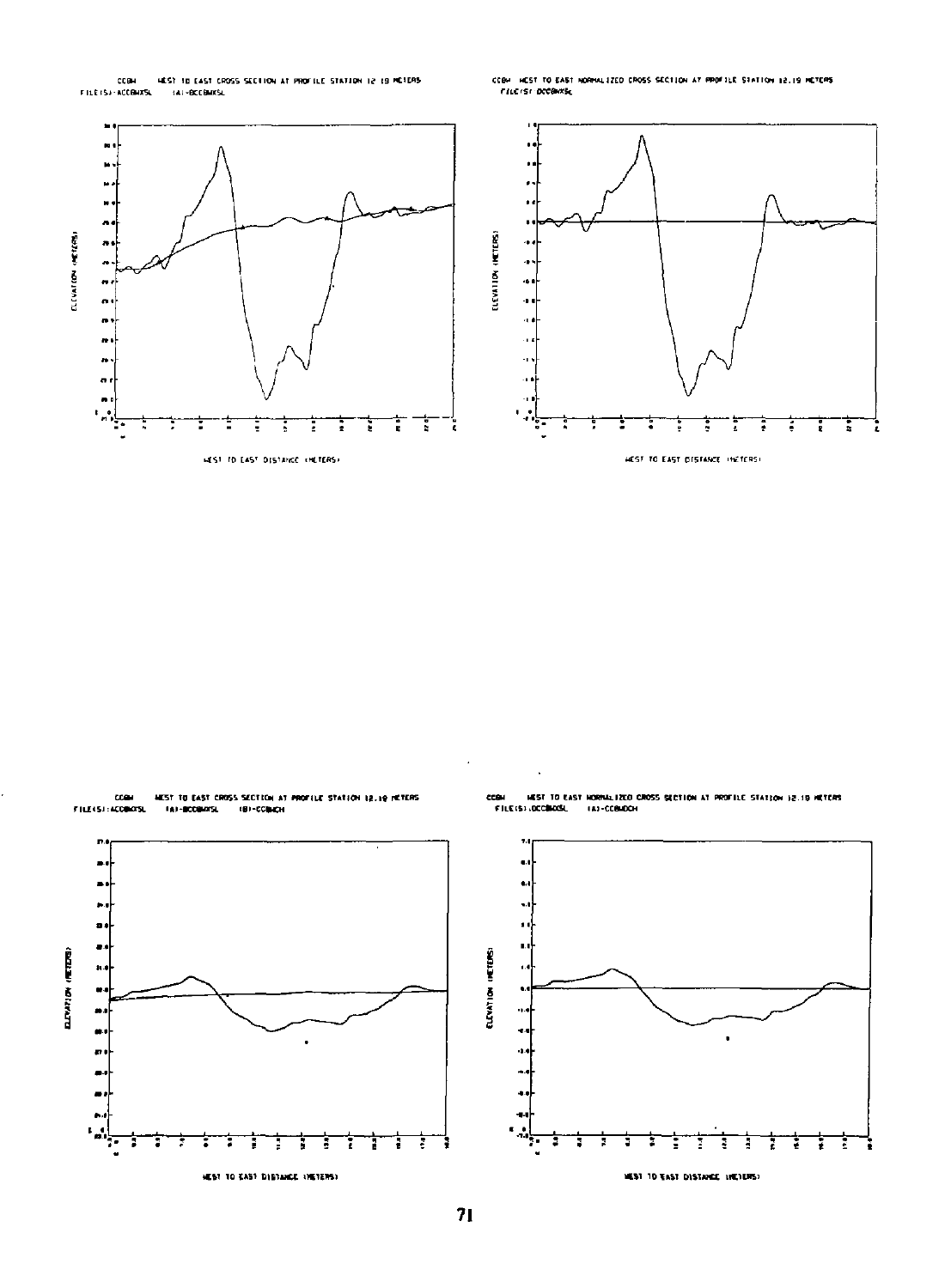CCBH WEST TO EAST CROSS SECTION AT PROFILE STATION 12.19 METERS
FILE(S):ACCBHXSL (A):BCCBHXSL

WEST TO EAST DISTANCE (METERS)

CCBH WEST TO EAST NORMALIZED CROSS SECTION AT PROFILE STATION 12.19 METERS
FILE(S):DCCBHXSL

WEST TO EAST DISTANCE (METERS)

CCBH WEST TO EAST CROSS SECTION AT PROFILE STATION 12.19 METERS
FILE(S):ACCBHXSL (A):BCCBHXSL (B):CCBHCH

WEST TO EAST DISTANCE (METERS)

CCBH WEST TO EAST NORMALIZED CROSS SECTION AT PROFILE STATION 12.19 METERS
FILE(S):DCCBHXSL (A):CCBHDCH

WEST TO EAST DISTANCE (METERS)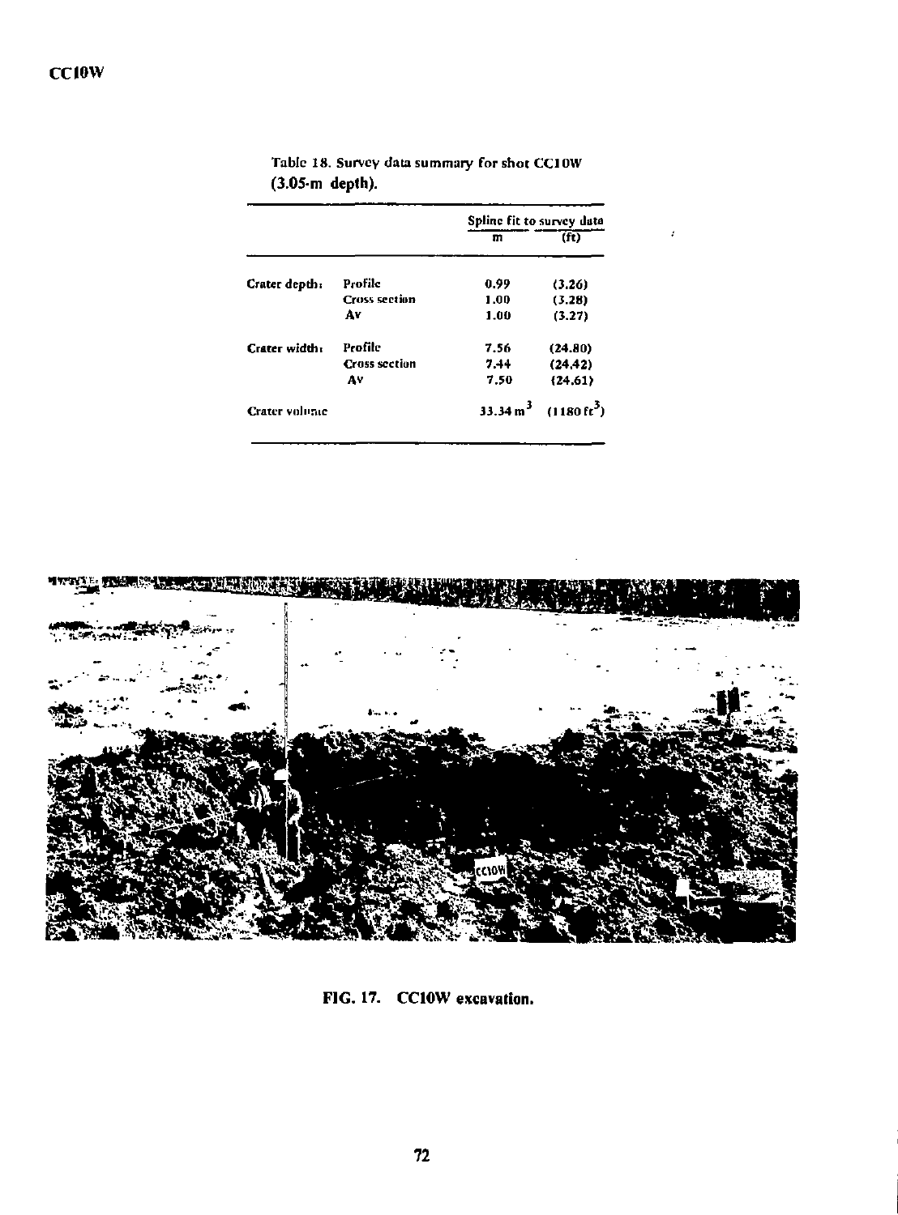Table 18. Survey data summary for shot CC10W (3.05-m depth).

| | | Spline fit to survey data | |
|---|---|---|---|
| | | m | (ft) |
| Crater depth: | Profile | 0.99 | (3.26) |
| | Cross section | 1.00 | (3.28) |
| | Av | 1.00 | (3.27) |
| Crater width: | Profile | 7.56 | (24.80) |
| | Cross section | 7.44 | (24.42) |
| | Av | 7.50 | (24.61) |
| Crater volume | | 33.34 $m^3$ | (1180 $ft^3$) |

FIG. 17. CC10W excavation.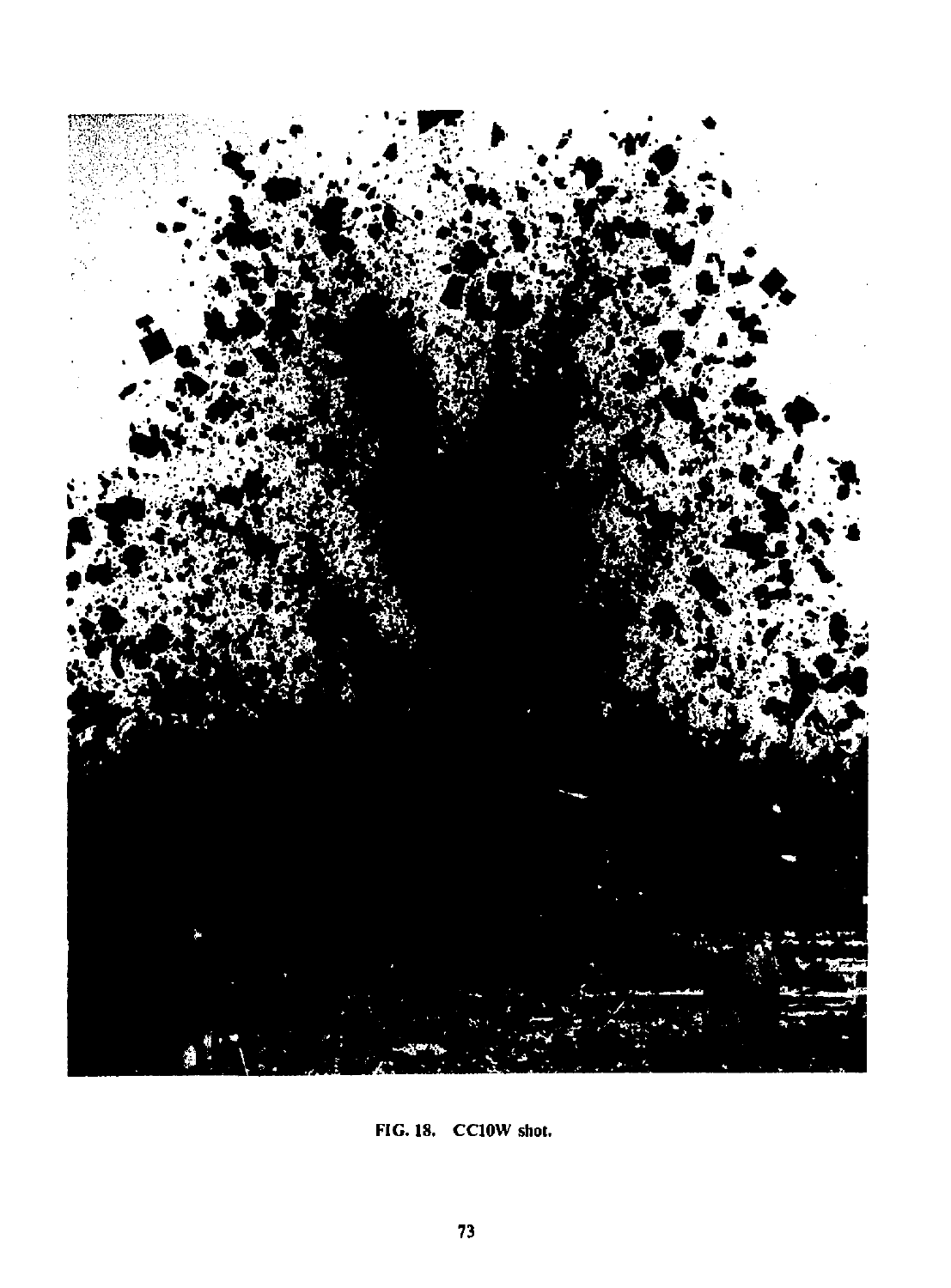FIG. 18. CC10W shot.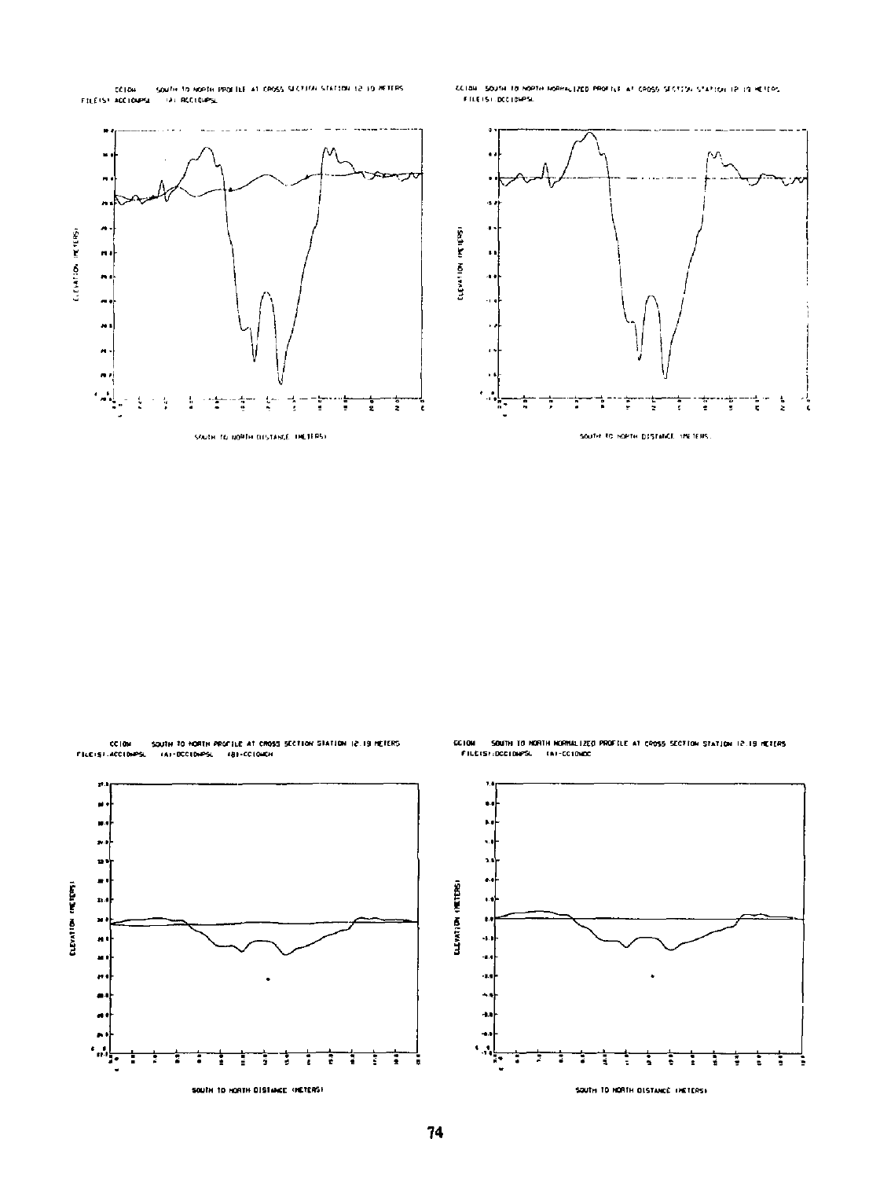CC10W SOUTH TO NORTH PROFILE AT CROSS SECTION STATION 12.19 METERS
FILE(S) ACC10WPSL (A) BCC10WPSL

CC10W SOUTH TO NORTH NORMALIZED PROFILE AT CROSS SECTION STATION 12.19 METERS
FILE(S) DCC10WPSL

CC10W SOUTH TO NORTH PROFILE AT CROSS SECTION STATION 12.19 METERS
FILE(S) ACC10WPSL (A) DCC10WPSL (B) CC10WCH

CC10W SOUTH TO NORTH NORMALIZED PROFILE AT CROSS SECTION STATION 12.19 METERS
FILE(S) DCC10WPSL (A) CC10WDC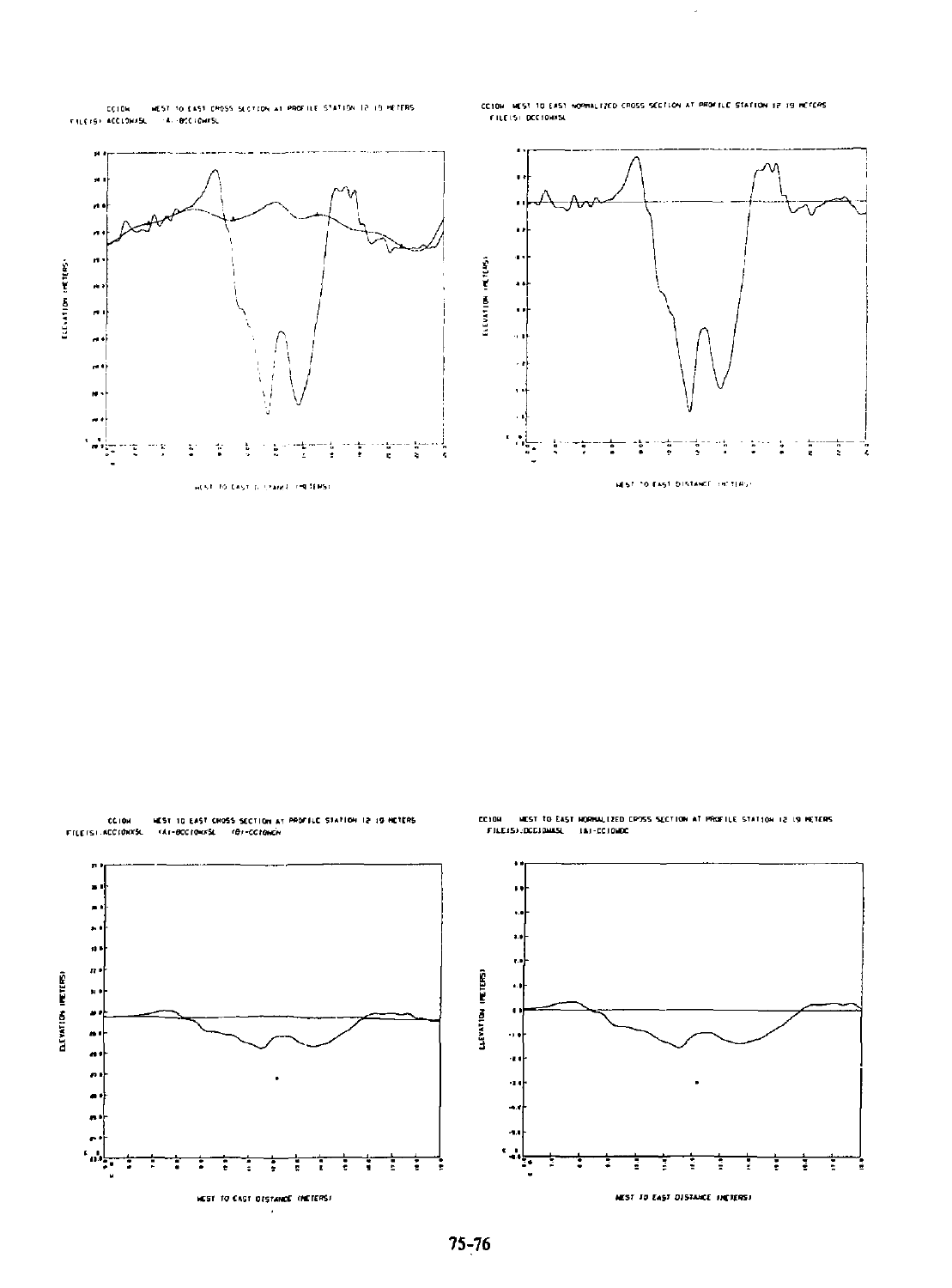CC10W WEST TO EAST CROSS SECTION AT PROFILE STATION 12.19 METERS
FILE(S) ACC10WXSL (A)-BCC10WXSL

CC10W WEST TO EAST NORMALIZED CROSS SECTION AT PROFILE STATION 12.19 METERS
FILE(S) DCC10WXSL

CC10W WEST TO EAST CROSS SECTION AT PROFILE STATION 12.19 METERS
FILE(S) ACC10WXSL (A)-BCC10WXSL (B)-CC10WCH

CC10W WEST TO EAST NORMALIZED CROSS SECTION AT PROFILE STATION 12.19 METERS
FILE(S) DCC10WXSL (A)-CC10WDC

75-76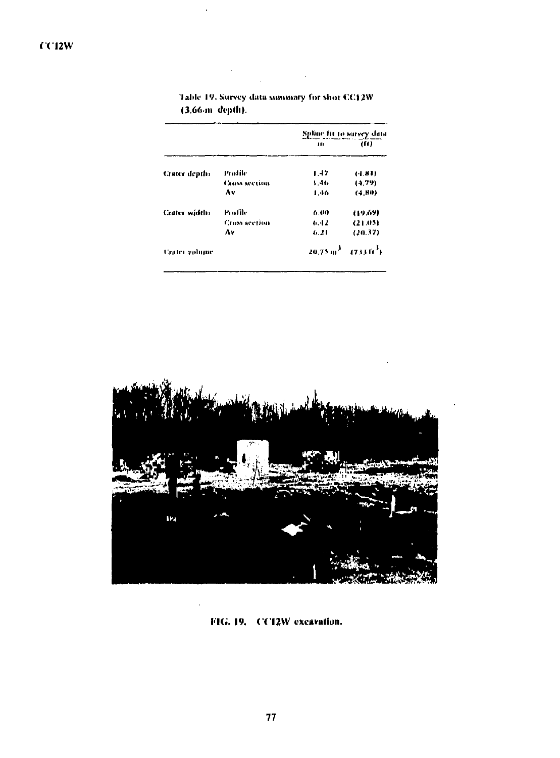Table 19. Survey data summary for shot CC12W (3.66-m depth).

| | | Spline fit to survey data | |
|---|---|---|---|
| | | m | (ft) |
| Crater depth | Profile | 1.47 | (4.81) |
| | Cross section | 1.46 | (4.79) |
| | Av | 1.46 | (4.80) |
| Crater width | Profile | 6.00 | (19.69) |
| | Cross section | 6.42 | (21.05) |
| | Av | 6.21 | (20.37) |
| Crater volume | | 20.75 $m^3$ | (733 $ft^3$) |

FIG. 19. CC12W excavation.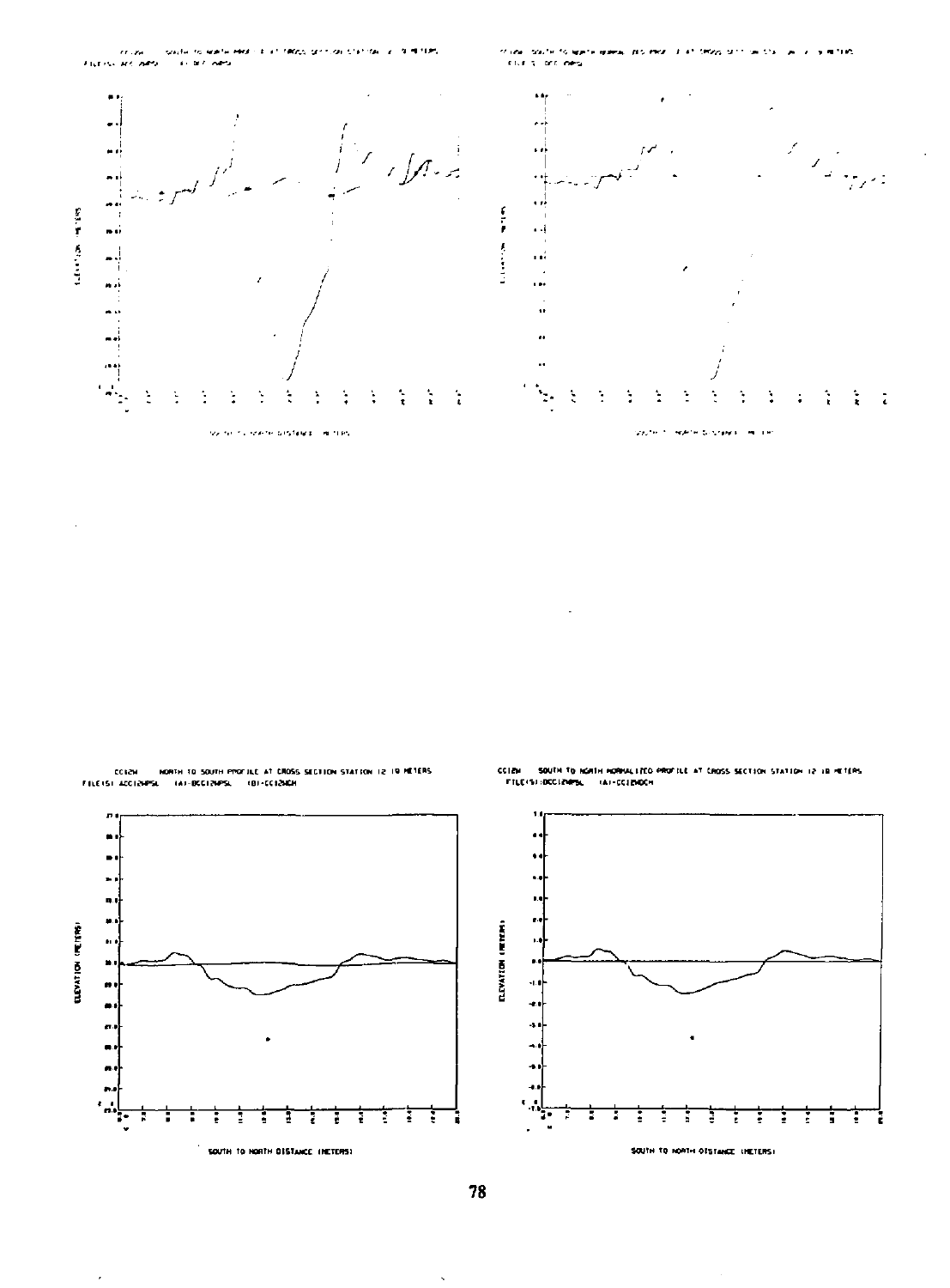CC12W SOUTH TO NORTH PROFILE AT CROSS SECTION STATION 12.19 METERS
FILE(S): ACC12WPSL (A)-BCC12WPSL

CC12W SOUTH TO NORTH NORMALIZED PROFILE AT CROSS SECTION STATION 12.19 METERS
FILE(S): BCC12WPSL

CC12W NORTH TO SOUTH PROFILE AT CROSS SECTION STATION 12.19 METERS
FILE(S): ACC12WPSL (A)-BCC12WPSL (B)-CC12WCH

ELEVATION (METERS)

SOUTH TO NORTH DISTANCE (METERS)

CC12W SOUTH TO NORTH NORMALIZED PROFILE AT CROSS SECTION STATION 12.19 METERS
FILE(S): BCC12WPSL (A)-CC12WDCH

ELEVATION (METERS)

SOUTH TO NORTH DISTANCE (METERS)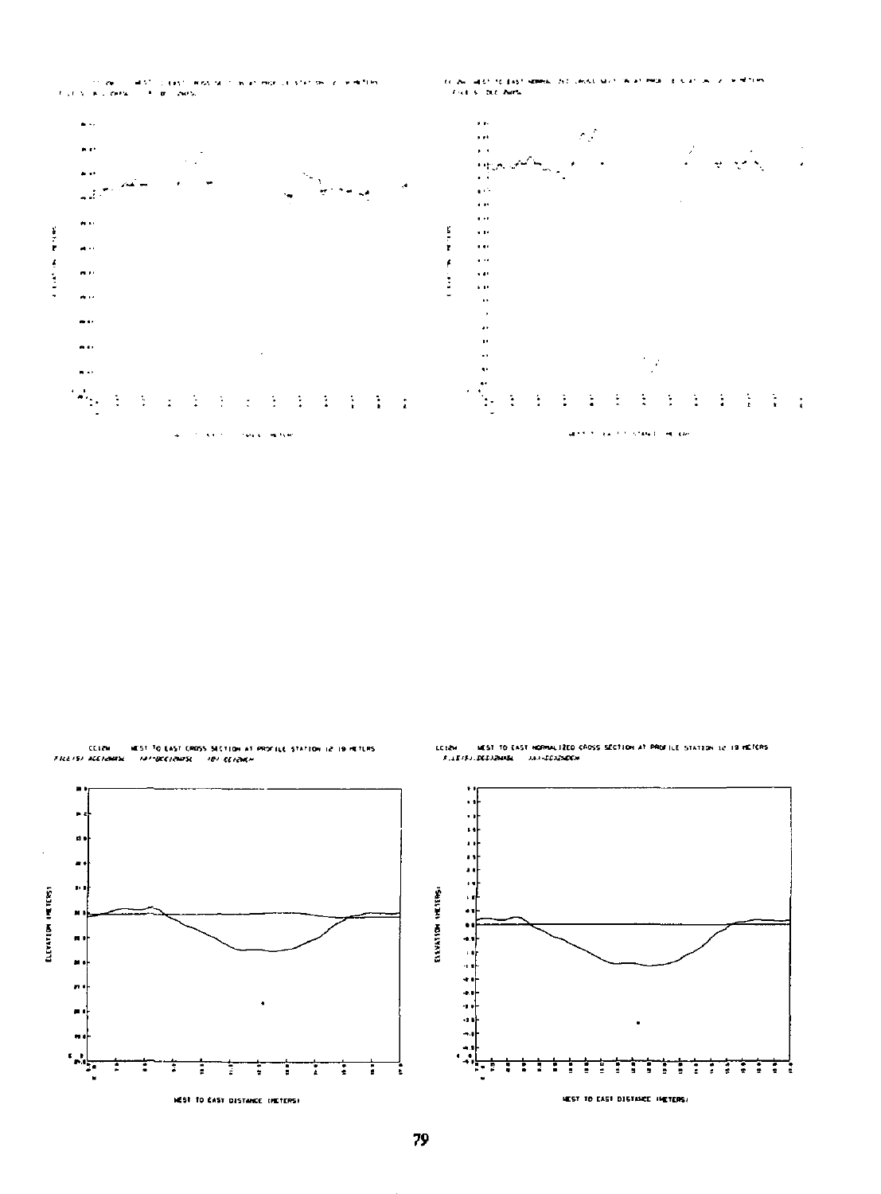CC12W WEST TO EAST CROSS SECTION AT PROFILE STATION 12.19 METERS
FILE(S) ACC12WXSL (A)*BCC12WXSL (B) CC12WCH

ELEVATION (METERS)

WEST TO EAST DISTANCE (METERS)

CC12W WEST TO EAST NORMALIZED CROSS SECTION AT PROFILE STATION 12.19 METERS
FILE(S) DCC12WXSL (A)*CC12WDCH

ELEVATION (METERS)

WEST TO EAST DISTANCE (METERS)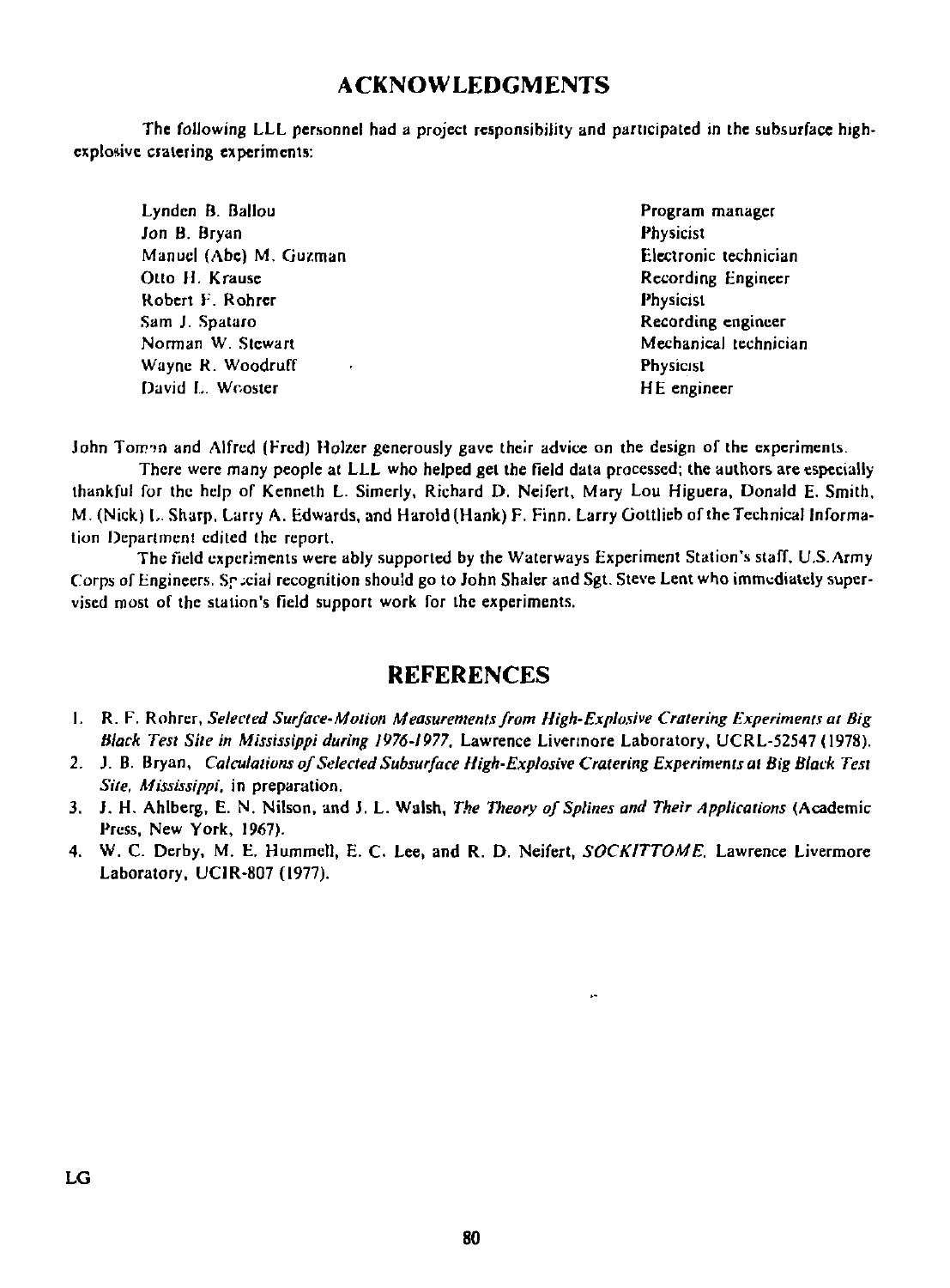## ACKNOWLEDGMENTS

The following LLL personnel had a project responsibility and participated in the subsurface high-explosive cratering experiments:

| | |
|---|---|
| Lynden B. Ballou | Program manager |
| Jon B. Bryan | Physicist |
| Manuel (Abe) M. Guzman | Electronic technician |
| Otto H. Krause | Recording Engineer |
| Robert F. Rohrer | Physicist |
| Sam J. Spataro | Recording engineer |
| Norman W. Stewart | Mechanical technician |
| Wayne R. Woodruff | Physicist |
| David L. Wooster | HE engineer |

John Toman and Alfred (Fred) Holzer generously gave their advice on the design of the experiments.

There were many people at LLL who helped get the field data processed; the authors are especially thankful for the help of Kenneth L. Simerly, Richard D. Neifert, Mary Lou Higuera, Donald E. Smith, M. (Nick) L. Sharp, Larry A. Edwards, and Harold (Hank) F. Finn. Larry Gottlieb of the Technical Information Department edited the report.

The field experiments were ably supported by the Waterways Experiment Station's staff, U.S. Army Corps of Engineers. Special recognition should go to John Shaler and Sgt. Steve Lent who immediately supervised most of the station's field support work for the experiments.

## REFERENCES

1. R. F. Rohrer, *Selected Surface-Motion Measurements from High-Explosive Cratering Experiments at Big Black Test Site in Mississippi during 1976-1977*, Lawrence Livermore Laboratory, UCRL-52547 (1978).
2. J. B. Bryan, *Calculations of Selected Subsurface High-Explosive Cratering Experiments at Big Black Test Site, Mississippi*, in preparation.
3. J. H. Ahlberg, E. N. Nilson, and J. L. Walsh, *The Theory of Splines and Their Applications* (Academic Press, New York, 1967).
4. W. C. Derby, M. E. Hummell, E. C. Lee, and R. D. Neifert, *SOCKITTOME*, Lawrence Livermore Laboratory, UCIR-807 (1977).

LG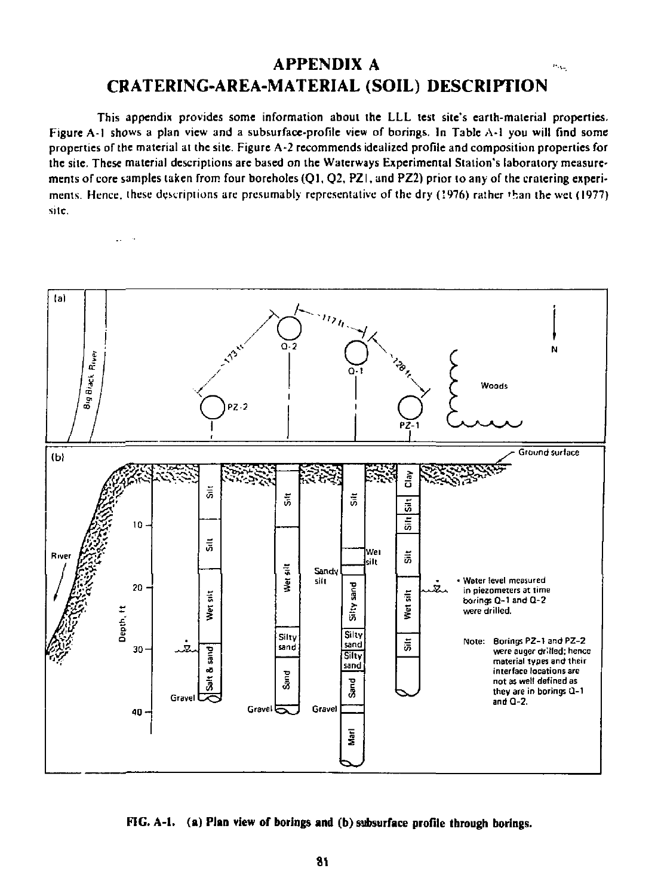# APPENDIX A
# CRATERING-AREA-MATERIAL (SOIL) DESCRIPTION

This appendix provides some information about the LLL test site's earth-material properties. Figure A-1 shows a plan view and a subsurface-profile view of borings. In Table A-1 you will find some properties of the material at the site. Figure A-2 recommends idealized profile and composition properties for the site. These material descriptions are based on the Waterways Experimental Station's laboratory measurements of core samples taken from four boreholes (Q1, Q2, PZ1, and PZ2) prior to any of the cratering experiments. Hence, these descriptions are presumably representative of the dry (1976) rather than the wet (1977) site.

**FIG. A-1. (a) Plan view of borings and (b) subsurface profile through borings.**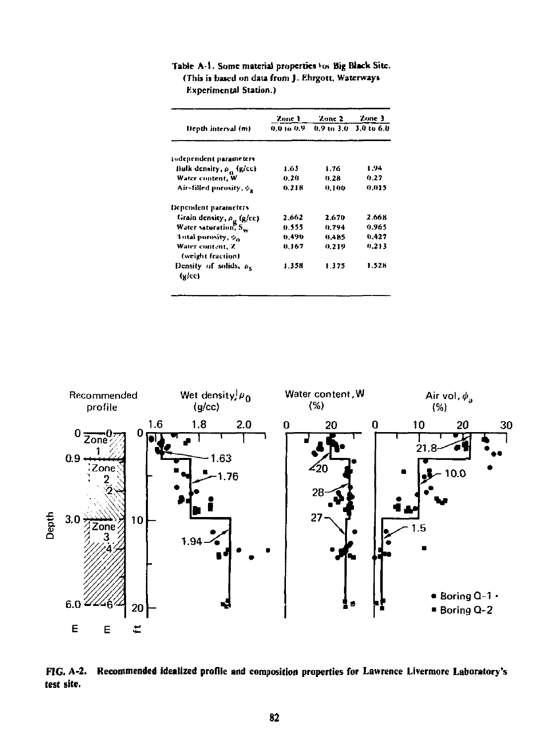Table A-1. Some material properties for Big Black Site. (This is based on data from J. Ehrgott, Waterways Experimental Station.)

| Depth interval (m) | Zone 1<br>0.0 to 0.9 | Zone 2<br>0.9 to 3.0 | Zone 3<br>3.0 to 6.0 |
|---|---|---|---|
| **Independent parameters** | | | |
| Bulk density, $\rho_0$ (g/cc) | 1.63 | 1.76 | 1.94 |
| Water content, W | 0.20 | 0.28 | 0.27 |
| Air-filled porosity, $\phi_a$ | 0.218 | 0.100 | 0.015 |
| **Dependent parameters** | | | |
| Grain density, $\rho_g$ (g/cc) | 2.662 | 2.670 | 2.668 |
| Water saturation, $S_w$ | 0.555 | 0.794 | 0.965 |
| Total porosity, $\phi_0$ | 0.490 | 0.485 | 0.427 |
| Water content, Z (weight fraction) | 0.167 | 0.219 | 0.213 |
| Density of solids, $\rho_s$ (g/cc) | 1.358 | 1.375 | 1.528 |

FIG. A-2. Recommended idealized profile and composition properties for Lawrence Livermore Laboratory's test site.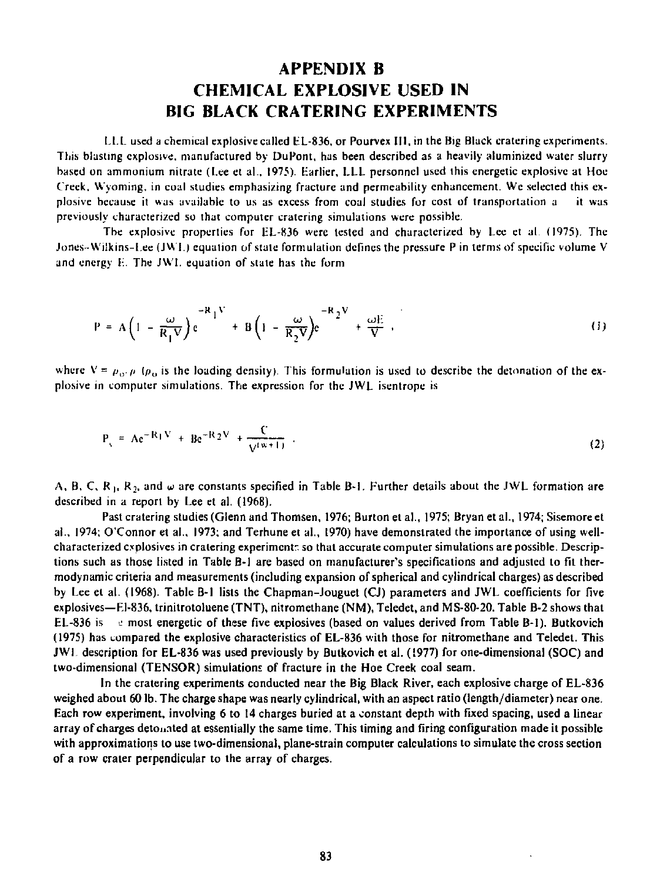# APPENDIX B
# CHEMICAL EXPLOSIVE USED IN BIG BLACK CRATERING EXPERIMENTS

LLL used a chemical explosive called EL-836, or Pourvex III, in the Big Black cratering experiments. This blasting explosive, manufactured by DuPont, has been described as a heavily aluminized water slurry based on ammonium nitrate (Lee et al., 1975). Earlier, LLL personnel used this energetic explosive at Hoe Creek, Wyoming, in coal studies emphasizing fracture and permeability enhancement. We selected this explosive because it was available to us as excess from coal studies for cost of transportation a it was previously characterized so that computer cratering simulations were possible.

The explosive properties for EL-836 were tested and characterized by Lee et al. (1975). The Jones–Wilkins–Lee (JWL) equation of state formulation defines the pressure P in terms of specific volume V and energy E. The JWL equation of state has the form

$$P = A\left(1 - \frac{\omega}{R_1 V}\right)e^{-R_1 V} + B\left(1 - \frac{\omega}{R_2 V}\right)e^{-R_2 V} + \frac{\omega E}{V} , \tag{1}$$

where $V = \rho_0 / \rho$ ($\rho_0$ is the loading density). This formulation is used to describe the detonation of the explosive in computer simulations. The expression for the JWL isentrope is

$$P_s = Ae^{-R_1 V} + Be^{-R_2 V} + \frac{C}{V^{(\omega+1)}} . \tag{2}$$

A, B, C, $R_1$, $R_2$, and $\omega$ are constants specified in Table B-1. Further details about the JWL formation are described in a report by Lee et al. (1968).

Past cratering studies (Glenn and Thomsen, 1976; Burton et al., 1975; Bryan et al., 1974; Sisemore et al., 1974; O'Connor et al., 1973; and Terhune et al., 1970) have demonstrated the importance of using well-characterized explosives in cratering experiments so that accurate computer simulations are possible. Descriptions such as those listed in Table B-1 are based on manufacturer's specifications and adjusted to fit thermodynamic criteria and measurements (including expansion of spherical and cylindrical charges) as described by Lee et al. (1968). Table B-1 lists the Chapman–Jouguet (CJ) parameters and JWL coefficients for five explosives—EL-836, trinitrotoluene (TNT), nitromethane (NM), Teledet, and MS-80-20. Table B-2 shows that EL-836 is the most energetic of these five explosives (based on values derived from Table B-1). Butkovich (1975) has compared the explosive characteristics of EL-836 with those for nitromethane and Teledet. This JWL description for EL-836 was used previously by Butkovich et al. (1977) for one-dimensional (SOC) and two-dimensional (TENSOR) simulations of fracture in the Hoe Creek coal seam.

In the cratering experiments conducted near the Big Black River, each explosive charge of EL-836 weighed about 60 lb. The charge shape was nearly cylindrical, with an aspect ratio (length/diameter) near one. Each row experiment, involving 6 to 14 charges buried at a constant depth with fixed spacing, used a linear array of charges detonated at essentially the same time. This timing and firing configuration made it possible with approximations to use two-dimensional, plane-strain computer calculations to simulate the cross section of a row crater perpendicular to the array of charges.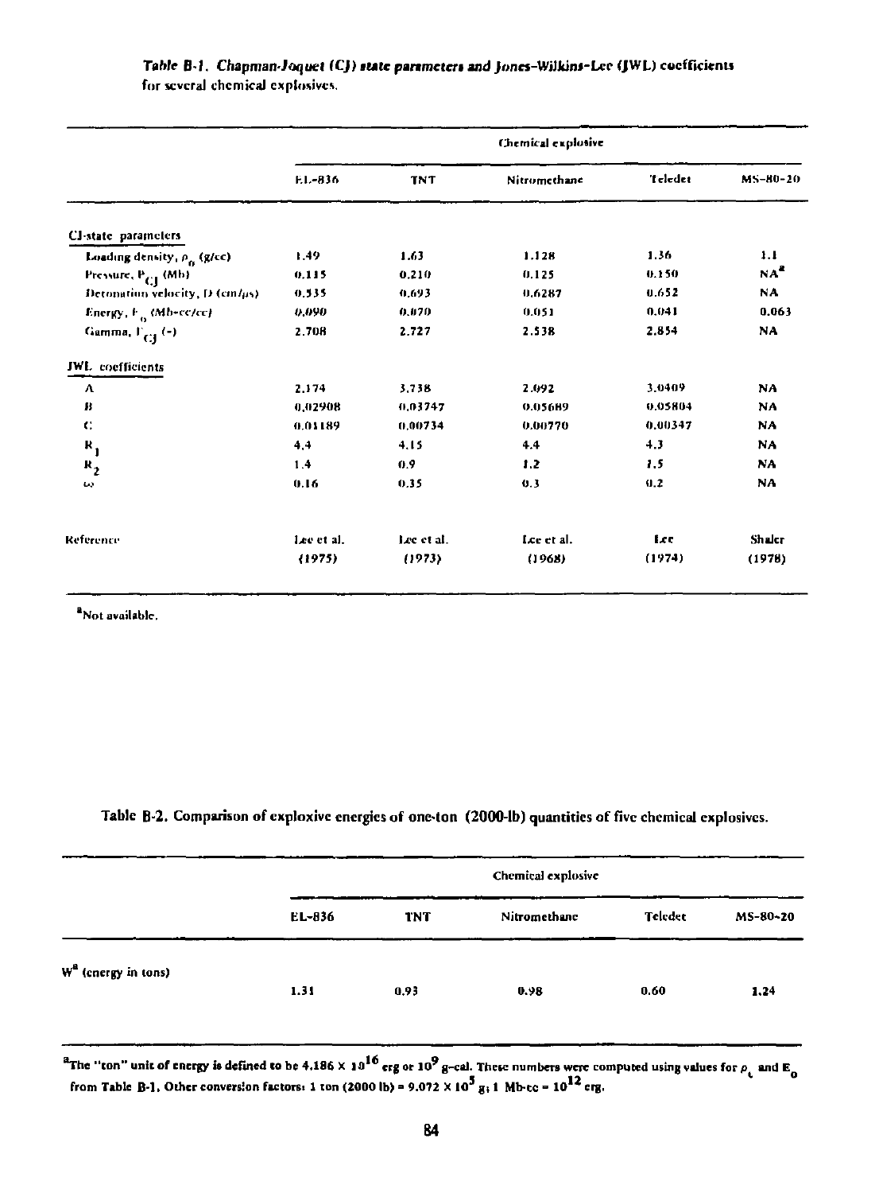*Table B-1. Chapman-Joquet (CJ) state parameters and Jones-Wilkins-Lee (JWL) coefficients for several chemical explosives.*

| | Chemical explosive | | | | |
|---|---|---|---|---|---|
| | EL-836 | TNT | Nitromethane | Teledet | MS-80-20 |
| **CJ-state parameters** | | | | | |
| Loading density, $\rho_0$ (g/cc) | 1.49 | 1.63 | 1.128 | 1.36 | 1.1 |
| Pressure, $P_{CJ}$ (Mb) | 0.115 | 0.210 | 0.125 | 0.150 | NA[a] |
| Detonation velocity, D (cm/μs) | 0.535 | 0.693 | 0.6287 | 0.652 | NA |
| Energy, $E_0$ (Mb-cc/cc) | 0.090 | 0.070 | 0.051 | 0.041 | 0.063 |
| Gamma, $\Gamma_{CJ}$ (-) | 2.708 | 2.727 | 2.538 | 2.854 | NA |
| **JWL coefficients** | | | | | |
| A | 2.174 | 3.738 | 2.092 | 3.0409 | NA |
| B | 0.02908 | 0.03747 | 0.05689 | 0.05804 | NA |
| C | 0.01189 | 0.00734 | 0.00770 | 0.00347 | NA |
| $R_1$ | 4.4 | 4.15 | 4.4 | 4.3 | NA |
| $R_2$ | 1.4 | 0.9 | 1.2 | 1.5 | NA |
| ω | 0.16 | 0.35 | 0.3 | 0.2 | NA |
| Reference | Lee et al. (1975) | Lee et al. (1973) | Lee et al. (1968) | Lee (1974) | Shaler (1978) |

[a]Not available.

**Table B-2. Comparison of exploxive energies of one-ton (2000-lb) quantities of five chemical explosives.**

| | Chemical explosive | | | | |
|---|---|---|---|---|---|
| | EL-836 | TNT | Nitromethane | Teledet | MS-80-20 |
| W[a] (energy in tons) | 1.31 | 0.93 | 0.98 | 0.60 | 1.24 |

[a]The "ton" unit of energy is defined to be $4.186 \times 10^{16}$ erg or $10^{9}$ g-cal. These numbers were computed using values for $\rho_t$ and $E_0$ from Table B-1. Other conversion factors: 1 ton (2000 lb) = $9.072 \times 10^{5}$ g; 1 Mb-cc = $10^{12}$ erg.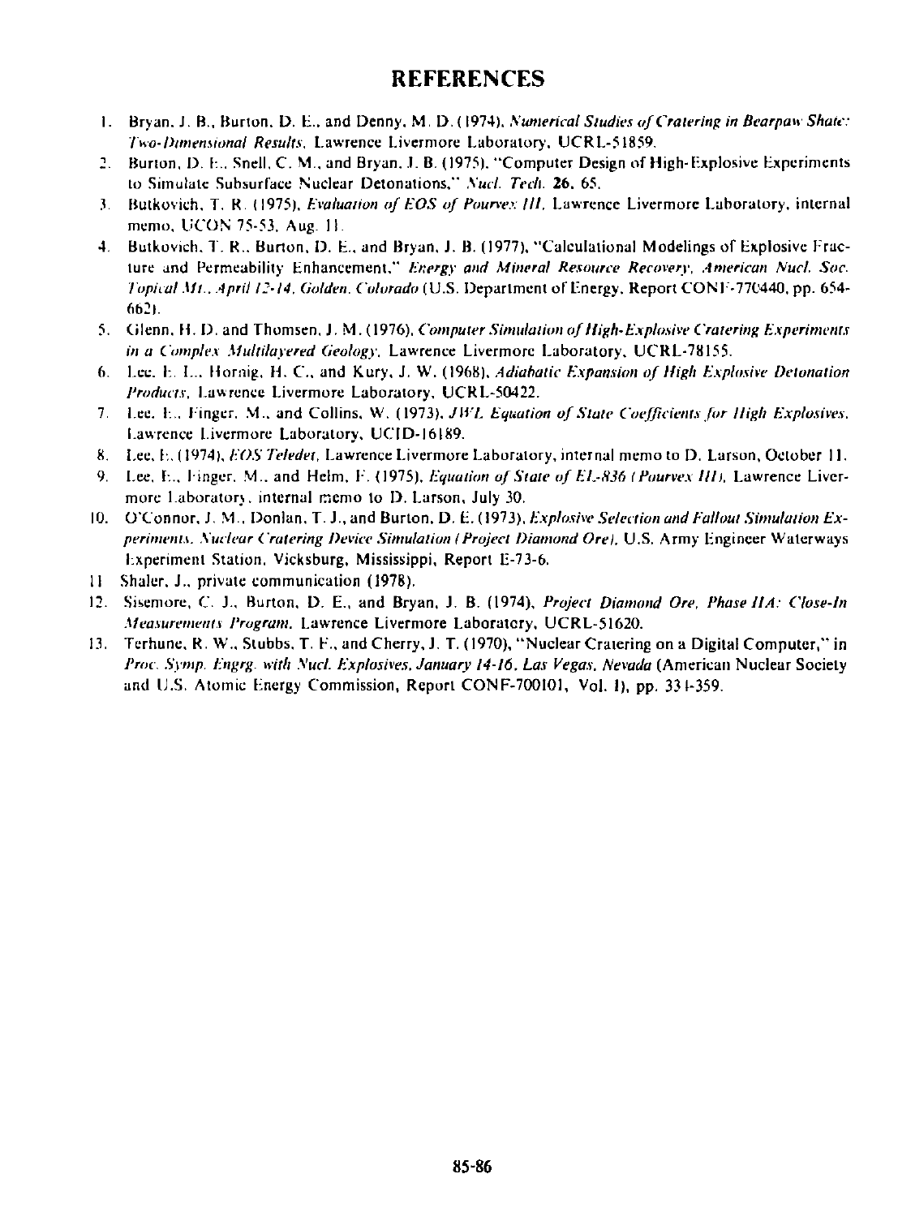## REFERENCES

1. Bryan, J. B., Burton, D. E., and Denny, M. D. (1974), *Numerical Studies of Cratering in Bearpaw Shale: Two-Dimensional Results*, Lawrence Livermore Laboratory, UCRL-51859.
2. Burton, D. E., Snell, C. M., and Bryan, J. B. (1975), "Computer Design of High-Explosive Experiments to Simulate Subsurface Nuclear Detonations," *Nucl. Tech.* **26**, 65.
3. Butkovich, T. R. (1975), *Evaluation of EOS of Pourvex III*, Lawrence Livermore Laboratory, internal memo, UCON 75-53, Aug. 11.
4. Butkovich, T. R., Burton, D. E., and Bryan, J. B. (1977), "Calculational Modelings of Explosive Fracture and Permeability Enhancement," *Energy and Mineral Resource Recovery, American Nucl. Soc. Topical Mt., April 12-14, Golden, Colorado* (U.S. Department of Energy, Report CONF-770440, pp. 654-662).
5. Glenn, H. D. and Thomsen, J. M. (1976), *Computer Simulation of High-Explosive Cratering Experiments in a Complex Multilayered Geology*, Lawrence Livermore Laboratory, UCRL-78155.
6. Lee, E. L., Hornig, H. C., and Kury, J. W. (1968), *Adiabatic Expansion of High Explosive Detonation Products*, Lawrence Livermore Laboratory, UCRL-50422.
7. Lee, E., Finger, M., and Collins, W. (1973), *JWL Equation of State Coefficients for High Explosives*, Lawrence Livermore Laboratory, UCID-16189.
8. Lee, E. (1974), *EOS Teledet*, Lawrence Livermore Laboratory, internal memo to D. Larson, October 11.
9. Lee, E., Finger, M., and Helm, F. (1975), *Equation of State of EL-836 (Pourvex III)*, Lawrence Livermore Laboratory, internal memo to D. Larson, July 30.
10. O'Connor, J. M., Donlan, T. J., and Burton, D. E. (1973), *Explosive Selection and Fallout Simulation Experiments, Nuclear Cratering Device Simulation (Project Diamond Ore)*, U.S. Army Engineer Waterways Experiment Station, Vicksburg, Mississippi, Report E-73-6.
11. Shaler, J., private communication (1978).
12. Sisemore, C. J., Burton, D. E., and Bryan, J. B. (1974), *Project Diamond Ore, Phase IIA: Close-In Measurements Program*, Lawrence Livermore Laboratory, UCRL-51620.
13. Terhune, R. W., Stubbs, T. F., and Cherry, J. T. (1970), "Nuclear Cratering on a Digital Computer," in *Proc. Symp. Engrg. with Nucl. Explosives, January 14-16, Las Vegas, Nevada* (American Nuclear Society and U.S. Atomic Energy Commission, Report CONF-700101, Vol. 1), pp. 334-359.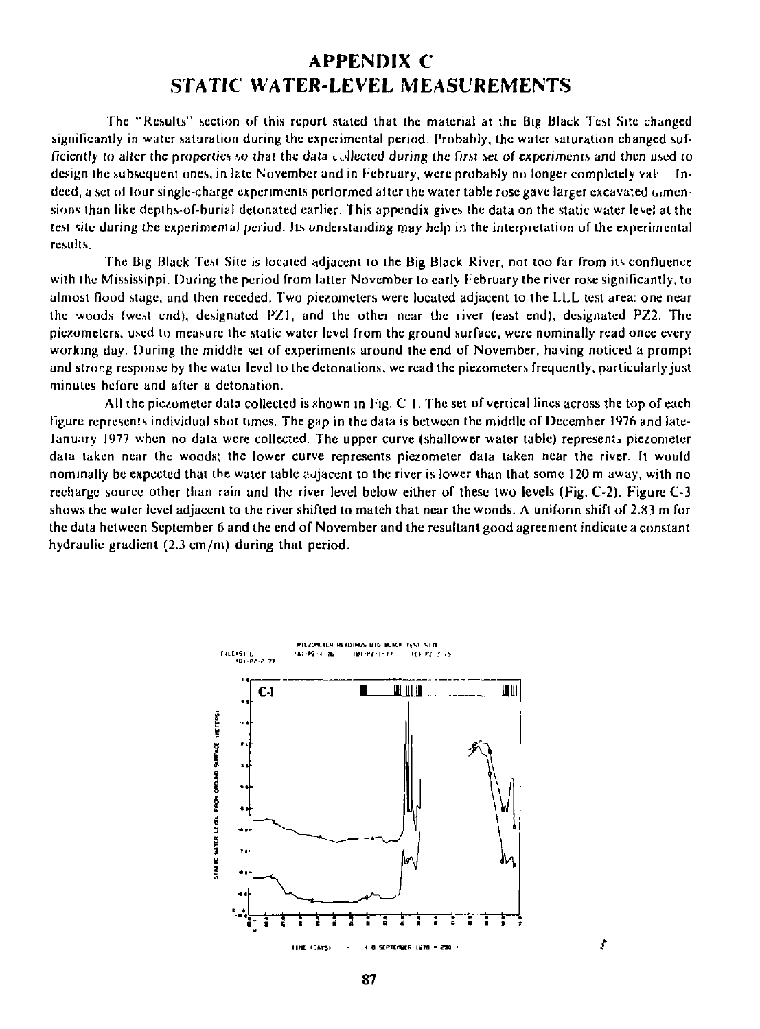# APPENDIX C
# STATIC WATER-LEVEL MEASUREMENTS

The "Results" section of this report stated that the material at the Big Black Test Site changed significantly in water saturation during the experimental period. Probably, the water saturation changed sufficiently to alter the properties so that the data collected during the first set of experiments and then used to design the subsequent ones, in late November and in February, were probably no longer completely valid. Indeed, a set of four single-charge experiments performed after the water table rose gave larger excavated dimensions than like depths-of-burial detonated earlier. This appendix gives the data on the static water level at the test site during the experimental period. Its understanding may help in the interpretation of the experimental results.

The Big Black Test Site is located adjacent to the Big Black River, not too far from its confluence with the Mississippi. During the period from latter November to early February the river rose significantly, to almost flood stage, and then receded. Two piezometers were located adjacent to the LLL test area: one near the woods (west end), designated PZ1, and the other near the river (east end), designated PZ2. The piezometers, used to measure the static water level from the ground surface, were nominally read once every working day. During the middle set of experiments around the end of November, having noticed a prompt and strong response by the water level to the detonations, we read the piezometers frequently, particularly just minutes before and after a detonation.

All the piezometer data collected is shown in Fig. C-1. The set of vertical lines across the top of each figure represents individual shot times. The gap in the data is between the middle of December 1976 and late-January 1977 when no data were collected. The upper curve (shallower water table) represents piezometer data taken near the woods; the lower curve represents piezometer data taken near the river. It would nominally be expected that the water table adjacent to the river is lower than that some 120 m away, with no recharge source other than rain and the river level below either of these two levels (Fig. C-2). Figure C-3 shows the water level adjacent to the river shifted to match that near the woods. A uniform shift of 2.83 m for the data between September 6 and the end of November and the resultant good agreement indicate a constant hydraulic gradient (2.3 cm/m) during that period.

PIEZOMETER READINGS BIG BLACK TEST SITE

C-1

STATIC WATER LEVEL FROM GROUND SURFACE (METERS)

TIME (DAYS) - (6 SEPTEMBER 1976 = 250)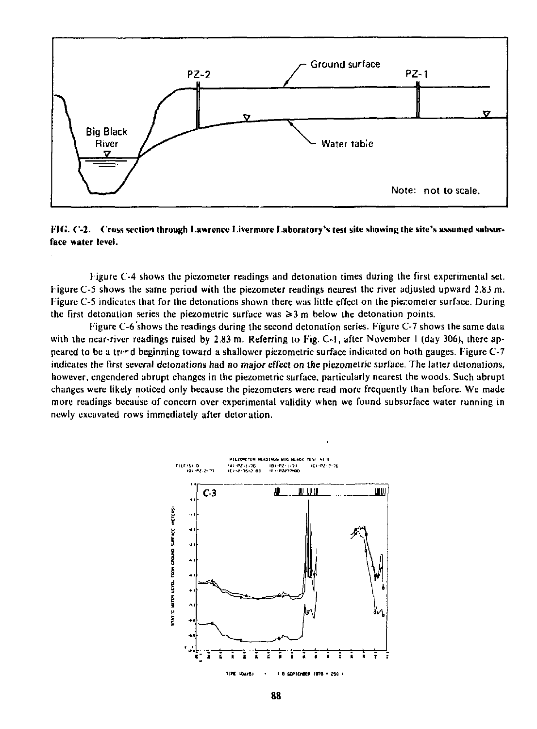FIG. C-2. Cross section through Lawrence Livermore Laboratory's test site showing the site's assumed subsurface water level.

Figure C-4 shows the piezometer readings and detonation times during the first experimental set. Figure C-5 shows the same period with the piezometer readings nearest the river adjusted upward 2.83 m. Figure C-5 indicates that for the detonations shown there was little effect on the piezometer surface. During the first detonation series the piezometric surface was ≥3 m below the detonation points.

Figure C-6 shows the readings during the second detonation series. Figure C-7 shows the same data with the near-river readings raised by 2.83 m. Referring to Fig. C-1, after November 1 (day 306), there appeared to be a trend beginning toward a shallower piezometric surface indicated on both gauges. Figure C-7 indicates the first several detonations had no major effect on the piezometric surface. The latter detonations, however, engendered abrupt changes in the piezometric surface, particularly nearest the woods. Such abrupt changes were likely noticed only because the piezometers were read more frequently than before. We made more readings because of concern over experimental validity when we found subsurface water running in newly excavated rows immediately after detonation.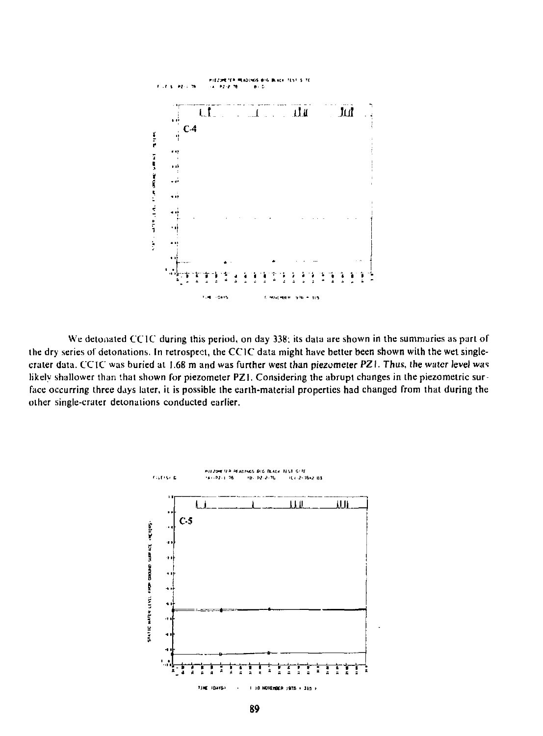We detonated CC1C during this period, on day 338; its data are shown in the summaries as part of the dry series of detonations. In retrospect, the CC1C data might have better been shown with the wet single-crater data. CC1C was buried at 1.68 m and was further west than piezometer PZ1. Thus, the water level was likely shallower than that shown for piezometer PZ1. Considering the abrupt changes in the piezometric surface occurring three days later, it is possible the earth-material properties had changed from that during the other single-crater detonations conducted earlier.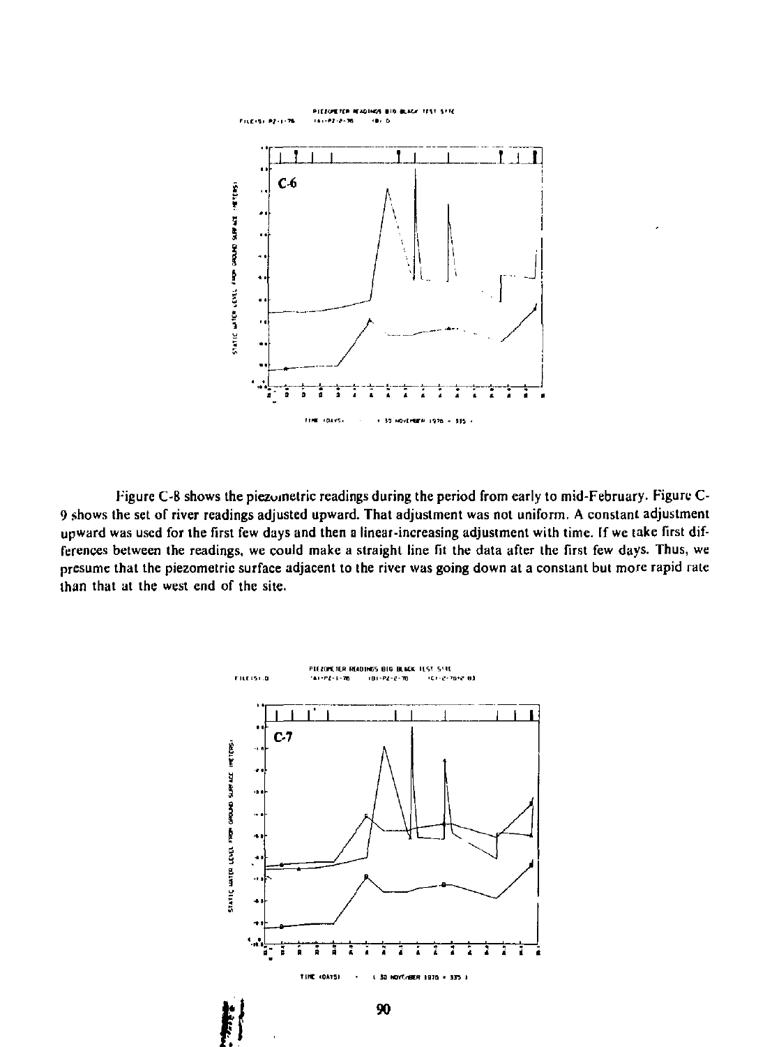Figure C-8 shows the piezometric readings during the period from early to mid-February. Figure C-9 shows the set of river readings adjusted upward. That adjustment was not uniform. A constant adjustment upward was used for the first few days and then a linear-increasing adjustment with time. If we take first differences between the readings, we could make a straight line fit the data after the first few days. Thus, we presume that the piezometric surface adjacent to the river was going down at a constant but more rapid rate than that at the west end of the site.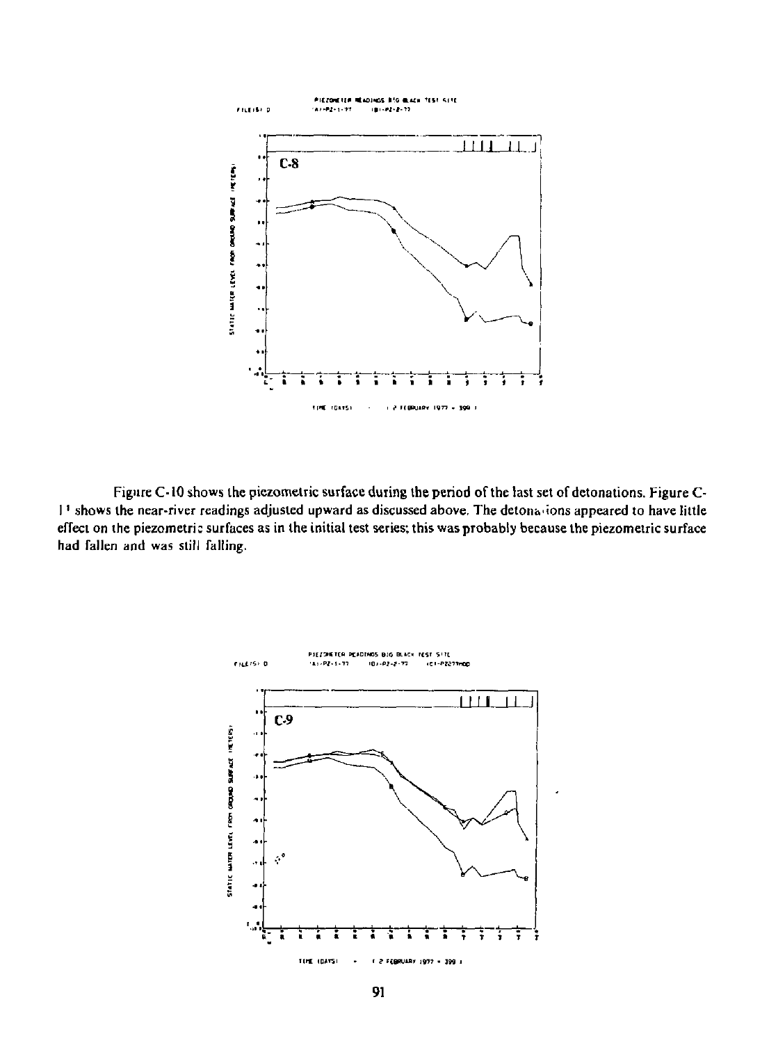Figure C-10 shows the piezometric surface during the period of the last set of detonations. Figure C-11 shows the near-river readings adjusted upward as discussed above. The detonations appeared to have little effect on the piezometric surfaces as in the initial test series; this was probably because the piezometric surface had fallen and was still falling.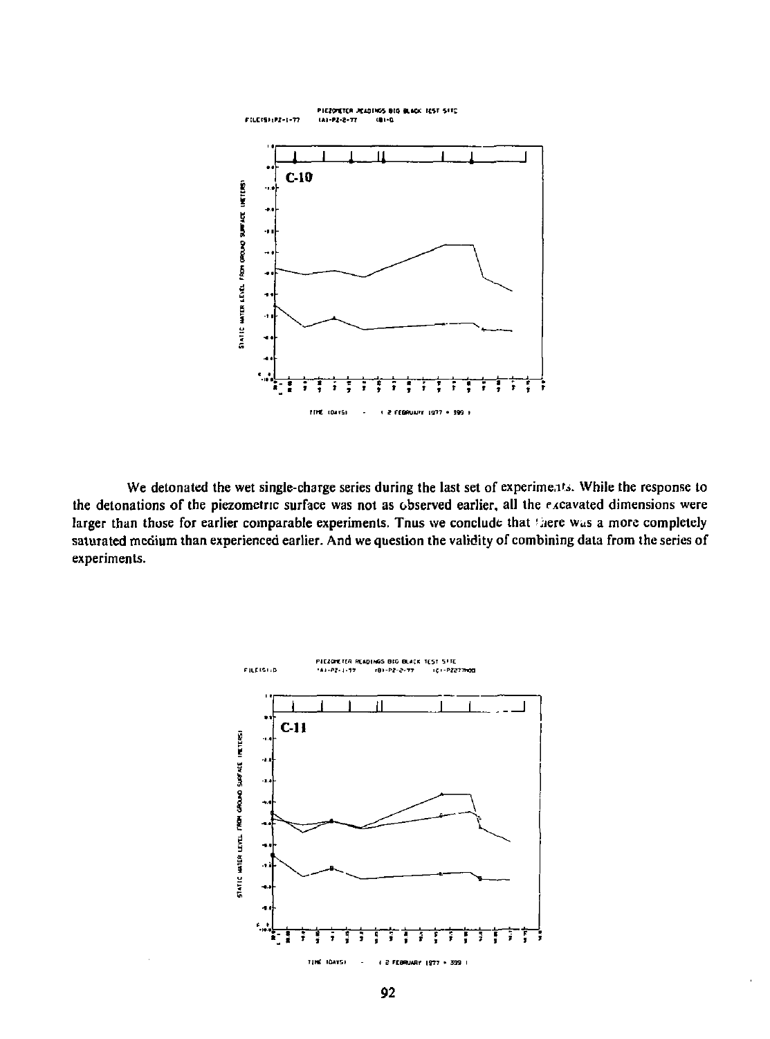PIEZOMETER READINGS BIG BLACK TEST SITE

FILE(S):PZ-1-77 (A)-PZ-2-77 (B)-0

C-10

STATIC WATER LEVEL FROM GROUND SURFACE (METERS)

TIME (DAYS) - ( 2 FEBRUARY 1977 = 399 )

We detonated the wet single-charge series during the last set of experiments. While the response to the detonations of the piezometric surface was not as observed earlier, all the excavated dimensions were larger than those for earlier comparable experiments. Thus we conclude that there was a more completely saturated medium than experienced earlier. And we question the validity of combining data from the series of experiments.

PIEZOMETER READINGS BIG BLACK TEST SITE

FILE(S):D (A)-PZ-1-77 (B)-PZ-2-77 (C)-PZ277MOD

C-11

STATIC WATER LEVEL FROM GROUND SURFACE (METERS)

TIME (DAYS) - ( 2 FEBRUARY 1977 = 399 )